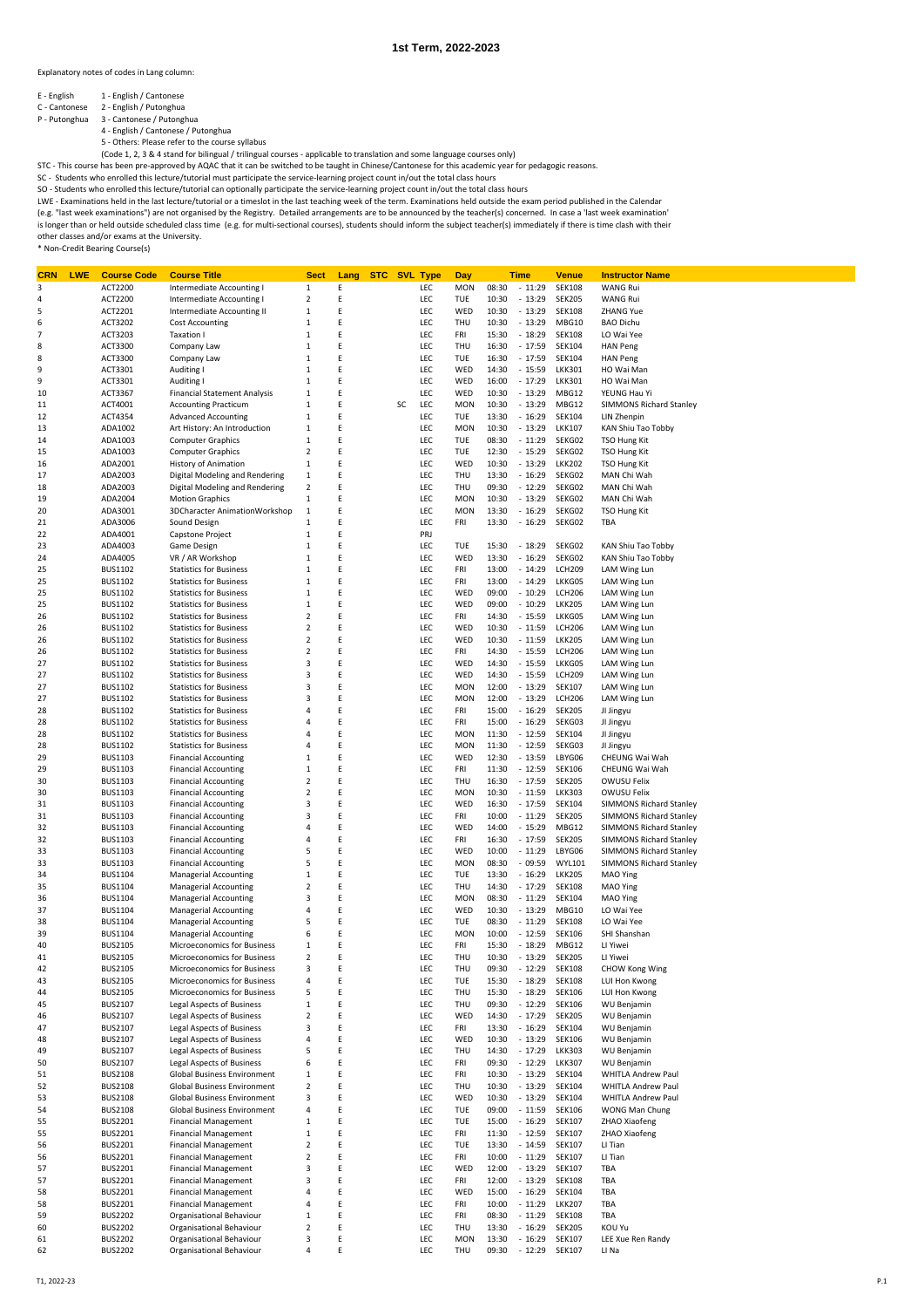# 1st Term, 2022-2023

Explanatory notes of codes in Lang column:

E - English　　1 - English / Cantonese
C - Cantonese　2 - English / Putonghua
P - Putonghua　3 - Cantonese / Putonghua
　　　　　　　4 - English / Cantonese / Putonghua
　　　　　　　5 - Others: Please refer to the course syllabus
　　　　　　　(Code 1, 2, 3 & 4 stand for bilingual / trilingual courses - applicable to translation and some language courses only)

STC - This course has been pre-approved by AQAC that it can be switched to be taught in Chinese/Cantonese for this academic year for pedagogic reasons.

SC - Students who enrolled this lecture/tutorial must participate the service-learning project count in/out the total class hours

SO - Students who enrolled this lecture/tutorial can optionally participate the service-learning project count in/out the total class hours

LWE - Examinations held in the last lecture/tutorial or a timeslot in the last teaching week of the term. Examinations held outside the exam period published in the Calendar (e.g. "last week examinations") are not organised by the Registry. Detailed arrangements are to be announced by the teacher(s) concerned. In case a 'last week examination' is longer than or held outside scheduled class time (e.g. for multi-sectional courses), students should inform the subject teacher(s) immediately if there is time clash with their other classes and/or exams at the University.

\* Non-Credit Bearing Course(s)

| CRN | LWE | Course Code | Course Title | Sect | Lang | STC | SVL | Type | Day | Time | Venue | Instructor Name |
|---|---|---|---|---|---|---|---|---|---|---|---|---|
| 3 | | ACT2200 | Intermediate Accounting I | 1 | E | | | LEC | MON | 08:30 - 11:29 | SEK108 | WANG Rui |
| 4 | | ACT2200 | Intermediate Accounting I | 2 | E | | | LEC | TUE | 10:30 - 13:29 | SEK205 | WANG Rui |
| 5 | | ACT2201 | Intermediate Accounting II | 1 | E | | | LEC | WED | 10:30 - 13:29 | SEK108 | ZHANG Yue |
| 6 | | ACT3202 | Cost Accounting | 1 | E | | | LEC | THU | 10:30 - 13:29 | MBG10 | BAO Dichu |
| 7 | | ACT3203 | Taxation I | 1 | E | | | LEC | FRI | 15:30 - 18:29 | SEK108 | LO Wai Yee |
| 8 | | ACT3300 | Company Law | 1 | E | | | LEC | THU | 16:30 - 17:59 | SEK104 | HAN Peng |
| 8 | | ACT3300 | Company Law | 1 | E | | | LEC | TUE | 16:30 - 17:59 | SEK104 | HAN Peng |
| 9 | | ACT3301 | Auditing I | 1 | E | | | LEC | WED | 14:30 - 15:59 | LKK301 | HO Wai Man |
| 9 | | ACT3301 | Auditing I | 1 | E | | | LEC | WED | 16:00 - 17:29 | LKK301 | HO Wai Man |
| 10 | | ACT3367 | Financial Statement Analysis | 1 | E | | | LEC | WED | 10:30 - 13:29 | MBG12 | YEUNG Hau Yi |
| 11 | | ACT4001 | Accounting Practicum | 1 | E | | SC | LEC | MON | 10:30 - 13:29 | MBG12 | SIMMONS Richard Stanley |
| 12 | | ACT4354 | Advanced Accounting | 1 | E | | | LEC | TUE | 13:30 - 16:29 | SEK104 | LIN Zhenpin |
| 13 | | ADA1002 | Art History: An Introduction | 1 | E | | | LEC | MON | 10:30 - 13:29 | LKK107 | KAN Shiu Tao Tobby |
| 14 | | ADA1003 | Computer Graphics | 1 | E | | | LEC | TUE | 08:30 - 11:29 | SEKG02 | TSO Hung Kit |
| 15 | | ADA1003 | Computer Graphics | 2 | E | | | LEC | TUE | 12:30 - 15:29 | SEKG02 | TSO Hung Kit |
| 16 | | ADA2001 | History of Animation | 1 | E | | | LEC | WED | 10:30 - 13:29 | LKK202 | TSO Hung Kit |
| 17 | | ADA2003 | Digital Modeling and Rendering | 1 | E | | | LEC | THU | 13:30 - 16:29 | SEKG02 | MAN Chi Wah |
| 18 | | ADA2003 | Digital Modeling and Rendering | 2 | E | | | LEC | THU | 09:30 - 12:29 | SEKG02 | MAN Chi Wah |
| 19 | | ADA2004 | Motion Graphics | 1 | E | | | LEC | MON | 10:30 - 13:29 | SEKG02 | MAN Chi Wah |
| 20 | | ADA3001 | 3DCharacter AnimationWorkshop | 1 | E | | | LEC | MON | 13:30 - 16:29 | SEKG02 | TSO Hung Kit |
| 21 | | ADA3006 | Sound Design | 1 | E | | | LEC | FRI | 13:30 - 16:29 | SEKG02 | TBA |
| 22 | | ADA4001 | Capstone Project | 1 | E | | | PRJ | | | | |
| 23 | | ADA4003 | Game Design | 1 | E | | | LEC | TUE | 15:30 - 18:29 | SEKG02 | KAN Shiu Tao Tobby |
| 24 | | ADA4005 | VR / AR Workshop | 1 | E | | | LEC | WED | 13:30 - 16:29 | SEKG02 | KAN Shiu Tao Tobby |
| 25 | | BUS1102 | Statistics for Business | 1 | E | | | LEC | FRI | 13:00 - 14:29 | LCH209 | LAM Wing Lun |
| 25 | | BUS1102 | Statistics for Business | 1 | E | | | LEC | FRI | 13:00 - 14:29 | LKKG05 | LAM Wing Lun |
| 25 | | BUS1102 | Statistics for Business | 1 | E | | | LEC | WED | 09:00 - 10:29 | LCH206 | LAM Wing Lun |
| 25 | | BUS1102 | Statistics for Business | 1 | E | | | LEC | WED | 09:00 - 10:29 | LKK205 | LAM Wing Lun |
| 26 | | BUS1102 | Statistics for Business | 2 | E | | | LEC | FRI | 14:30 - 15:59 | LKKG05 | LAM Wing Lun |
| 26 | | BUS1102 | Statistics for Business | 2 | E | | | LEC | WED | 10:30 - 11:59 | LCH206 | LAM Wing Lun |
| 26 | | BUS1102 | Statistics for Business | 2 | E | | | LEC | WED | 10:30 - 11:59 | LKK205 | LAM Wing Lun |
| 26 | | BUS1102 | Statistics for Business | 2 | E | | | LEC | FRI | 14:30 - 15:59 | LCH206 | LAM Wing Lun |
| 27 | | BUS1102 | Statistics for Business | 3 | E | | | LEC | WED | 14:30 - 15:59 | LKKG05 | LAM Wing Lun |
| 27 | | BUS1102 | Statistics for Business | 3 | E | | | LEC | WED | 14:30 - 15:59 | LCH209 | LAM Wing Lun |
| 27 | | BUS1102 | Statistics for Business | 3 | E | | | LEC | MON | 12:00 - 13:29 | SEK107 | LAM Wing Lun |
| 27 | | BUS1102 | Statistics for Business | 3 | E | | | LEC | MON | 12:00 - 13:29 | LCH206 | LAM Wing Lun |
| 28 | | BUS1102 | Statistics for Business | 4 | E | | | LEC | FRI | 15:00 - 16:29 | SEK205 | JI Jingyu |
| 28 | | BUS1102 | Statistics for Business | 4 | E | | | LEC | FRI | 15:00 - 16:29 | SEKG03 | JI Jingyu |
| 28 | | BUS1102 | Statistics for Business | 4 | E | | | LEC | MON | 11:30 - 12:59 | SEK104 | JI Jingyu |
| 28 | | BUS1102 | Statistics for Business | 4 | E | | | LEC | MON | 11:30 - 12:59 | SEKG03 | JI Jingyu |
| 29 | | BUS1103 | Financial Accounting | 1 | E | | | LEC | WED | 12:30 - 13:59 | LBYG06 | CHEUNG Wai Wah |
| 29 | | BUS1103 | Financial Accounting | 1 | E | | | LEC | FRI | 11:30 - 12:59 | SEK106 | CHEUNG Wai Wah |
| 30 | | BUS1103 | Financial Accounting | 2 | E | | | LEC | THU | 16:30 - 17:59 | SEK205 | OWUSU Felix |
| 30 | | BUS1103 | Financial Accounting | 2 | E | | | LEC | MON | 10:30 - 11:59 | LKK303 | OWUSU Felix |
| 31 | | BUS1103 | Financial Accounting | 3 | E | | | LEC | WED | 16:30 - 17:59 | SEK104 | SIMMONS Richard Stanley |
| 31 | | BUS1103 | Financial Accounting | 3 | E | | | LEC | FRI | 10:00 - 11:29 | SEK205 | SIMMONS Richard Stanley |
| 32 | | BUS1103 | Financial Accounting | 4 | E | | | LEC | WED | 14:00 - 15:29 | MBG12 | SIMMONS Richard Stanley |
| 32 | | BUS1103 | Financial Accounting | 4 | E | | | LEC | FRI | 16:30 - 17:59 | SEK205 | SIMMONS Richard Stanley |
| 33 | | BUS1103 | Financial Accounting | 5 | E | | | LEC | WED | 10:00 - 11:29 | LBYG06 | SIMMONS Richard Stanley |
| 33 | | BUS1103 | Financial Accounting | 5 | E | | | LEC | MON | 08:30 - 09:59 | WYL101 | SIMMONS Richard Stanley |
| 34 | | BUS1104 | Managerial Accounting | 1 | E | | | LEC | TUE | 13:30 - 16:29 | LKK205 | MAO Ying |
| 35 | | BUS1104 | Managerial Accounting | 2 | E | | | LEC | THU | 14:30 - 17:29 | SEK108 | MAO Ying |
| 36 | | BUS1104 | Managerial Accounting | 3 | E | | | LEC | MON | 08:30 - 11:29 | SEK104 | MAO Ying |
| 37 | | BUS1104 | Managerial Accounting | 4 | E | | | LEC | WED | 10:30 - 13:29 | MBG10 | LO Wai Yee |
| 38 | | BUS1104 | Managerial Accounting | 5 | E | | | LEC | TUE | 08:30 - 11:29 | SEK108 | LO Wai Yee |
| 39 | | BUS1104 | Managerial Accounting | 6 | E | | | LEC | MON | 10:00 - 12:59 | SEK106 | SHI Shanshan |
| 40 | | BUS2105 | Microeconomics for Business | 1 | E | | | LEC | FRI | 15:30 - 18:29 | MBG12 | LI Yiwei |
| 41 | | BUS2105 | Microeconomics for Business | 2 | E | | | LEC | THU | 10:30 - 13:29 | SEK205 | LI Yiwei |
| 42 | | BUS2105 | Microeconomics for Business | 3 | E | | | LEC | THU | 09:30 - 12:29 | SEK108 | CHOW Kong Wing |
| 43 | | BUS2105 | Microeconomics for Business | 4 | E | | | LEC | TUE | 15:30 - 18:29 | SEK108 | LUI Hon Kwong |
| 44 | | BUS2105 | Microeconomics for Business | 5 | E | | | LEC | THU | 15:30 - 18:29 | SEK106 | LUI Hon Kwong |
| 45 | | BUS2107 | Legal Aspects of Business | 1 | E | | | LEC | THU | 09:30 - 12:29 | SEK106 | WU Benjamin |
| 46 | | BUS2107 | Legal Aspects of Business | 2 | E | | | LEC | WED | 14:30 - 17:29 | SEK205 | WU Benjamin |
| 47 | | BUS2107 | Legal Aspects of Business | 3 | E | | | LEC | FRI | 13:30 - 16:29 | SEK104 | WU Benjamin |
| 48 | | BUS2107 | Legal Aspects of Business | 4 | E | | | LEC | WED | 10:30 - 13:29 | SEK106 | WU Benjamin |
| 49 | | BUS2107 | Legal Aspects of Business | 5 | E | | | LEC | THU | 14:30 - 17:29 | LKK303 | WU Benjamin |
| 50 | | BUS2107 | Legal Aspects of Business | 6 | E | | | LEC | FRI | 09:30 - 12:29 | LKK307 | WU Benjamin |
| 51 | | BUS2108 | Global Business Environment | 1 | E | | | LEC | FRI | 10:30 - 13:29 | SEK104 | WHITLA Andrew Paul |
| 52 | | BUS2108 | Global Business Environment | 2 | E | | | LEC | THU | 10:30 - 13:29 | SEK104 | WHITLA Andrew Paul |
| 53 | | BUS2108 | Global Business Environment | 3 | E | | | LEC | WED | 10:30 - 13:29 | SEK104 | WHITLA Andrew Paul |
| 54 | | BUS2108 | Global Business Environment | 4 | E | | | LEC | TUE | 09:00 - 11:59 | SEK106 | WONG Man Chung |
| 55 | | BUS2201 | Financial Management | 1 | E | | | LEC | TUE | 15:00 - 16:29 | SEK107 | ZHAO Xiaofeng |
| 55 | | BUS2201 | Financial Management | 1 | E | | | LEC | FRI | 11:30 - 12:59 | SEK107 | ZHAO Xiaofeng |
| 56 | | BUS2201 | Financial Management | 2 | E | | | LEC | TUE | 13:30 - 14:59 | SEK107 | LI Tian |
| 56 | | BUS2201 | Financial Management | 2 | E | | | LEC | FRI | 10:00 - 11:29 | SEK107 | LI Tian |
| 57 | | BUS2201 | Financial Management | 3 | E | | | LEC | WED | 12:00 - 13:29 | SEK107 | TBA |
| 57 | | BUS2201 | Financial Management | 3 | E | | | LEC | FRI | 12:00 - 13:29 | SEK108 | TBA |
| 58 | | BUS2201 | Financial Management | 4 | E | | | LEC | WED | 15:00 - 16:29 | SEK104 | TBA |
| 58 | | BUS2201 | Financial Management | 4 | E | | | LEC | FRI | 10:00 - 11:29 | LKK207 | TBA |
| 59 | | BUS2202 | Organisational Behaviour | 1 | E | | | LEC | FRI | 08:30 - 11:29 | SEK108 | TBA |
| 60 | | BUS2202 | Organisational Behaviour | 2 | E | | | LEC | THU | 13:30 - 16:29 | SEK205 | KOU Yu |
| 61 | | BUS2202 | Organisational Behaviour | 3 | E | | | LEC | MON | 13:30 - 16:29 | SEK107 | LEE Xue Ren Randy |
| 62 | | BUS2202 | Organisational Behaviour | 4 | E | | | LEC | THU | 09:30 - 12:29 | SEK107 | LI Na |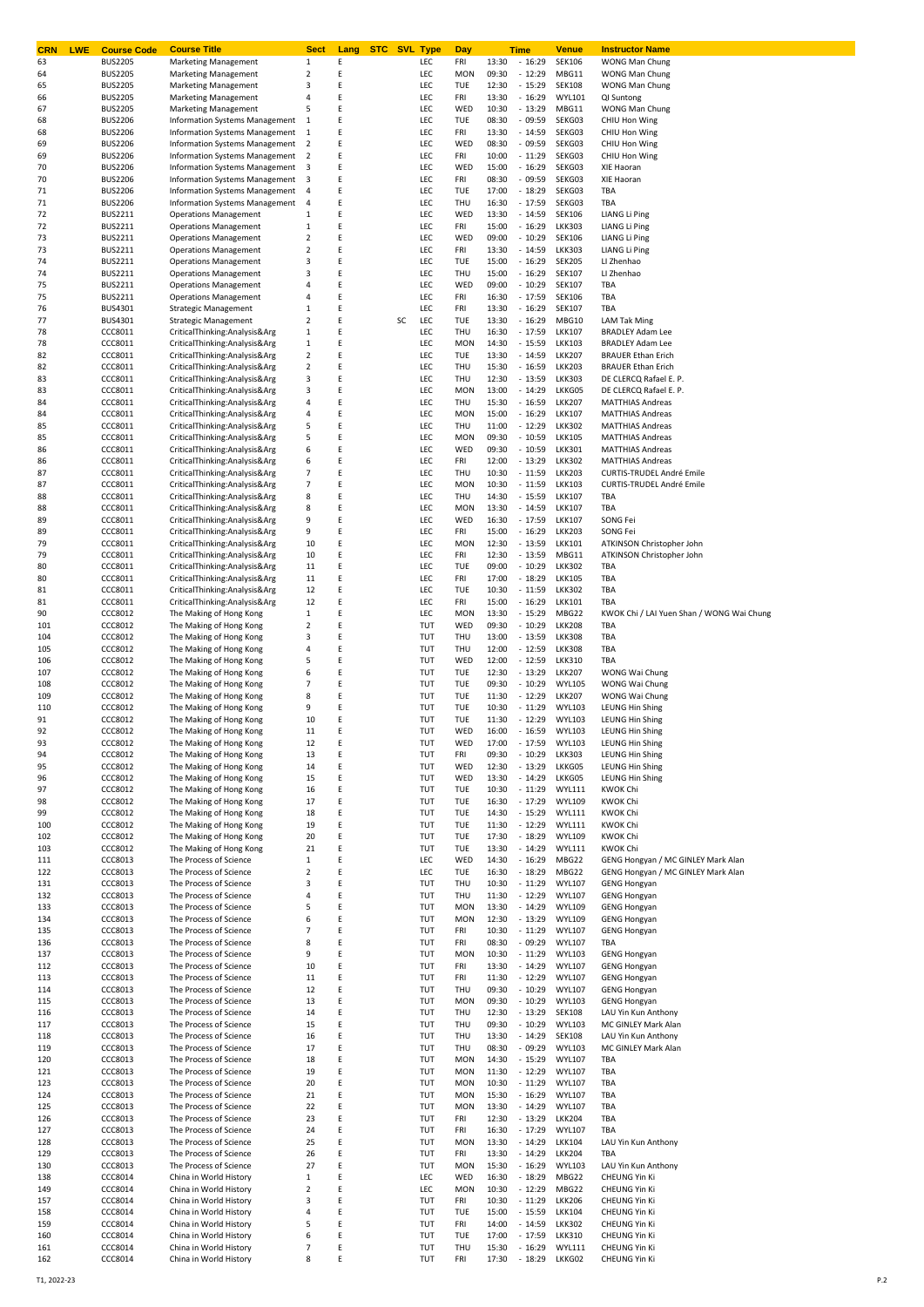| CRN | LWE | Course Code | Course Title | Sect | Lang | STC | SVL | Type | Day | Time | Venue | Instructor Name |
|---|---|---|---|---|---|---|---|---|---|---|---|---|
| 63 | | BUS2205 | Marketing Management | 1 | E | | | LEC | FRI | 13:30 - 16:29 | SEK106 | WONG Man Chung |
| 64 | | BUS2205 | Marketing Management | 2 | E | | | LEC | MON | 09:30 - 12:29 | MBG11 | WONG Man Chung |
| 65 | | BUS2205 | Marketing Management | 3 | E | | | LEC | TUE | 12:30 - 15:29 | SEK108 | WONG Man Chung |
| 66 | | BUS2205 | Marketing Management | 4 | E | | | LEC | FRI | 13:30 - 16:29 | WYL101 | QI Suntong |
| 67 | | BUS2205 | Marketing Management | 5 | E | | | LEC | WED | 10:30 - 13:29 | MBG11 | WONG Man Chung |
| 68 | | BUS2206 | Information Systems Management | 1 | E | | | LEC | TUE | 08:30 - 09:59 | SEKG03 | CHIU Hon Wing |
| 68 | | BUS2206 | Information Systems Management | 1 | E | | | LEC | FRI | 13:30 - 14:59 | SEKG03 | CHIU Hon Wing |
| 69 | | BUS2206 | Information Systems Management | 2 | E | | | LEC | WED | 08:30 - 09:59 | SEKG03 | CHIU Hon Wing |
| 69 | | BUS2206 | Information Systems Management | 2 | E | | | LEC | FRI | 10:00 - 11:29 | SEKG03 | CHIU Hon Wing |
| 70 | | BUS2206 | Information Systems Management | 3 | E | | | LEC | WED | 15:00 - 16:29 | SEKG03 | XIE Haoran |
| 70 | | BUS2206 | Information Systems Management | 3 | E | | | LEC | FRI | 08:30 - 09:59 | SEKG03 | XIE Haoran |
| 71 | | BUS2206 | Information Systems Management | 4 | E | | | LEC | TUE | 17:00 - 18:29 | SEKG03 | TBA |
| 71 | | BUS2206 | Information Systems Management | 4 | E | | | LEC | THU | 16:30 - 17:59 | SEKG03 | TBA |
| 72 | | BUS2211 | Operations Management | 1 | E | | | LEC | WED | 13:30 - 14:59 | SEK106 | LIANG Li Ping |
| 72 | | BUS2211 | Operations Management | 1 | E | | | LEC | FRI | 15:00 - 16:29 | LKK303 | LIANG Li Ping |
| 73 | | BUS2211 | Operations Management | 2 | E | | | LEC | WED | 09:00 - 10:29 | SEK106 | LIANG Li Ping |
| 73 | | BUS2211 | Operations Management | 2 | E | | | LEC | FRI | 13:30 - 14:59 | LKK303 | LIANG Li Ping |
| 74 | | BUS2211 | Operations Management | 3 | E | | | LEC | TUE | 15:00 - 16:29 | SEK205 | LI Zhenhao |
| 74 | | BUS2211 | Operations Management | 3 | E | | | LEC | THU | 15:00 - 16:29 | SEK107 | LI Zhenhao |
| 75 | | BUS2211 | Operations Management | 4 | E | | | LEC | WED | 09:00 - 10:29 | SEK107 | TBA |
| 75 | | BUS2211 | Operations Management | 4 | E | | | LEC | FRI | 16:30 - 17:59 | SEK106 | TBA |
| 76 | | BUS4301 | Strategic Management | 1 | E | | | LEC | FRI | 13:30 - 16:29 | SEK107 | TBA |
| 77 | | BUS4301 | Strategic Management | 2 | E | | SC | LEC | TUE | 13:30 - 16:29 | MBG10 | LAM Tak Ming |
| 78 | | CCC8011 | CriticalThinking:Analysis&Arg | 1 | E | | | LEC | THU | 16:30 - 17:59 | LKK107 | BRADLEY Adam Lee |
| 78 | | CCC8011 | CriticalThinking:Analysis&Arg | 1 | E | | | LEC | MON | 14:30 - 15:59 | LKK103 | BRADLEY Adam Lee |
| 82 | | CCC8011 | CriticalThinking:Analysis&Arg | 2 | E | | | LEC | TUE | 13:30 - 14:59 | LKK207 | BRAUER Ethan Erich |
| 82 | | CCC8011 | CriticalThinking:Analysis&Arg | 2 | E | | | LEC | THU | 15:30 - 16:59 | LKK203 | BRAUER Ethan Erich |
| 83 | | CCC8011 | CriticalThinking:Analysis&Arg | 3 | E | | | LEC | THU | 12:30 - 13:59 | LKK303 | DE CLERCQ Rafael E. P. |
| 83 | | CCC8011 | CriticalThinking:Analysis&Arg | 3 | E | | | LEC | MON | 13:00 - 14:29 | LKKG05 | DE CLERCQ Rafael E. P. |
| 84 | | CCC8011 | CriticalThinking:Analysis&Arg | 4 | E | | | LEC | THU | 15:30 - 16:59 | LKK207 | MATTHIAS Andreas |
| 84 | | CCC8011 | CriticalThinking:Analysis&Arg | 4 | E | | | LEC | MON | 15:00 - 16:29 | LKK107 | MATTHIAS Andreas |
| 85 | | CCC8011 | CriticalThinking:Analysis&Arg | 5 | E | | | LEC | THU | 11:00 - 12:29 | LKK302 | MATTHIAS Andreas |
| 85 | | CCC8011 | CriticalThinking:Analysis&Arg | 5 | E | | | LEC | MON | 09:30 - 10:59 | LKK105 | MATTHIAS Andreas |
| 86 | | CCC8011 | CriticalThinking:Analysis&Arg | 6 | E | | | LEC | WED | 09:30 - 10:59 | LKK301 | MATTHIAS Andreas |
| 86 | | CCC8011 | CriticalThinking:Analysis&Arg | 6 | E | | | LEC | FRI | 12:00 - 13:29 | LKK302 | MATTHIAS Andreas |
| 87 | | CCC8011 | CriticalThinking:Analysis&Arg | 7 | E | | | LEC | THU | 10:30 - 11:59 | LKK203 | CURTIS-TRUDEL André Emile |
| 87 | | CCC8011 | CriticalThinking:Analysis&Arg | 7 | E | | | LEC | MON | 10:30 - 11:59 | LKK103 | CURTIS-TRUDEL André Emile |
| 88 | | CCC8011 | CriticalThinking:Analysis&Arg | 8 | E | | | LEC | THU | 14:30 - 15:59 | LKK107 | TBA |
| 88 | | CCC8011 | CriticalThinking:Analysis&Arg | 8 | E | | | LEC | MON | 13:30 - 14:59 | LKK107 | TBA |
| 89 | | CCC8011 | CriticalThinking:Analysis&Arg | 9 | E | | | LEC | WED | 16:30 - 17:59 | LKK107 | SONG Fei |
| 89 | | CCC8011 | CriticalThinking:Analysis&Arg | 9 | E | | | LEC | FRI | 15:00 - 16:29 | LKK203 | SONG Fei |
| 79 | | CCC8011 | CriticalThinking:Analysis&Arg | 10 | E | | | LEC | MON | 12:30 - 13:59 | LKK101 | ATKINSON Christopher John |
| 79 | | CCC8011 | CriticalThinking:Analysis&Arg | 10 | E | | | LEC | FRI | 12:30 - 13:59 | MBG11 | ATKINSON Christopher John |
| 80 | | CCC8011 | CriticalThinking:Analysis&Arg | 11 | E | | | LEC | TUE | 09:00 - 10:29 | LKK302 | TBA |
| 80 | | CCC8011 | CriticalThinking:Analysis&Arg | 11 | E | | | LEC | FRI | 17:00 - 18:29 | LKK105 | TBA |
| 81 | | CCC8011 | CriticalThinking:Analysis&Arg | 12 | E | | | LEC | TUE | 10:30 - 11:59 | LKK302 | TBA |
| 81 | | CCC8011 | CriticalThinking:Analysis&Arg | 12 | E | | | LEC | FRI | 15:00 - 16:29 | LKK101 | TBA |
| 90 | | CCC8012 | The Making of Hong Kong | 1 | E | | | LEC | MON | 13:30 - 15:29 | MBG22 | KWOK Chi / LAI Yuen Shan / WONG Wai Chung |
| 101 | | CCC8012 | The Making of Hong Kong | 2 | E | | | TUT | WED | 09:30 - 10:29 | LKK208 | TBA |
| 104 | | CCC8012 | The Making of Hong Kong | 3 | E | | | TUT | THU | 13:00 - 13:59 | LKK308 | TBA |
| 105 | | CCC8012 | The Making of Hong Kong | 4 | E | | | TUT | THU | 12:00 - 12:59 | LKK308 | TBA |
| 106 | | CCC8012 | The Making of Hong Kong | 5 | E | | | TUT | WED | 12:00 - 12:59 | LKK310 | TBA |
| 107 | | CCC8012 | The Making of Hong Kong | 6 | E | | | TUT | TUE | 12:30 - 13:29 | LKK207 | WONG Wai Chung |
| 108 | | CCC8012 | The Making of Hong Kong | 7 | E | | | TUT | TUE | 09:30 - 10:29 | WYL105 | WONG Wai Chung |
| 109 | | CCC8012 | The Making of Hong Kong | 8 | E | | | TUT | TUE | 11:30 - 12:29 | LKK207 | WONG Wai Chung |
| 110 | | CCC8012 | The Making of Hong Kong | 9 | E | | | TUT | TUE | 10:30 - 11:29 | WYL103 | LEUNG Hin Shing |
| 91 | | CCC8012 | The Making of Hong Kong | 10 | E | | | TUT | TUE | 11:30 - 12:29 | WYL103 | LEUNG Hin Shing |
| 92 | | CCC8012 | The Making of Hong Kong | 11 | E | | | TUT | WED | 16:00 - 16:59 | WYL103 | LEUNG Hin Shing |
| 93 | | CCC8012 | The Making of Hong Kong | 12 | E | | | TUT | WED | 17:00 - 17:59 | WYL103 | LEUNG Hin Shing |
| 94 | | CCC8012 | The Making of Hong Kong | 13 | E | | | TUT | FRI | 09:30 - 10:29 | LKK303 | LEUNG Hin Shing |
| 95 | | CCC8012 | The Making of Hong Kong | 14 | E | | | TUT | WED | 12:30 - 13:29 | LKKG05 | LEUNG Hin Shing |
| 96 | | CCC8012 | The Making of Hong Kong | 15 | E | | | TUT | WED | 13:30 - 14:29 | LKKG05 | LEUNG Hin Shing |
| 97 | | CCC8012 | The Making of Hong Kong | 16 | E | | | TUT | TUE | 10:30 - 11:29 | WYL111 | KWOK Chi |
| 98 | | CCC8012 | The Making of Hong Kong | 17 | E | | | TUT | TUE | 16:30 - 17:29 | WYL109 | KWOK Chi |
| 99 | | CCC8012 | The Making of Hong Kong | 18 | E | | | TUT | TUE | 14:30 - 15:29 | WYL111 | KWOK Chi |
| 100 | | CCC8012 | The Making of Hong Kong | 19 | E | | | TUT | TUE | 11:30 - 12:29 | WYL111 | KWOK Chi |
| 102 | | CCC8012 | The Making of Hong Kong | 20 | E | | | TUT | TUE | 17:30 - 18:29 | WYL109 | KWOK Chi |
| 103 | | CCC8012 | The Making of Hong Kong | 21 | E | | | TUT | TUE | 13:30 - 14:29 | WYL111 | KWOK Chi |
| 111 | | CCC8013 | The Process of Science | 1 | E | | | LEC | WED | 14:30 - 16:29 | MBG22 | GENG Hongyan / MC GINLEY Mark Alan |
| 122 | | CCC8013 | The Process of Science | 2 | E | | | LEC | TUE | 16:30 - 18:29 | MBG22 | GENG Hongyan / MC GINLEY Mark Alan |
| 131 | | CCC8013 | The Process of Science | 3 | E | | | TUT | THU | 10:30 - 11:29 | WYL107 | GENG Hongyan |
| 132 | | CCC8013 | The Process of Science | 4 | E | | | TUT | THU | 11:30 - 12:29 | WYL107 | GENG Hongyan |
| 133 | | CCC8013 | The Process of Science | 5 | E | | | TUT | MON | 13:30 - 14:29 | WYL109 | GENG Hongyan |
| 134 | | CCC8013 | The Process of Science | 6 | E | | | TUT | MON | 12:30 - 13:29 | WYL109 | GENG Hongyan |
| 135 | | CCC8013 | The Process of Science | 7 | E | | | TUT | FRI | 10:30 - 11:29 | WYL107 | GENG Hongyan |
| 136 | | CCC8013 | The Process of Science | 8 | E | | | TUT | FRI | 08:30 - 09:29 | WYL107 | TBA |
| 137 | | CCC8013 | The Process of Science | 9 | E | | | TUT | MON | 10:30 - 11:29 | WYL103 | GENG Hongyan |
| 112 | | CCC8013 | The Process of Science | 10 | E | | | TUT | FRI | 13:30 - 14:29 | WYL107 | GENG Hongyan |
| 113 | | CCC8013 | The Process of Science | 11 | E | | | TUT | FRI | 11:30 - 12:29 | WYL107 | GENG Hongyan |
| 114 | | CCC8013 | The Process of Science | 12 | E | | | TUT | THU | 09:30 - 10:29 | WYL107 | GENG Hongyan |
| 115 | | CCC8013 | The Process of Science | 13 | E | | | TUT | MON | 09:30 - 10:29 | WYL103 | GENG Hongyan |
| 116 | | CCC8013 | The Process of Science | 14 | E | | | TUT | THU | 12:30 - 13:29 | SEK108 | LAU Yin Kun Anthony |
| 117 | | CCC8013 | The Process of Science | 15 | E | | | TUT | THU | 09:30 - 10:29 | WYL103 | MC GINLEY Mark Alan |
| 118 | | CCC8013 | The Process of Science | 16 | E | | | TUT | THU | 13:30 - 14:29 | SEK108 | LAU Yin Kun Anthony |
| 119 | | CCC8013 | The Process of Science | 17 | E | | | TUT | THU | 08:30 - 09:29 | WYL103 | MC GINLEY Mark Alan |
| 120 | | CCC8013 | The Process of Science | 18 | E | | | TUT | MON | 14:30 - 15:29 | WYL107 | TBA |
| 121 | | CCC8013 | The Process of Science | 19 | E | | | TUT | MON | 11:30 - 12:29 | WYL107 | TBA |
| 123 | | CCC8013 | The Process of Science | 20 | E | | | TUT | MON | 10:30 - 11:29 | WYL107 | TBA |
| 124 | | CCC8013 | The Process of Science | 21 | E | | | TUT | MON | 15:30 - 16:29 | WYL107 | TBA |
| 125 | | CCC8013 | The Process of Science | 22 | E | | | TUT | MON | 13:30 - 14:29 | WYL107 | TBA |
| 126 | | CCC8013 | The Process of Science | 23 | E | | | TUT | FRI | 12:30 - 13:29 | LKK204 | TBA |
| 127 | | CCC8013 | The Process of Science | 24 | E | | | TUT | FRI | 16:30 - 17:29 | WYL107 | TBA |
| 128 | | CCC8013 | The Process of Science | 25 | E | | | TUT | MON | 13:30 - 14:29 | LKK104 | LAU Yin Kun Anthony |
| 129 | | CCC8013 | The Process of Science | 26 | E | | | TUT | FRI | 13:30 - 14:29 | LKK204 | TBA |
| 130 | | CCC8013 | The Process of Science | 27 | E | | | TUT | MON | 15:30 - 16:29 | WYL103 | LAU Yin Kun Anthony |
| 138 | | CCC8014 | China in World History | 1 | E | | | LEC | WED | 16:30 - 18:29 | MBG22 | CHEUNG Yin Ki |
| 149 | | CCC8014 | China in World History | 2 | E | | | LEC | MON | 10:30 - 12:29 | MBG22 | CHEUNG Yin Ki |
| 157 | | CCC8014 | China in World History | 3 | E | | | TUT | FRI | 10:30 - 11:29 | LKK206 | CHEUNG Yin Ki |
| 158 | | CCC8014 | China in World History | 4 | E | | | TUT | TUE | 15:00 - 15:59 | LKK104 | CHEUNG Yin Ki |
| 159 | | CCC8014 | China in World History | 5 | E | | | TUT | FRI | 14:00 - 14:59 | LKK302 | CHEUNG Yin Ki |
| 160 | | CCC8014 | China in World History | 6 | E | | | TUT | TUE | 17:00 - 17:59 | LKK310 | CHEUNG Yin Ki |
| 161 | | CCC8014 | China in World History | 7 | E | | | TUT | THU | 15:30 - 16:29 | WYL111 | CHEUNG Yin Ki |
| 162 | | CCC8014 | China in World History | 8 | E | | | TUT | FRI | 17:30 - 18:29 | LKKG02 | CHEUNG Yin Ki |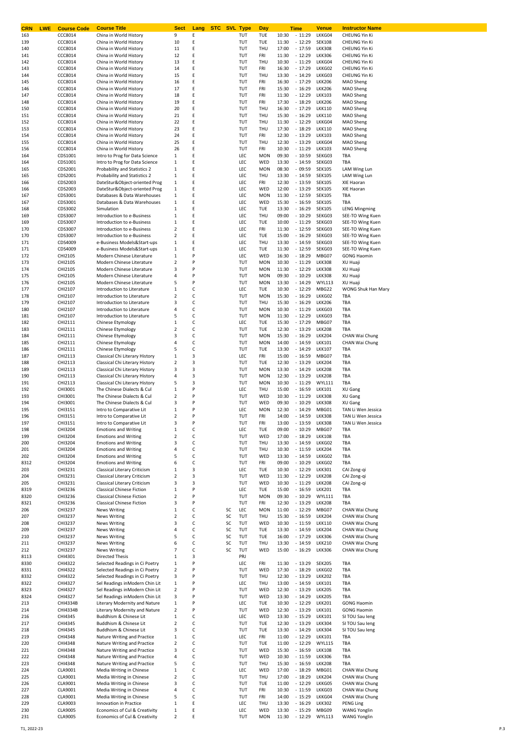| CRN | LWE | Course Code | Course Title | Sect | Lang | STC | SVL | Type | Day | Time | Venue | Instructor Name |
|---|---|---|---|---|---|---|---|---|---|---|---|---|
| 163 | | CCC8014 | China in World History | 9 | E | | | TUT | TUE | 10:30 - 11:29 | LKKG04 | CHEUNG Yin Ki |
| 139 | | CCC8014 | China in World History | 10 | E | | | TUT | TUE | 11:30 - 12:29 | SEK108 | CHEUNG Yin Ki |
| 140 | | CCC8014 | China in World History | 11 | E | | | TUT | THU | 17:00 - 17:59 | LKK308 | CHEUNG Yin Ki |
| 141 | | CCC8014 | China in World History | 12 | E | | | TUT | FRI | 11:30 - 12:29 | LKK306 | CHEUNG Yin Ki |
| 142 | | CCC8014 | China in World History | 13 | E | | | TUT | THU | 10:30 - 11:29 | LKKG04 | CHEUNG Yin Ki |
| 143 | | CCC8014 | China in World History | 14 | E | | | TUT | FRI | 16:30 - 17:29 | LKKG02 | CHEUNG Yin Ki |
| 144 | | CCC8014 | China in World History | 15 | E | | | TUT | THU | 13:30 - 14:29 | LKKG03 | CHEUNG Yin Ki |
| 145 | | CCC8014 | China in World History | 16 | E | | | TUT | FRI | 16:30 - 17:29 | LKK206 | MAO Sheng |
| 146 | | CCC8014 | China in World History | 17 | E | | | TUT | FRI | 15:30 - 16:29 | LKK206 | MAO Sheng |
| 147 | | CCC8014 | China in World History | 18 | E | | | TUT | FRI | 11:30 - 12:29 | LKK103 | MAO Sheng |
| 148 | | CCC8014 | China in World History | 19 | E | | | TUT | FRI | 17:30 - 18:29 | LKK206 | MAO Sheng |
| 150 | | CCC8014 | China in World History | 20 | E | | | TUT | THU | 16:30 - 17:29 | LKK110 | MAO Sheng |
| 151 | | CCC8014 | China in World History | 21 | E | | | TUT | THU | 15:30 - 16:29 | LKK110 | MAO Sheng |
| 152 | | CCC8014 | China in World History | 22 | E | | | TUT | THU | 11:30 - 12:29 | LKKG04 | MAO Sheng |
| 153 | | CCC8014 | China in World History | 23 | E | | | TUT | THU | 17:30 - 18:29 | LKK110 | MAO Sheng |
| 154 | | CCC8014 | China in World History | 24 | E | | | TUT | FRI | 12:30 - 13:29 | LKK103 | MAO Sheng |
| 155 | | CCC8014 | China in World History | 25 | E | | | TUT | THU | 12:30 - 13:29 | LKKG04 | MAO Sheng |
| 156 | | CCC8014 | China in World History | 26 | E | | | TUT | FRI | 10:30 - 11:29 | LKK103 | MAO Sheng |
| 164 | | CDS1001 | Intro to Prog for Data Science | 1 | E | | | LEC | MON | 09:30 - 10:59 | SEKG03 | TBA |
| 164 | | CDS1001 | Intro to Prog for Data Science | 1 | E | | | LEC | WED | 13:30 - 14:59 | SEKG03 | TBA |
| 165 | | CDS2001 | Probability and Statistics 2 | 1 | E | | | LEC | MON | 08:30 - 09:59 | SEK105 | LAM Wing Lun |
| 165 | | CDS2001 | Probability and Statistics 2 | 1 | E | | | LEC | THU | 13:30 - 14:59 | SEK105 | LAM Wing Lun |
| 166 | | CDS2003 | DateStur&Object-oriented Prog | 1 | E | | | LEC | FRI | 12:30 - 13:59 | SEK105 | XIE Haoran |
| 166 | | CDS2003 | DateStur&Object-oriented Prog | 1 | E | | | LEC | WED | 12:00 - 13:29 | SEK105 | XIE Haoran |
| 167 | | CDS3001 | Databases & Data Warehouses | 1 | E | | | LEC | MON | 11:30 - 12:59 | SEK105 | TBA |
| 167 | | CDS3001 | Databases & Data Warehouses | 1 | E | | | LEC | WED | 15:30 - 16:59 | SEK105 | TBA |
| 168 | | CDS3002 | Simulation | 1 | E | | | LEC | TUE | 13:30 - 16:29 | SEK105 | LENG Mingming |
| 169 | | CDS3007 | Introduction to e-Business | 1 | E | | | LEC | THU | 09:00 - 10:29 | SEKG03 | SEE-TO Wing Kuen |
| 169 | | CDS3007 | Introduction to e-Business | 1 | E | | | LEC | TUE | 10:00 - 11:29 | SEKG03 | SEE-TO Wing Kuen |
| 170 | | CDS3007 | Introduction to e-Business | 2 | E | | | LEC | FRI | 11:30 - 12:59 | SEKG03 | SEE-TO Wing Kuen |
| 170 | | CDS3007 | Introduction to e-Business | 2 | E | | | LEC | TUE | 15:00 - 16:29 | SEKG03 | SEE-TO Wing Kuen |
| 171 | | CDS4009 | e-Business Models&Start-ups | 1 | E | | | LEC | THU | 13:30 - 14:59 | SEKG03 | SEE-TO Wing Kuen |
| 171 | | CDS4009 | e-Business Models&Start-ups | 1 | E | | | LEC | TUE | 11:30 - 12:59 | SEKG03 | SEE-TO Wing Kuen |
| 172 | | CHI2105 | Modern Chinese Literature | 1 | P | | | LEC | WED | 16:30 - 18:29 | MBG07 | GONG Haomin |
| 173 | | CHI2105 | Modern Chinese Literature | 2 | P | | | TUT | MON | 10:30 - 11:29 | LKK308 | XU Huaji |
| 174 | | CHI2105 | Modern Chinese Literature | 3 | P | | | TUT | MON | 11:30 - 12:29 | LKK308 | XU Huaji |
| 175 | | CHI2105 | Modern Chinese Literature | 4 | P | | | TUT | MON | 09:30 - 10:29 | LKK308 | XU Huaji |
| 176 | | CHI2105 | Modern Chinese Literature | 5 | P | | | TUT | MON | 13:30 - 14:29 | WYL113 | XU Huaji |
| 177 | | CHI2107 | Introduction to Literature | 1 | C | | | LEC | TUE | 10:30 - 12:29 | MBG22 | WONG Shuk Han Mary |
| 178 | | CHI2107 | Introduction to Literature | 2 | C | | | TUT | MON | 15:30 - 16:29 | LKKG02 | TBA |
| 179 | | CHI2107 | Introduction to Literature | 3 | C | | | TUT | THU | 15:30 - 16:29 | LKK206 | TBA |
| 180 | | CHI2107 | Introduction to Literature | 4 | C | | | TUT | MON | 10:30 - 11:29 | LKKG03 | TBA |
| 181 | | CHI2107 | Introduction to Literature | 5 | C | | | TUT | MON | 11:30 - 12:29 | LKKG03 | TBA |
| 182 | | CHI2111 | Chinese Etymology | 1 | C | | | LEC | TUE | 15:30 - 17:29 | MBG07 | TBA |
| 183 | | CHI2111 | Chinese Etymology | 2 | C | | | TUT | TUE | 12:30 - 13:29 | LKK208 | TBA |
| 184 | | CHI2111 | Chinese Etymology | 3 | C | | | TUT | MON | 15:30 - 16:29 | LKK204 | CHAN Wai Chung |
| 185 | | CHI2111 | Chinese Etymology | 4 | C | | | TUT | MON | 14:00 - 14:59 | LKK101 | CHAN Wai Chung |
| 186 | | CHI2111 | Chinese Etymology | 5 | C | | | TUT | TUE | 13:30 - 14:29 | LKK107 | TBA |
| 187 | | CHI2113 | Classical Chi Literary History | 1 | 3 | | | LEC | FRI | 15:00 - 16:59 | MBG07 | TBA |
| 188 | | CHI2113 | Classical Chi Literary History | 2 | 3 | | | TUT | TUE | 12:30 - 13:29 | LKK204 | TBA |
| 189 | | CHI2113 | Classical Chi Literary History | 3 | 3 | | | TUT | MON | 13:30 - 14:29 | LKK208 | TBA |
| 190 | | CHI2113 | Classical Chi Literary History | 4 | 3 | | | TUT | MON | 12:30 - 13:29 | LKK208 | TBA |
| 191 | | CHI2113 | Classical Chi Literary History | 5 | 3 | | | TUT | MON | 10:30 - 11:29 | WYL111 | TBA |
| 192 | | CHI3001 | The Chinese Dialects & Cul | 1 | P | | | LEC | THU | 15:00 - 16:59 | LKK101 | XU Gang |
| 193 | | CHI3001 | The Chinese Dialects & Cul | 2 | P | | | TUT | WED | 10:30 - 11:29 | LKK308 | XU Gang |
| 194 | | CHI3001 | The Chinese Dialects & Cul | 3 | P | | | TUT | WED | 09:30 - 10:29 | LKK308 | XU Gang |
| 195 | | CHI3151 | Intro to Comparative Lit | 1 | P | | | LEC | MON | 12:30 - 14:29 | MBG01 | TAN Li Wen Jessica |
| 196 | | CHI3151 | Intro to Comparative Lit | 2 | P | | | TUT | FRI | 14:00 - 14:59 | LKK308 | TAN Li Wen Jessica |
| 197 | | CHI3151 | Intro to Comparative Lit | 3 | P | | | TUT | FRI | 13:00 - 13:59 | LKK308 | TAN Li Wen Jessica |
| 198 | | CHI3204 | Emotions and Writing | 1 | C | | | LEC | TUE | 09:00 - 10:29 | MBG07 | TBA |
| 199 | | CHI3204 | Emotions and Writing | 2 | C | | | TUT | WED | 17:00 - 18:29 | LKK108 | TBA |
| 200 | | CHI3204 | Emotions and Writing | 3 | C | | | TUT | THU | 13:30 - 14:59 | LKKG02 | TBA |
| 201 | | CHI3204 | Emotions and Writing | 4 | C | | | TUT | THU | 10:30 - 11:59 | LKK204 | TBA |
| 202 | | CHI3204 | Emotions and Writing | 5 | C | | | TUT | WED | 13:30 - 14:59 | LKKG02 | TBA |
| 8312 | | CHI3204 | Emotions and Writing | 6 | C | | | TUT | FRI | 09:00 - 10:29 | LKKG02 | TBA |
| 203 | | CHI3231 | Classical Literary Criticism | 1 | 3 | | | LEC | TUE | 10:30 - 12:29 | LKK301 | CAI Zong-qi |
| 204 | | CHI3231 | Classical Literary Criticism | 2 | 3 | | | TUT | WED | 11:30 - 12:29 | LKK208 | CAI Zong-qi |
| 205 | | CHI3231 | Classical Literary Criticism | 3 | 3 | | | TUT | WED | 10:30 - 11:29 | LKK208 | CAI Zong-qi |
| 8319 | | CHI3236 | Classical Chinese Fiction | 1 | P | | | LEC | TUE | 15:00 - 16:59 | LKK201 | TBA |
| 8320 | | CHI3236 | Classical Chinese Fiction | 2 | P | | | TUT | MON | 09:30 - 10:29 | WYL111 | TBA |
| 8321 | | CHI3236 | Classical Chinese Fiction | 3 | P | | | TUT | FRI | 12:30 - 13:29 | LKK208 | TBA |
| 206 | | CHI3237 | News Writing | 1 | C | | SC | LEC | MON | 11:00 - 12:29 | MBG07 | CHAN Wai Chung |
| 207 | | CHI3237 | News Writing | 2 | C | | SC | TUT | THU | 15:30 - 16:59 | LKK204 | CHAN Wai Chung |
| 208 | | CHI3237 | News Writing | 3 | C | | SC | TUT | WED | 10:30 - 11:59 | LKK110 | CHAN Wai Chung |
| 209 | | CHI3237 | News Writing | 4 | C | | SC | TUT | TUE | 13:30 - 14:59 | LKK204 | CHAN Wai Chung |
| 210 | | CHI3237 | News Writing | 5 | C | | SC | TUT | TUE | 16:00 - 17:29 | LKK306 | CHAN Wai Chung |
| 211 | | CHI3237 | News Writing | 6 | C | | SC | TUT | THU | 13:30 - 14:59 | LKK210 | CHAN Wai Chung |
| 212 | | CHI3237 | News Writing | 7 | C | | SC | TUT | WED | 15:00 - 16:29 | LKK306 | CHAN Wai Chung |
| 8113 | | CHI4301 | Directed Thesis | 1 | 3 | | | PRJ | | | | |
| 8330 | | CHI4322 | Selected Readings in Ci Poetry | 1 | P | | | LEC | FRI | 11:30 - 13:29 | SEK205 | TBA |
| 8331 | | CHI4322 | Selected Readings in Ci Poetry | 2 | P | | | TUT | WED | 17:30 - 18:29 | LKKG02 | TBA |
| 8332 | | CHI4322 | Selected Readings in Ci Poetry | 3 | P | | | TUT | THU | 12:30 - 13:29 | LKK202 | TBA |
| 8322 | | CHI4327 | Sel Readings inModern Chin Lit | 1 | P | | | LEC | THU | 13:00 - 14:59 | LKK101 | TBA |
| 8323 | | CHI4327 | Sel Readings inModern Chin Lit | 2 | P | | | TUT | WED | 12:30 - 13:29 | LKK205 | TBA |
| 8324 | | CHI4327 | Sel Readings inModern Chin Lit | 3 | P | | | TUT | WED | 13:30 - 14:29 | LKK205 | TBA |
| 213 | | CHI4334B | Literary Modernity and Nature | 1 | P | | | LEC | TUE | 10:30 - 12:29 | LKK201 | GONG Haomin |
| 214 | | CHI4334B | Literary Modernity and Nature | 2 | P | | | TUT | WED | 12:30 - 13:29 | LKK101 | GONG Haomin |
| 216 | | CHI4345 | Buddhism & Chinese Lit | 1 | C | | | LEC | WED | 13:30 - 15:29 | LKK101 | SI TOU Sau Ieng |
| 217 | | CHI4345 | Buddhism & Chinese Lit | 2 | C | | | TUT | TUE | 12:30 - 13:29 | LKK304 | SI TOU Sau Ieng |
| 218 | | CHI4345 | Buddhism & Chinese Lit | 3 | C | | | TUT | TUE | 13:30 - 14:29 | LKK304 | SI TOU Sau Ieng |
| 219 | | CHI4348 | Nature Writing and Practice | 1 | C | | | LEC | FRI | 11:00 - 12:29 | LKK101 | TBA |
| 220 | | CHI4348 | Nature Writing and Practice | 2 | C | | | TUT | TUE | 11:00 - 12:29 | WYL115 | TBA |
| 221 | | CHI4348 | Nature Writing and Practice | 3 | C | | | TUT | WED | 15:30 - 16:59 | LKK108 | TBA |
| 222 | | CHI4348 | Nature Writing and Practice | 4 | C | | | TUT | WED | 10:30 - 11:59 | LKK306 | TBA |
| 223 | | CHI4348 | Nature Writing and Practice | 5 | C | | | TUT | THU | 15:30 - 16:59 | LKK208 | TBA |
| 224 | | CLA9001 | Media Writing in Chinese | 1 | C | | | LEC | WED | 17:00 - 18:29 | MBG01 | CHAN Wai Chung |
| 225 | | CLA9001 | Media Writing in Chinese | 2 | C | | | TUT | THU | 17:00 - 18:29 | LKK204 | CHAN Wai Chung |
| 226 | | CLA9001 | Media Writing in Chinese | 3 | C | | | TUT | TUE | 11:00 - 12:29 | LKKG05 | CHAN Wai Chung |
| 227 | | CLA9001 | Media Writing in Chinese | 4 | C | | | TUT | FRI | 10:30 - 11:59 | LKKG03 | CHAN Wai Chung |
| 228 | | CLA9001 | Media Writing in Chinese | 5 | C | | | TUT | FRI | 14:00 - 15:29 | LKKG04 | CHAN Wai Chung |
| 229 | | CLA9003 | Innovation in Practice | 1 | E | | | LEC | THU | 13:30 - 16:29 | LKK302 | PENG Ling |
| 230 | | CLA9005 | Economics of Cul & Creativity | 1 | E | | | LEC | WED | 13:30 - 15:29 | MBG09 | WANG Yonglin |
| 231 | | CLA9005 | Economics of Cul & Creativity | 2 | E | | | TUT | MON | 11:30 - 12:29 | WYL113 | WANG Yonglin |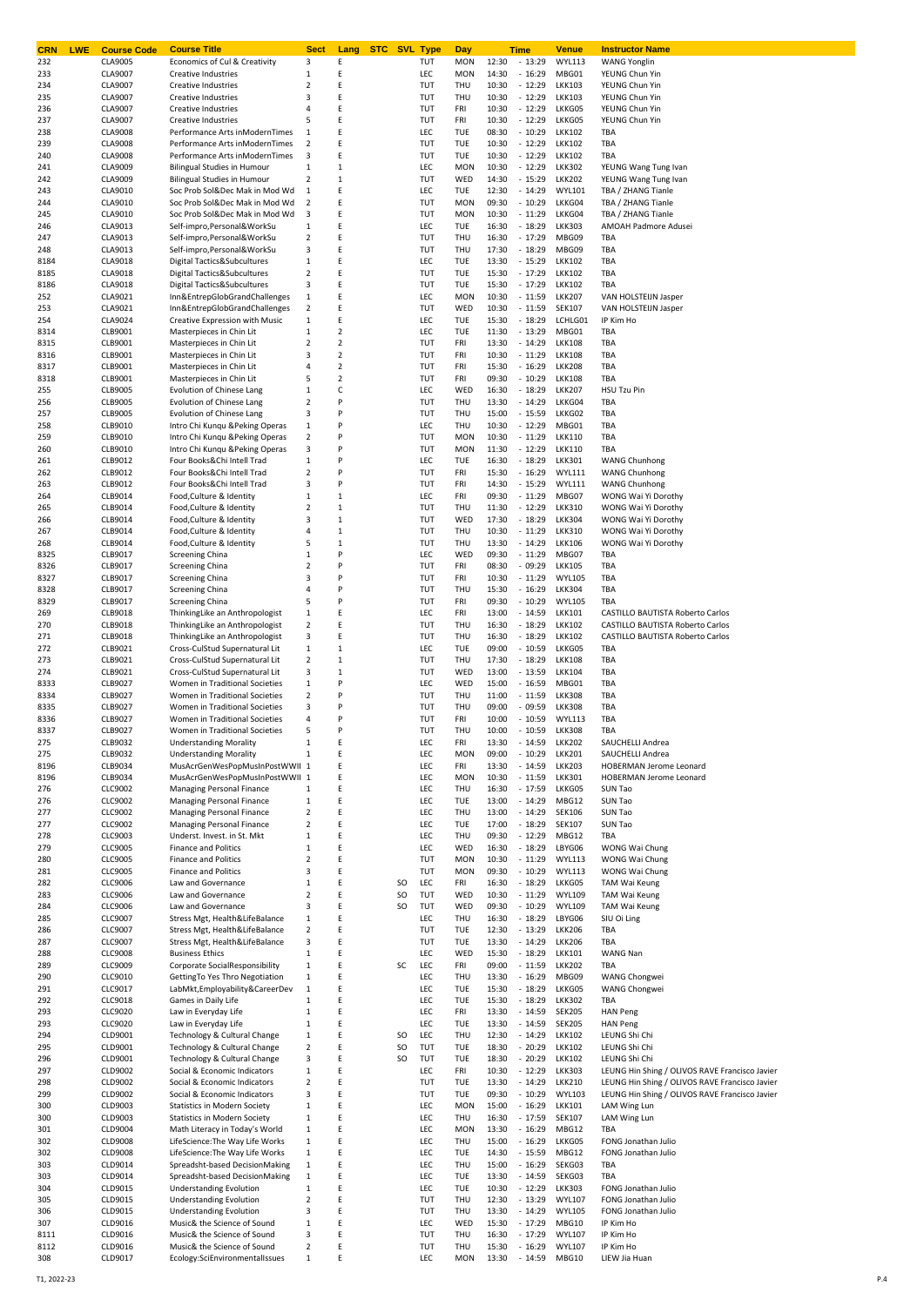| CRN | LWE | Course Code | Course Title | Sect | Lang | STC | SVL | Type | Day | Time | Venue | Instructor Name |
|---|---|---|---|---|---|---|---|---|---|---|---|---|
| 232 | | CLA9005 | Economics of Cul & Creativity | 3 | E | | | TUT | MON | 12:30 - 13:29 | WYL113 | WANG Yonglin |
| 233 | | CLA9007 | Creative Industries | 1 | E | | | LEC | MON | 14:30 - 16:29 | MBG01 | YEUNG Chun Yin |
| 234 | | CLA9007 | Creative Industries | 2 | E | | | TUT | THU | 10:30 - 12:29 | LKK103 | YEUNG Chun Yin |
| 235 | | CLA9007 | Creative Industries | 3 | E | | | TUT | THU | 10:30 - 12:29 | LKK103 | YEUNG Chun Yin |
| 236 | | CLA9007 | Creative Industries | 4 | E | | | TUT | FRI | 10:30 - 12:29 | LKKG05 | YEUNG Chun Yin |
| 237 | | CLA9007 | Creative Industries | 5 | E | | | TUT | FRI | 10:30 - 12:29 | LKKG05 | YEUNG Chun Yin |
| 238 | | CLA9008 | Performance Arts inModernTimes | 1 | E | | | LEC | TUE | 08:30 - 10:29 | LKK102 | TBA |
| 239 | | CLA9008 | Performance Arts inModernTimes | 2 | E | | | TUT | TUE | 10:30 - 12:29 | LKK102 | TBA |
| 240 | | CLA9008 | Performance Arts inModernTimes | 3 | E | | | TUT | TUE | 10:30 - 12:29 | LKK102 | TBA |
| 241 | | CLA9009 | Bilingual Studies in Humour | 1 | 1 | | | LEC | MON | 10:30 - 12:29 | LKK302 | YEUNG Wang Tung Ivan |
| 242 | | CLA9009 | Bilingual Studies in Humour | 2 | 1 | | | TUT | WED | 14:30 - 15:29 | LKK202 | YEUNG Wang Tung Ivan |
| 243 | | CLA9010 | Soc Prob Sol&Dec Mak in Mod Wd | 1 | E | | | LEC | TUE | 12:30 - 14:29 | WYL101 | TBA / ZHANG Tianle |
| 244 | | CLA9010 | Soc Prob Sol&Dec Mak in Mod Wd | 2 | E | | | TUT | MON | 09:30 - 10:29 | LKKG04 | TBA / ZHANG Tianle |
| 245 | | CLA9010 | Soc Prob Sol&Dec Mak in Mod Wd | 3 | E | | | TUT | MON | 10:30 - 11:29 | LKKG04 | TBA / ZHANG Tianle |
| 246 | | CLA9013 | Self-impro,Personal&WorkSu | 1 | E | | | LEC | TUE | 16:30 - 18:29 | LKK303 | AMOAH Padmore Adusei |
| 247 | | CLA9013 | Self-impro,Personal&WorkSu | 2 | E | | | TUT | THU | 16:30 - 17:29 | MBG09 | TBA |
| 248 | | CLA9013 | Self-impro,Personal&WorkSu | 3 | E | | | TUT | THU | 17:30 - 18:29 | MBG09 | TBA |
| 8184 | | CLA9018 | Digital Tactics&Subcultures | 1 | E | | | LEC | TUE | 13:30 - 15:29 | LKK102 | TBA |
| 8185 | | CLA9018 | Digital Tactics&Subcultures | 2 | E | | | TUT | TUE | 15:30 - 17:29 | LKK102 | TBA |
| 8186 | | CLA9018 | Digital Tactics&Subcultures | 3 | E | | | TUT | TUE | 15:30 - 17:29 | LKK102 | TBA |
| 252 | | CLA9021 | Inn&EntrepGlobGrandChallenges | 1 | E | | | LEC | MON | 10:30 - 11:59 | LKK207 | VAN HOLSTEIJN Jasper |
| 253 | | CLA9021 | Inn&EntrepGlobGrandChallenges | 2 | E | | | TUT | WED | 10:30 - 11:59 | SEK107 | VAN HOLSTEIJN Jasper |
| 254 | | CLA9024 | Creative Expression with Music | 1 | E | | | LEC | TUE | 15:30 - 18:29 | LCHLG01 | IP Kim Ho |
| 8314 | | CLB9001 | Masterpieces in Chin Lit | 1 | 2 | | | LEC | TUE | 11:30 - 13:29 | MBG01 | TBA |
| 8315 | | CLB9001 | Masterpieces in Chin Lit | 2 | 2 | | | TUT | FRI | 13:30 - 14:29 | LKK108 | TBA |
| 8316 | | CLB9001 | Masterpieces in Chin Lit | 3 | 2 | | | TUT | FRI | 10:30 - 11:29 | LKK108 | TBA |
| 8317 | | CLB9001 | Masterpieces in Chin Lit | 4 | 2 | | | TUT | FRI | 15:30 - 16:29 | LKK208 | TBA |
| 8318 | | CLB9001 | Masterpieces in Chin Lit | 5 | 2 | | | TUT | FRI | 09:30 - 10:29 | LKK108 | TBA |
| 255 | | CLB9005 | Evolution of Chinese Lang | 1 | C | | | LEC | WED | 16:30 - 18:29 | LKK207 | HSU Tzu Pin |
| 256 | | CLB9005 | Evolution of Chinese Lang | 2 | P | | | TUT | THU | 13:30 - 14:29 | LKKG04 | TBA |
| 257 | | CLB9005 | Evolution of Chinese Lang | 3 | P | | | TUT | THU | 15:00 - 15:59 | LKKG02 | TBA |
| 258 | | CLB9010 | Intro Chi Kunqu &Peking Operas | 1 | P | | | LEC | THU | 10:30 - 12:29 | MBG01 | TBA |
| 259 | | CLB9010 | Intro Chi Kunqu &Peking Operas | 2 | P | | | TUT | MON | 10:30 - 11:29 | LKK110 | TBA |
| 260 | | CLB9010 | Intro Chi Kunqu &Peking Operas | 3 | P | | | TUT | MON | 11:30 - 12:29 | LKK110 | TBA |
| 261 | | CLB9012 | Four Books&Chi Intell Trad | 1 | P | | | LEC | TUE | 16:30 - 18:29 | LKK301 | WANG Chunhong |
| 262 | | CLB9012 | Four Books&Chi Intell Trad | 2 | P | | | TUT | FRI | 15:30 - 16:29 | WYL111 | WANG Chunhong |
| 263 | | CLB9012 | Four Books&Chi Intell Trad | 3 | P | | | TUT | FRI | 14:30 - 15:29 | WYL111 | WANG Chunhong |
| 264 | | CLB9014 | Food,Culture & Identity | 1 | 1 | | | LEC | FRI | 09:30 - 11:29 | MBG07 | WONG Wai Yi Dorothy |
| 265 | | CLB9014 | Food,Culture & Identity | 2 | 1 | | | TUT | THU | 11:30 - 12:29 | LKK310 | WONG Wai Yi Dorothy |
| 266 | | CLB9014 | Food,Culture & Identity | 3 | 1 | | | TUT | WED | 17:30 - 18:29 | LKK304 | WONG Wai Yi Dorothy |
| 267 | | CLB9014 | Food,Culture & Identity | 4 | 1 | | | TUT | THU | 10:30 - 11:29 | LKK310 | WONG Wai Yi Dorothy |
| 268 | | CLB9014 | Food,Culture & Identity | 5 | 1 | | | TUT | THU | 13:30 - 14:29 | LKK106 | WONG Wai Yi Dorothy |
| 8325 | | CLB9017 | Screening China | 1 | P | | | LEC | WED | 09:30 - 11:29 | MBG07 | TBA |
| 8326 | | CLB9017 | Screening China | 2 | P | | | TUT | FRI | 08:30 - 09:29 | LKK105 | TBA |
| 8327 | | CLB9017 | Screening China | 3 | P | | | TUT | FRI | 10:30 - 11:29 | WYL105 | TBA |
| 8328 | | CLB9017 | Screening China | 4 | P | | | TUT | THU | 15:30 - 16:29 | LKK304 | TBA |
| 8329 | | CLB9017 | Screening China | 5 | P | | | TUT | FRI | 09:30 - 10:29 | WYL105 | TBA |
| 269 | | CLB9018 | ThinkingLike an Anthropologist | 1 | E | | | LEC | FRI | 13:00 - 14:59 | LKK101 | CASTILLO BAUTISTA Roberto Carlos |
| 270 | | CLB9018 | ThinkingLike an Anthropologist | 2 | E | | | TUT | THU | 16:30 - 18:29 | LKK102 | CASTILLO BAUTISTA Roberto Carlos |
| 271 | | CLB9018 | ThinkingLike an Anthropologist | 3 | E | | | TUT | THU | 16:30 - 18:29 | LKK102 | CASTILLO BAUTISTA Roberto Carlos |
| 272 | | CLB9021 | Cross-CulStud Supernatural Lit | 1 | 1 | | | LEC | TUE | 09:00 - 10:59 | LKKG05 | TBA |
| 273 | | CLB9021 | Cross-CulStud Supernatural Lit | 2 | 1 | | | TUT | THU | 17:30 - 18:29 | LKK108 | TBA |
| 274 | | CLB9021 | Cross-CulStud Supernatural Lit | 3 | 1 | | | TUT | WED | 13:00 - 13:59 | LKK104 | TBA |
| 8333 | | CLB9027 | Women in Traditional Societies | 1 | P | | | LEC | WED | 15:00 - 16:59 | MBG01 | TBA |
| 8334 | | CLB9027 | Women in Traditional Societies | 2 | P | | | TUT | THU | 11:00 - 11:59 | LKK308 | TBA |
| 8335 | | CLB9027 | Women in Traditional Societies | 3 | P | | | TUT | THU | 09:00 - 09:59 | LKK308 | TBA |
| 8336 | | CLB9027 | Women in Traditional Societies | 4 | P | | | TUT | FRI | 10:00 - 10:59 | WYL113 | TBA |
| 8337 | | CLB9027 | Women in Traditional Societies | 5 | P | | | TUT | THU | 10:00 - 10:59 | LKK308 | TBA |
| 275 | | CLB9032 | Understanding Morality | 1 | E | | | LEC | FRI | 13:30 - 14:59 | LKK202 | SAUCHELLI Andrea |
| 275 | | CLB9032 | Understanding Morality | 1 | E | | | LEC | MON | 09:00 - 10:29 | LKK201 | SAUCHELLI Andrea |
| 8196 | | CLB9034 | MusAcrGenWesPopMusInPostWWII | 1 | E | | | LEC | FRI | 13:30 - 14:59 | LKK203 | HOBERMAN Jerome Leonard |
| 8196 | | CLB9034 | MusAcrGenWesPopMusInPostWWII | 1 | E | | | LEC | MON | 10:30 - 11:59 | LKK301 | HOBERMAN Jerome Leonard |
| 276 | | CLC9002 | Managing Personal Finance | 1 | E | | | LEC | THU | 16:30 - 17:59 | LKKG05 | SUN Tao |
| 276 | | CLC9002 | Managing Personal Finance | 1 | E | | | LEC | TUE | 13:00 - 14:29 | MBG12 | SUN Tao |
| 277 | | CLC9002 | Managing Personal Finance | 2 | E | | | LEC | THU | 13:00 - 14:29 | SEK106 | SUN Tao |
| 277 | | CLC9002 | Managing Personal Finance | 2 | E | | | LEC | TUE | 17:00 - 18:29 | SEK107 | SUN Tao |
| 278 | | CLC9003 | Underst. Invest. in St. Mkt | 1 | E | | | LEC | THU | 09:30 - 12:29 | MBG12 | TBA |
| 279 | | CLC9005 | Finance and Politics | 1 | E | | | LEC | WED | 16:30 - 18:29 | LBYG06 | WONG Wai Chung |
| 280 | | CLC9005 | Finance and Politics | 2 | E | | | TUT | MON | 10:30 - 11:29 | WYL113 | WONG Wai Chung |
| 281 | | CLC9005 | Finance and Politics | 3 | E | | | TUT | MON | 09:30 - 10:29 | WYL113 | WONG Wai Chung |
| 282 | | CLC9006 | Law and Governance | 1 | E | | SO | LEC | FRI | 16:30 - 18:29 | LKKG05 | TAM Wai Keung |
| 283 | | CLC9006 | Law and Governance | 2 | E | | SO | TUT | WED | 10:30 - 11:29 | WYL109 | TAM Wai Keung |
| 284 | | CLC9006 | Law and Governance | 3 | E | | SO | TUT | WED | 09:30 - 10:29 | WYL109 | TAM Wai Keung |
| 285 | | CLC9007 | Stress Mgt, Health&LifeBalance | 1 | E | | | LEC | THU | 16:30 - 18:29 | LBYG06 | SIU Oi Ling |
| 286 | | CLC9007 | Stress Mgt, Health&LifeBalance | 2 | E | | | TUT | TUE | 12:30 - 13:29 | LKK206 | TBA |
| 287 | | CLC9007 | Stress Mgt, Health&LifeBalance | 3 | E | | | TUT | TUE | 13:30 - 14:29 | LKK206 | TBA |
| 288 | | CLC9008 | Business Ethics | 1 | E | | | LEC | WED | 15:30 - 18:29 | LKK101 | WANG Nan |
| 289 | | CLC9009 | Corporate SocialResponsibility | 1 | E | | SC | LEC | FRI | 09:00 - 11:59 | LKK202 | TBA |
| 290 | | CLC9010 | GettingTo Yes Thro Negotiation | 1 | E | | | LEC | THU | 13:30 - 16:29 | MBG09 | WANG Chongwei |
| 291 | | CLC9017 | LabMkt,Employability&CareerDev | 1 | E | | | LEC | TUE | 15:30 - 18:29 | LKKG05 | WANG Chongwei |
| 292 | | CLC9018 | Games in Daily Life | 1 | E | | | LEC | TUE | 15:30 - 18:29 | LKK302 | TBA |
| 293 | | CLC9020 | Law in Everyday Life | 1 | E | | | LEC | FRI | 13:30 - 14:59 | SEK205 | HAN Peng |
| 293 | | CLC9020 | Law in Everyday Life | 1 | E | | | LEC | TUE | 13:30 - 14:59 | SEK205 | HAN Peng |
| 294 | | CLD9001 | Technology & Cultural Change | 1 | E | | SO | LEC | THU | 12:30 - 14:29 | LKK102 | LEUNG Shi Chi |
| 295 | | CLD9001 | Technology & Cultural Change | 2 | E | | SO | TUT | TUE | 18:30 - 20:29 | LKK102 | LEUNG Shi Chi |
| 296 | | CLD9001 | Technology & Cultural Change | 3 | E | | SO | TUT | TUE | 18:30 - 20:29 | LKK102 | LEUNG Shi Chi |
| 297 | | CLD9002 | Social & Economic Indicators | 1 | E | | | LEC | FRI | 10:30 - 12:29 | LKK303 | LEUNG Hin Shing / OLIVOS RAVE Francisco Javier |
| 298 | | CLD9002 | Social & Economic Indicators | 2 | E | | | TUT | TUE | 13:30 - 14:29 | LKK210 | LEUNG Hin Shing / OLIVOS RAVE Francisco Javier |
| 299 | | CLD9002 | Social & Economic Indicators | 3 | E | | | TUT | TUE | 09:30 - 10:29 | WYL103 | LEUNG Hin Shing / OLIVOS RAVE Francisco Javier |
| 300 | | CLD9003 | Statistics in Modern Society | 1 | E | | | LEC | MON | 15:00 - 16:29 | LKK101 | LAM Wing Lun |
| 300 | | CLD9003 | Statistics in Modern Society | 1 | E | | | LEC | THU | 16:30 - 17:59 | SEK107 | LAM Wing Lun |
| 301 | | CLD9004 | Math Literacy in Today's World | 1 | E | | | LEC | MON | 13:30 - 16:29 | MBG12 | TBA |
| 302 | | CLD9008 | LifeScience:The Way Life Works | 1 | E | | | LEC | THU | 15:00 - 16:29 | LKKG05 | FONG Jonathan Julio |
| 302 | | CLD9008 | LifeScience:The Way Life Works | 1 | E | | | LEC | TUE | 14:30 - 15:59 | MBG12 | FONG Jonathan Julio |
| 303 | | CLD9014 | Spreadsht-based DecisionMaking | 1 | E | | | LEC | THU | 15:00 - 16:29 | SEKG03 | TBA |
| 303 | | CLD9014 | Spreadsht-based DecisionMaking | 1 | E | | | LEC | TUE | 13:30 - 14:59 | SEKG03 | TBA |
| 304 | | CLD9015 | Understanding Evolution | 1 | E | | | LEC | TUE | 10:30 - 12:29 | LKK303 | FONG Jonathan Julio |
| 305 | | CLD9015 | Understanding Evolution | 2 | E | | | TUT | THU | 12:30 - 13:29 | WYL107 | FONG Jonathan Julio |
| 306 | | CLD9015 | Understanding Evolution | 3 | E | | | TUT | THU | 13:30 - 14:29 | WYL105 | FONG Jonathan Julio |
| 307 | | CLD9016 | Music& the Science of Sound | 1 | E | | | LEC | WED | 15:30 - 17:29 | MBG10 | IP Kim Ho |
| 8111 | | CLD9016 | Music& the Science of Sound | 3 | E | | | TUT | THU | 16:30 - 17:29 | WYL107 | IP Kim Ho |
| 8112 | | CLD9016 | Music& the Science of Sound | 2 | E | | | TUT | THU | 15:30 - 16:29 | WYL107 | IP Kim Ho |
| 308 | | CLD9017 | Ecology:SciEnvironmentalIssues | 1 | E | | | LEC | MON | 13:30 - 14:59 | MBG10 | LIEW Jia Huan |

T1, 2022-23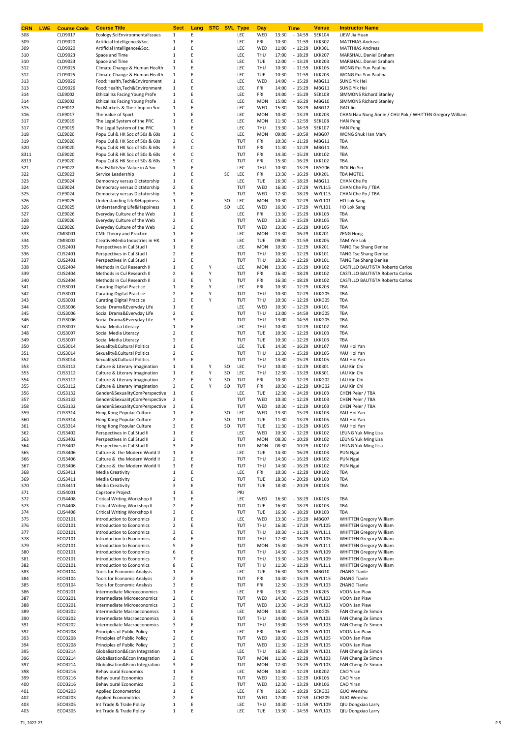| CRN | LWE | Course Code | Course Title | Sect | Lang | STC | SVL | Type | Day | Time | Venue | Instructor Name |
|---|---|---|---|---|---|---|---|---|---|---|---|---|
| 308 | | CLD9017 | Ecology:SciEnvironmentalIssues | 1 | E | | | LEC | WED | 13:30 - 14:59 | SEK104 | LIEW Jia Huan |
| 309 | | CLD9020 | Artificial Intelligence&Soc. | 1 | E | | | LEC | FRI | 10:30 - 11:59 | LKK302 | MATTHIAS Andreas |
| 309 | | CLD9020 | Artificial Intelligence&Soc. | 1 | E | | | LEC | WED | 11:00 - 12:29 | LKK301 | MATTHIAS Andreas |
| 310 | | CLD9023 | Space and Time | 1 | E | | | LEC | THU | 17:00 - 18:29 | LKK207 | MARSHALL Daniel Graham |
| 310 | | CLD9023 | Space and Time | 1 | E | | | LEC | TUE | 12:00 - 13:29 | LKK203 | MARSHALL Daniel Graham |
| 312 | | CLD9025 | Climate Change & Human Health | 1 | E | | | LEC | THU | 10:30 - 11:59 | LKK105 | WONG Pui Yun Paulina |
| 312 | | CLD9025 | Climate Change & Human Health | 1 | E | | | LEC | TUE | 10:30 - 11:59 | LKK203 | WONG Pui Yun Paulina |
| 313 | | CLD9026 | Food:Health,Tech&Environment | 1 | E | | | LEC | WED | 14:00 - 15:29 | MBG11 | SUNG Yik Hei |
| 313 | | CLD9026 | Food:Health,Tech&Environment | 1 | E | | | LEC | FRI | 14:00 - 15:29 | MBG11 | SUNG Yik Hei |
| 314 | | CLE9002 | Ethical Iss Facing Young Profe | 1 | E | | | LEC | FRI | 14:00 - 15:29 | SEK108 | SIMMONS Richard Stanley |
| 314 | | CLE9002 | Ethical Iss Facing Young Profe | 1 | E | | | LEC | MON | 15:00 - 16:29 | MBG10 | SIMMONS Richard Stanley |
| 315 | | CLE9012 | Fin Markets & Their Imp on Soc | 1 | E | | | LEC | WED | 15:30 - 18:29 | MBG12 | GAO Jin |
| 316 | | CLE9017 | The Value of Sport | 1 | E | | | LEC | MON | 10:30 - 13:29 | LKK203 | CHAN Hau Nung Annie / CHU Pok / WHITTEN Gregory William |
| 317 | | CLE9019 | The Legal System of the PRC | 1 | E | | | LEC | MON | 11:30 - 12:59 | SEK108 | HAN Peng |
| 317 | | CLE9019 | The Legal System of the PRC | 1 | E | | | LEC | THU | 13:30 - 14:59 | SEK107 | HAN Peng |
| 318 | | CLE9020 | Popu Cul & HK Soc of 50s & 60s | 1 | C | | | LEC | MON | 09:00 - 10:59 | MBG07 | WONG Shuk Han Mary |
| 319 | | CLE9020 | Popu Cul & HK Soc of 50s & 60s | 2 | C | | | TUT | FRI | 10:30 - 11:29 | MBG11 | TBA |
| 320 | | CLE9020 | Popu Cul & HK Soc of 50s & 60s | 3 | C | | | TUT | FRI | 11:30 - 12:29 | MBG11 | TBA |
| 8311 | | CLE9020 | Popu Cul & HK Soc of 50s & 60s | 4 | C | | | TUT | FRI | 14:30 - 15:29 | LKK102 | TBA |
| 8313 | | CLE9020 | Popu Cul & HK Soc of 50s & 60s | 5 | C | | | TUT | FRI | 15:30 - 16:29 | LKK102 | TBA |
| 321 | | CLE9022 | RealEst&ItsSoc Value in A.Soc | 1 | E | | | LEC | THU | 10:30 - 13:29 | LBYG06 | YICK Ho Yin |
| 322 | | CLE9023 | Service Leadership | 1 | E | | SC | LEC | FRI | 13:30 - 16:29 | LKK201 | TBA MGT01 |
| 323 | | CLE9024 | Democracy versus Dictatorship | 1 | E | | | LEC | TUE | 16:30 - 18:29 | MBG11 | CHAN Che Po |
| 324 | | CLE9024 | Democracy versus Dictatorship | 2 | E | | | TUT | WED | 16:30 - 17:29 | WYL115 | CHAN Che Po / TBA |
| 325 | | CLE9024 | Democracy versus Dictatorship | 3 | E | | | TUT | WED | 17:30 - 18:29 | WYL115 | CHAN Che Po / TBA |
| 326 | | CLE9025 | Understanding Life&Happiness | 1 | E | | SO | LEC | MON | 10:30 - 12:29 | WYL101 | HO Lok Sang |
| 326 | | CLE9025 | Understanding Life&Happiness | 1 | E | | SO | LEC | WED | 16:30 - 17:29 | WYL101 | HO Lok Sang |
| 327 | | CLE9026 | Everyday Culture of the Web | 1 | E | | | LEC | FRI | 13:30 - 15:29 | LKK103 | TBA |
| 328 | | CLE9026 | Everyday Culture of the Web | 2 | E | | | TUT | WED | 13:30 - 15:29 | LKK105 | TBA |
| 329 | | CLE9026 | Everyday Culture of the Web | 3 | E | | | TUT | WED | 13:30 - 15:29 | LKK105 | TBA |
| 333 | | CMI3001 | CMI: Theory and Practice | 1 | E | | | LEC | MON | 13:30 - 16:29 | LKK201 | ZENG Hong |
| 334 | | CMI3002 | CreativeMedia Industries in HK | 1 | E | | | LEC | TUE | 09:00 - 11:59 | LKK205 | TAM Yee Lok |
| 335 | | CUS2401 | Perspectives in Cul Stud I | 1 | E | | | LEC | MON | 10:30 - 12:29 | LKK201 | TANG Tse Shang Denise |
| 336 | | CUS2401 | Perspectives in Cul Stud I | 2 | E | | | TUT | THU | 10:30 - 12:29 | LKK101 | TANG Tse Shang Denise |
| 337 | | CUS2401 | Perspectives in Cul Stud I | 3 | E | | | TUT | THU | 10:30 - 12:29 | LKK101 | TANG Tse Shang Denise |
| 338 | | CUS2404 | Methods in Cul Research II | 1 | E | Y | | LEC | MON | 13:30 - 15:29 | LKK102 | CASTILLO BAUTISTA Roberto Carlos |
| 339 | | CUS2404 | Methods in Cul Research II | 2 | E | Y | | TUT | FRI | 16:30 - 18:29 | LKK102 | CASTILLO BAUTISTA Roberto Carlos |
| 340 | | CUS2404 | Methods in Cul Research II | 3 | E | Y | | TUT | FRI | 16:30 - 18:29 | LKK102 | CASTILLO BAUTISTA Roberto Carlos |
| 341 | | CUS3001 | Curating Digital Practice | 1 | E | Y | | LEC | FRI | 10:30 - 12:29 | LKK203 | TBA |
| 342 | | CUS3001 | Curating Digital Practice | 2 | E | Y | | TUT | THU | 10:30 - 12:29 | LKKG05 | TBA |
| 343 | | CUS3001 | Curating Digital Practice | 3 | E | Y | | TUT | THU | 10:30 - 12:29 | LKKG05 | TBA |
| 344 | | CUS3006 | Social Drama&Everyday Life | 1 | E | | | LEC | WED | 10:30 - 12:29 | LKK101 | TBA |
| 345 | | CUS3006 | Social Drama&Everyday Life | 2 | E | | | TUT | THU | 13:00 - 14:59 | LKKG05 | TBA |
| 346 | | CUS3006 | Social Drama&Everyday Life | 3 | E | | | TUT | THU | 13:00 - 14:59 | LKKG05 | TBA |
| 347 | | CUS3007 | Social Media Literacy | 1 | E | | | LEC | THU | 10:30 - 12:29 | LKK102 | TBA |
| 348 | | CUS3007 | Social Media Literacy | 2 | E | | | TUT | TUE | 10:30 - 12:29 | LKK103 | TBA |
| 349 | | CUS3007 | Social Media Literacy | 3 | E | | | TUT | TUE | 10:30 - 12:29 | LKK103 | TBA |
| 350 | | CUS3014 | Sexuality&Cultural Politics | 1 | E | | | LEC | TUE | 14:30 - 16:29 | LKK107 | YAU Hoi Yan |
| 351 | | CUS3014 | Sexuality&Cultural Politics | 2 | E | | | TUT | THU | 13:30 - 15:29 | LKK105 | YAU Hoi Yan |
| 352 | | CUS3014 | Sexuality&Cultural Politics | 3 | E | | | TUT | THU | 13:30 - 15:29 | LKK105 | YAU Hoi Yan |
| 353 | | CUS3112 | Culture & Literary Imagination | 1 | E | Y | SO | LEC | THU | 10:30 - 12:29 | LKK301 | LAU Kin Chi |
| 353 | | CUS3112 | Culture & Literary Imagination | 1 | E | Y | SO | LEC | THU | 12:30 - 13:29 | LKK301 | LAU Kin Chi |
| 354 | | CUS3112 | Culture & Literary Imagination | 2 | E | Y | SO | TUT | FRI | 10:30 - 12:29 | LKKG02 | LAU Kin Chi |
| 355 | | CUS3112 | Culture & Literary Imagination | 3 | E | Y | SO | TUT | FRI | 10:30 - 12:29 | LKKG02 | LAU Kin Chi |
| 356 | | CUS3132 | Gender&SexualityComPerspective | 1 | E | | | LEC | TUE | 12:30 - 14:29 | LKK103 | CHEN Peier / TBA |
| 357 | | CUS3132 | Gender&SexualityComPerspective | 2 | E | | | TUT | WED | 10:30 - 12:29 | LKK103 | CHEN Peier / TBA |
| 358 | | CUS3132 | Gender&SexualityComPerspective | 3 | E | | | TUT | WED | 10:30 - 12:29 | LKK103 | CHEN Peier / TBA |
| 359 | | CUS3314 | Hong Kong Popular Culture | 1 | E | | SO | LEC | WED | 13:30 - 15:29 | LKK103 | YAU Hoi Yan |
| 360 | | CUS3314 | Hong Kong Popular Culture | 2 | E | | SO | TUT | TUE | 11:30 - 13:29 | LKK105 | YAU Hoi Yan |
| 361 | | CUS3314 | Hong Kong Popular Culture | 3 | E | | SO | TUT | TUE | 11:30 - 13:29 | LKK105 | YAU Hoi Yan |
| 362 | | CUS3402 | Perspectives in Cul Stud II | 1 | E | | | LEC | WED | 10:30 - 12:29 | LKK102 | LEUNG Yuk Ming Lisa |
| 363 | | CUS3402 | Perspectives in Cul Stud II | 2 | E | | | TUT | MON | 08:30 - 10:29 | LKK102 | LEUNG Yuk Ming Lisa |
| 364 | | CUS3402 | Perspectives in Cul Stud II | 3 | E | | | TUT | MON | 08:30 - 10:29 | LKK102 | LEUNG Yuk Ming Lisa |
| 365 | | CUS3406 | Culture & the Modern World II | 1 | E | | | LEC | TUE | 14:30 - 16:29 | LKK103 | PUN Ngai |
| 366 | | CUS3406 | Culture & the Modern World II | 2 | E | | | TUT | THU | 14:30 - 16:29 | LKK102 | PUN Ngai |
| 367 | | CUS3406 | Culture & the Modern World II | 3 | E | | | TUT | THU | 14:30 - 16:29 | LKK102 | PUN Ngai |
| 368 | | CUS3411 | Media Creativity | 1 | E | | | LEC | FRI | 10:30 - 12:29 | LKK102 | TBA |
| 369 | | CUS3411 | Media Creativity | 2 | E | | | TUT | TUE | 18:30 - 20:29 | LKK103 | TBA |
| 370 | | CUS3411 | Media Creativity | 3 | E | | | TUT | TUE | 18:30 - 20:29 | LKK103 | TBA |
| 371 | | CUS4001 | Capstone Project | 1 | E | | | PRJ | | | | |
| 372 | | CUS4408 | Critical Writing Workshop II | 1 | E | | | LEC | WED | 16:30 - 18:29 | LKK103 | TBA |
| 373 | | CUS4408 | Critical Writing Workshop II | 2 | E | | | TUT | TUE | 16:30 - 18:29 | LKK103 | TBA |
| 374 | | CUS4408 | Critical Writing Workshop II | 3 | E | | | TUT | TUE | 16:30 - 18:29 | LKK103 | TBA |
| 375 | | ECO2101 | Introduction to Economics | 1 | E | | | LEC | WED | 13:30 - 15:29 | MBG07 | WHITTEN Gregory William |
| 376 | | ECO2101 | Introduction to Economics | 2 | E | | | TUT | THU | 16:30 - 17:29 | WYL105 | WHITTEN Gregory William |
| 377 | | ECO2101 | Introduction to Economics | 3 | E | | | TUT | THU | 10:30 - 11:29 | WYL111 | WHITTEN Gregory William |
| 378 | | ECO2101 | Introduction to Economics | 4 | E | | | TUT | THU | 17:30 - 18:29 | WYL105 | WHITTEN Gregory William |
| 379 | | ECO2101 | Introduction to Economics | 5 | E | | | TUT | MON | 15:30 - 16:29 | WYL111 | WHITTEN Gregory William |
| 380 | | ECO2101 | Introduction to Economics | 6 | E | | | TUT | THU | 14:30 - 15:29 | WYL109 | WHITTEN Gregory William |
| 381 | | ECO2101 | Introduction to Economics | 7 | E | | | TUT | THU | 13:30 - 14:29 | WYL109 | WHITTEN Gregory William |
| 382 | | ECO2101 | Introduction to Economics | 8 | E | | | TUT | THU | 11:30 - 12:29 | WYL111 | WHITTEN Gregory William |
| 383 | | ECO3104 | Tools for Economic Analysis | 1 | E | | | LEC | TUE | 16:30 - 18:29 | MBG10 | ZHANG Tianle |
| 384 | | ECO3104 | Tools for Economic Analysis | 2 | E | | | TUT | FRI | 14:30 - 15:29 | WYL115 | ZHANG Tianle |
| 385 | | ECO3104 | Tools for Economic Analysis | 3 | E | | | TUT | FRI | 12:30 - 13:29 | WYL103 | ZHANG Tianle |
| 386 | | ECO3201 | Intermediate Microeconomics | 1 | E | | | LEC | FRI | 13:30 - 15:29 | LKK205 | VOON Jan Piaw |
| 387 | | ECO3201 | Intermediate Microeconomics | 2 | E | | | TUT | WED | 14:30 - 15:29 | WYL103 | VOON Jan Piaw |
| 388 | | ECO3201 | Intermediate Microeconomics | 3 | E | | | TUT | WED | 13:30 - 14:29 | WYL103 | VOON Jan Piaw |
| 389 | | ECO3202 | Intermediate Macroeconomics | 1 | E | | | LEC | MON | 14:30 - 16:29 | LKKG05 | FAN Cheng Ze Simon |
| 390 | | ECO3202 | Intermediate Macroeconomics | 2 | E | | | TUT | THU | 14:00 - 14:59 | WYL103 | FAN Cheng Ze Simon |
| 391 | | ECO3202 | Intermediate Macroeconomics | 3 | E | | | TUT | THU | 13:00 - 13:59 | WYL103 | FAN Cheng Ze Simon |
| 392 | | ECO3208 | Principles of Public Policy | 1 | E | | | LEC | FRI | 16:30 - 18:29 | WYL101 | VOON Jan Piaw |
| 393 | | ECO3208 | Principles of Public Policy | 2 | E | | | TUT | WED | 10:30 - 11:29 | WYL105 | VOON Jan Piaw |
| 394 | | ECO3208 | Principles of Public Policy | 3 | E | | | TUT | WED | 11:30 - 12:29 | WYL105 | VOON Jan Piaw |
| 395 | | ECO3214 | Globalisation&Econ Integration | 1 | E | | | LEC | THU | 16:30 - 18:29 | WYL101 | FAN Cheng Ze Simon |
| 396 | | ECO3214 | Globalisation&Econ Integration | 2 | E | | | TUT | MON | 11:30 - 12:29 | WYL103 | FAN Cheng Ze Simon |
| 397 | | ECO3214 | Globalisation&Econ Integration | 3 | E | | | TUT | MON | 12:30 - 13:29 | WYL103 | FAN Cheng Ze Simon |
| 398 | | ECO3216 | Behavioural Economics | 1 | E | | | LEC | MON | 10:30 - 12:29 | LKK202 | CAO Yiran |
| 399 | | ECO3216 | Behavioural Economics | 2 | E | | | TUT | WED | 11:30 - 12:29 | LKK106 | CAO Yiran |
| 400 | | ECO3216 | Behavioural Economics | 3 | E | | | TUT | WED | 12:30 - 13:29 | LKK106 | CAO Yiran |
| 401 | | ECO4203 | Applied Econometrics | 1 | E | | | LEC | FRI | 16:30 - 18:29 | SEKG03 | GUO Wenshu |
| 402 | | ECO4203 | Applied Econometrics | 2 | E | | | TUT | WED | 17:00 - 17:59 | LCH209 | GUO Wenshu |
| 403 | | ECO4305 | Int Trade & Trade Policy | 1 | E | | | LEC | THU | 10:30 - 11:59 | WYL109 | QIU Dongxiao Larry |
| 403 | | ECO4305 | Int Trade & Trade Policy | 1 | E | | | LEC | TUE | 13:30 - 14:59 | WYL103 | QIU Dongxiao Larry |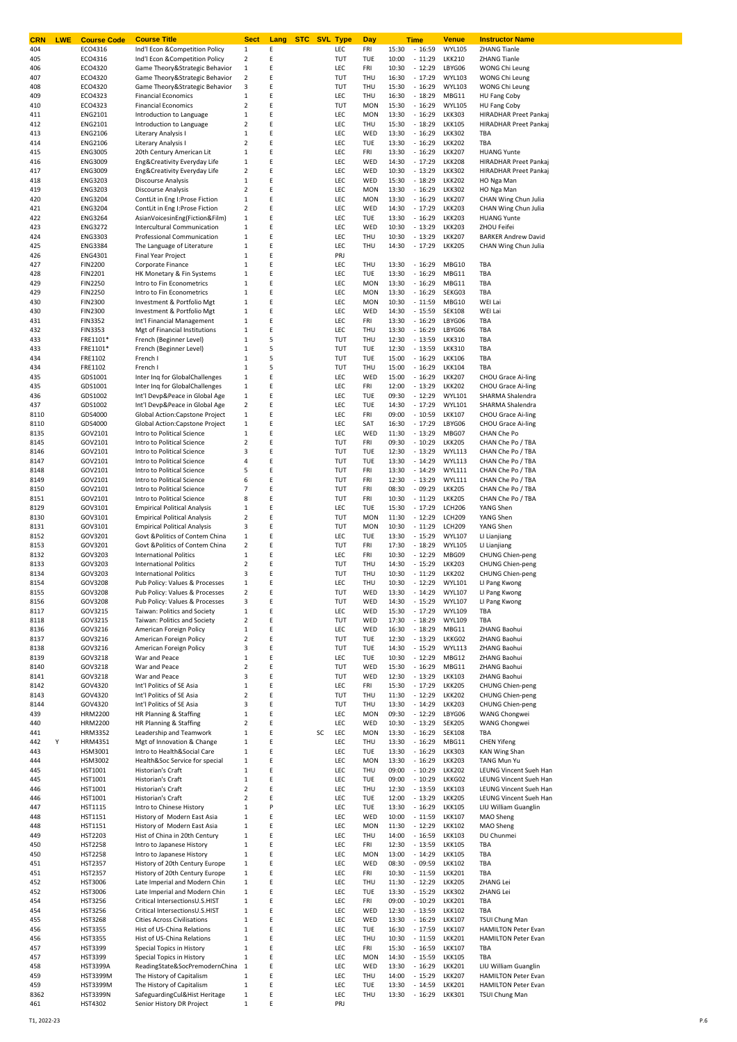| CRN | LWE | Course Code | Course Title | Sect | Lang | STC | SVL | Type | Day | Time | Venue | Instructor Name |
|---|---|---|---|---|---|---|---|---|---|---|---|---|
| 404 | | ECO4316 | Ind'l Econ &Competition Policy | 1 | E | | | LEC | FRI | 15:30 - 16:59 | WYL105 | ZHANG Tianle |
| 405 | | ECO4316 | Ind'l Econ &Competition Policy | 2 | E | | | TUT | TUE | 10:00 - 11:29 | LKK210 | ZHANG Tianle |
| 406 | | ECO4320 | Game Theory&Strategic Behavior | 1 | E | | | LEC | FRI | 10:30 - 12:29 | LBYG06 | WONG Chi Leung |
| 407 | | ECO4320 | Game Theory&Strategic Behavior | 2 | E | | | TUT | THU | 16:30 - 17:29 | WYL103 | WONG Chi Leung |
| 408 | | ECO4320 | Game Theory&Strategic Behavior | 3 | E | | | TUT | THU | 15:30 - 16:29 | WYL103 | WONG Chi Leung |
| 409 | | ECO4323 | Financial Economics | 1 | E | | | LEC | THU | 16:30 - 18:29 | MBG11 | HU Fang Coby |
| 410 | | ECO4323 | Financial Economics | 2 | E | | | TUT | MON | 15:30 - 16:29 | WYL105 | HU Fang Coby |
| 411 | | ENG2101 | Introduction to Language | 1 | E | | | LEC | MON | 13:30 - 16:29 | LKK303 | HIRADHAR Preet Pankaj |
| 412 | | ENG2101 | Introduction to Language | 2 | E | | | LEC | THU | 15:30 - 18:29 | LKK105 | HIRADHAR Preet Pankaj |
| 413 | | ENG2106 | Literary Analysis I | 1 | E | | | LEC | WED | 13:30 - 16:29 | LKK302 | TBA |
| 414 | | ENG2106 | Literary Analysis I | 2 | E | | | LEC | TUE | 13:30 - 16:29 | LKK202 | TBA |
| 415 | | ENG3005 | 20th Century American Lit | 1 | E | | | LEC | FRI | 13:30 - 16:29 | LKK207 | HUANG Yunte |
| 416 | | ENG3009 | Eng&Creativity Everyday Life | 1 | E | | | LEC | WED | 14:30 - 17:29 | LKK208 | HIRADHAR Preet Pankaj |
| 417 | | ENG3009 | Eng&Creativity Everyday Life | 2 | E | | | LEC | WED | 10:30 - 13:29 | LKK302 | HIRADHAR Preet Pankaj |
| 418 | | ENG3203 | Discourse Analysis | 1 | E | | | LEC | WED | 15:30 - 18:29 | LKK202 | HO Nga Man |
| 419 | | ENG3203 | Discourse Analysis | 2 | E | | | LEC | MON | 13:30 - 16:29 | LKK302 | HO Nga Man |
| 420 | | ENG3204 | ContLit in Eng I:Prose Fiction | 1 | E | | | LEC | MON | 13:30 - 16:29 | LKK207 | CHAN Wing Chun Julia |
| 421 | | ENG3204 | ContLit in Eng I:Prose Fiction | 2 | E | | | LEC | WED | 14:30 - 17:29 | LKK203 | CHAN Wing Chun Julia |
| 422 | | ENG3264 | AsianVoicesinEng(Fiction&Film) | 1 | E | | | LEC | TUE | 13:30 - 16:29 | LKK203 | HUANG Yunte |
| 423 | | ENG3272 | Intercultural Communication | 1 | E | | | LEC | WED | 10:30 - 13:29 | LKK203 | ZHOU Feifei |
| 424 | | ENG3303 | Professional Communication | 1 | E | | | LEC | THU | 10:30 - 13:29 | LKK207 | BARKER Andrew David |
| 425 | | ENG3384 | The Language of Literature | 1 | E | | | LEC | THU | 14:30 - 17:29 | LKK205 | CHAN Wing Chun Julia |
| 426 | | ENG4301 | Final Year Project | 1 | E | | | PRJ | | | | |
| 427 | | FIN2200 | Corporate Finance | 1 | E | | | LEC | THU | 13:30 - 16:29 | MBG10 | TBA |
| 428 | | FIN2201 | HK Monetary & Fin Systems | 1 | E | | | LEC | TUE | 13:30 - 16:29 | MBG11 | TBA |
| 429 | | FIN2250 | Intro to Fin Econometrics | 1 | E | | | LEC | MON | 13:30 - 16:29 | MBG11 | TBA |
| 429 | | FIN2250 | Intro to Fin Econometrics | 1 | E | | | LEC | MON | 13:30 - 16:29 | SEKG03 | TBA |
| 430 | | FIN2300 | Investment & Portfolio Mgt | 1 | E | | | LEC | MON | 10:30 - 11:59 | MBG10 | WEI Lai |
| 430 | | FIN2300 | Investment & Portfolio Mgt | 1 | E | | | LEC | WED | 14:30 - 15:59 | SEK108 | WEI Lai |
| 431 | | FIN3352 | Int'l Financial Management | 1 | E | | | LEC | FRI | 13:30 - 16:29 | LBYG06 | TBA |
| 432 | | FIN3353 | Mgt of Financial Institutions | 1 | E | | | LEC | THU | 13:30 - 16:29 | LBYG06 | TBA |
| 433 | | FRE1101* | French (Beginner Level) | 1 | 5 | | | TUT | THU | 12:30 - 13:59 | LKK310 | TBA |
| 433 | | FRE1101* | French (Beginner Level) | 1 | 5 | | | TUT | TUE | 12:30 - 13:59 | LKK310 | TBA |
| 434 | | FRE1102 | French I | 1 | 5 | | | TUT | TUE | 15:00 - 16:29 | LKK106 | TBA |
| 434 | | FRE1102 | French I | 1 | 5 | | | TUT | THU | 15:00 - 16:29 | LKK104 | TBA |
| 435 | | GDS1001 | Inter Inq for GlobalChallenges | 1 | E | | | LEC | WED | 15:00 - 16:29 | LKK207 | CHOU Grace Ai-ling |
| 435 | | GDS1001 | Inter Inq for GlobalChallenges | 1 | E | | | LEC | FRI | 12:00 - 13:29 | LKK202 | CHOU Grace Ai-ling |
| 436 | | GDS1002 | Int'l Devp&Peace in Global Age | 1 | E | | | LEC | TUE | 09:30 - 12:29 | WYL101 | SHARMA Shalendra |
| 437 | | GDS1002 | Int'l Devp&Peace in Global Age | 2 | E | | | LEC | TUE | 14:30 - 17:29 | WYL101 | SHARMA Shalendra |
| 8110 | | GDS4000 | Global Action:Capstone Project | 1 | E | | | LEC | FRI | 09:00 - 10:59 | LKK107 | CHOU Grace Ai-ling |
| 8110 | | GDS4000 | Global Action:Capstone Project | 1 | E | | | LEC | SAT | 16:30 - 17:29 | LBYG06 | CHOU Grace Ai-ling |
| 8135 | | GOV2101 | Intro to Political Science | 1 | E | | | LEC | WED | 11:30 - 13:29 | MBG07 | CHAN Che Po |
| 8145 | | GOV2101 | Intro to Political Science | 2 | E | | | TUT | FRI | 09:30 - 10:29 | LKK205 | CHAN Che Po / TBA |
| 8146 | | GOV2101 | Intro to Political Science | 3 | E | | | TUT | TUE | 12:30 - 13:29 | WYL113 | CHAN Che Po / TBA |
| 8147 | | GOV2101 | Intro to Political Science | 4 | E | | | TUT | TUE | 13:30 - 14:29 | WYL113 | CHAN Che Po / TBA |
| 8148 | | GOV2101 | Intro to Political Science | 5 | E | | | TUT | FRI | 13:30 - 14:29 | WYL111 | CHAN Che Po / TBA |
| 8149 | | GOV2101 | Intro to Political Science | 6 | E | | | TUT | FRI | 12:30 - 13:29 | WYL111 | CHAN Che Po / TBA |
| 8150 | | GOV2101 | Intro to Political Science | 7 | E | | | TUT | FRI | 08:30 - 09:29 | LKK205 | CHAN Che Po / TBA |
| 8151 | | GOV2101 | Intro to Political Science | 8 | E | | | TUT | FRI | 10:30 - 11:29 | LKK205 | CHAN Che Po / TBA |
| 8129 | | GOV3101 | Empirical Political Analysis | 1 | E | | | LEC | TUE | 15:30 - 17:29 | LCH206 | YANG Shen |
| 8130 | | GOV3101 | Empirical Political Analysis | 2 | E | | | TUT | MON | 11:30 - 12:29 | LCH209 | YANG Shen |
| 8131 | | GOV3101 | Empirical Political Analysis | 3 | E | | | TUT | MON | 10:30 - 11:29 | LCH209 | YANG Shen |
| 8152 | | GOV3201 | Govt &Politics of Contem China | 1 | E | | | LEC | TUE | 13:30 - 15:29 | WYL107 | LI Lianjiang |
| 8153 | | GOV3201 | Govt &Politics of Contem China | 2 | E | | | TUT | FRI | 17:30 - 18:29 | WYL105 | LI Lianjiang |
| 8132 | | GOV3203 | International Politics | 1 | E | | | LEC | FRI | 10:30 - 12:29 | MBG09 | CHUNG Chien-peng |
| 8133 | | GOV3203 | International Politics | 2 | E | | | TUT | THU | 14:30 - 15:29 | LKK203 | CHUNG Chien-peng |
| 8134 | | GOV3203 | International Politics | 3 | E | | | TUT | THU | 10:30 - 11:29 | LKK202 | CHUNG Chien-peng |
| 8154 | | GOV3208 | Pub Policy: Values & Processes | 1 | E | | | LEC | THU | 10:30 - 12:29 | WYL101 | LI Pang Kwong |
| 8155 | | GOV3208 | Pub Policy: Values & Processes | 2 | E | | | TUT | WED | 13:30 - 14:29 | WYL107 | LI Pang Kwong |
| 8156 | | GOV3208 | Pub Policy: Values & Processes | 3 | E | | | TUT | WED | 14:30 - 15:29 | WYL107 | LI Pang Kwong |
| 8117 | | GOV3215 | Taiwan: Politics and Society | 1 | E | | | LEC | WED | 15:30 - 17:29 | WYL109 | TBA |
| 8118 | | GOV3215 | Taiwan: Politics and Society | 2 | E | | | TUT | WED | 17:30 - 18:29 | WYL109 | TBA |
| 8136 | | GOV3216 | American Foreign Policy | 1 | E | | | LEC | WED | 16:30 - 18:29 | MBG11 | ZHANG Baohui |
| 8137 | | GOV3216 | American Foreign Policy | 2 | E | | | TUT | TUE | 12:30 - 13:29 | LKKG02 | ZHANG Baohui |
| 8138 | | GOV3216 | American Foreign Policy | 3 | E | | | TUT | TUE | 14:30 - 15:29 | WYL113 | ZHANG Baohui |
| 8139 | | GOV3218 | War and Peace | 1 | E | | | LEC | TUE | 10:30 - 12:29 | MBG12 | ZHANG Baohui |
| 8140 | | GOV3218 | War and Peace | 2 | E | | | TUT | WED | 15:30 - 16:29 | MBG11 | ZHANG Baohui |
| 8141 | | GOV3218 | War and Peace | 3 | E | | | TUT | WED | 12:30 - 13:29 | LKK103 | ZHANG Baohui |
| 8142 | | GOV4320 | Int'l Politics of SE Asia | 1 | E | | | LEC | FRI | 15:30 - 17:29 | LKK205 | CHUNG Chien-peng |
| 8143 | | GOV4320 | Int'l Politics of SE Asia | 2 | E | | | TUT | THU | 11:30 - 12:29 | LKK202 | CHUNG Chien-peng |
| 8144 | | GOV4320 | Int'l Politics of SE Asia | 3 | E | | | TUT | THU | 13:30 - 14:29 | LKK203 | CHUNG Chien-peng |
| 439 | | HRM2200 | HR Planning & Staffing | 1 | E | | | LEC | MON | 09:30 - 12:29 | LBYG06 | WANG Chongwei |
| 440 | | HRM2200 | HR Planning & Staffing | 2 | E | | | LEC | WED | 10:30 - 13:29 | SEK205 | WANG Chongwei |
| 441 | | HRM3352 | Leadership and Teamwork | 1 | E | | SC | LEC | MON | 13:30 - 16:29 | SEK108 | TBA |
| 442 | Y | HRM4351 | Mgt of Innovation & Change | 1 | E | | | LEC | THU | 13:30 - 16:29 | MBG11 | CHEN Yifeng |
| 443 | | HSM3001 | Intro to Health&Social Care | 1 | E | | | LEC | TUE | 13:30 - 16:29 | LKK303 | KAN Wing Shan |
| 444 | | HSM3002 | Health&Soc Service for special | 1 | E | | | LEC | MON | 13:30 - 16:29 | LKK203 | TANG Mun Yu |
| 445 | | HST1001 | Historian's Craft | 1 | E | | | LEC | THU | 09:00 - 10:29 | LKK202 | LEUNG Vincent Sueh Han |
| 445 | | HST1001 | Historian's Craft | 1 | E | | | LEC | TUE | 09:00 - 10:29 | LKKG02 | LEUNG Vincent Sueh Han |
| 446 | | HST1001 | Historian's Craft | 2 | E | | | LEC | THU | 12:30 - 13:59 | LKK103 | LEUNG Vincent Sueh Han |
| 446 | | HST1001 | Historian's Craft | 2 | E | | | LEC | TUE | 12:00 - 13:29 | LKK205 | LEUNG Vincent Sueh Han |
| 447 | | HST1115 | Intro to Chinese History | 1 | P | | | LEC | TUE | 13:30 - 16:29 | LKK105 | LIU William Guanglin |
| 448 | | HST1151 | History of Modern East Asia | 1 | E | | | LEC | WED | 10:00 - 11:59 | LKK107 | MAO Sheng |
| 448 | | HST1151 | History of Modern East Asia | 1 | E | | | LEC | MON | 11:30 - 12:29 | LKK102 | MAO Sheng |
| 449 | | HST2203 | Hist of China in 20th Century | 1 | E | | | LEC | THU | 14:00 - 16:59 | LKK103 | DU Chunmei |
| 450 | | HST2258 | Intro to Japanese History | 1 | E | | | LEC | FRI | 12:30 - 13:59 | LKK105 | TBA |
| 450 | | HST2258 | Intro to Japanese History | 1 | E | | | LEC | MON | 13:00 - 14:29 | LKK105 | TBA |
| 451 | | HST2357 | History of 20th Century Europe | 1 | E | | | LEC | WED | 08:30 - 09:59 | LKK102 | TBA |
| 451 | | HST2357 | History of 20th Century Europe | 1 | E | | | LEC | FRI | 10:30 - 11:59 | LKK201 | TBA |
| 452 | | HST3006 | Late Imperial and Modern Chin | 1 | E | | | LEC | THU | 11:30 - 12:29 | LKK205 | ZHANG Lei |
| 452 | | HST3006 | Late Imperial and Modern Chin | 1 | E | | | LEC | TUE | 13:30 - 15:29 | LKK302 | ZHANG Lei |
| 454 | | HST3256 | Critical IntersectionsU.S.HIST | 1 | E | | | LEC | FRI | 09:00 - 10:29 | LKK201 | TBA |
| 454 | | HST3256 | Critical IntersectionsU.S.HIST | 1 | E | | | LEC | WED | 12:30 - 13:59 | LKK102 | TBA |
| 455 | | HST3268 | Cities Across Civilisations | 1 | E | | | LEC | WED | 13:30 - 16:29 | LKK107 | TSUI Chung Man |
| 456 | | HST3355 | Hist of US-China Relations | 1 | E | | | LEC | TUE | 16:30 - 17:59 | LKK107 | HAMILTON Peter Evan |
| 456 | | HST3355 | Hist of US-China Relations | 1 | E | | | LEC | THU | 10:30 - 11:59 | LKK201 | HAMILTON Peter Evan |
| 457 | | HST3399 | Special Topics in History | 1 | E | | | LEC | FRI | 15:30 - 16:59 | LKK107 | TBA |
| 457 | | HST3399 | Special Topics in History | 1 | E | | | LEC | MON | 14:30 - 15:59 | LKK105 | TBA |
| 458 | | HST3399A | ReadingState&SocPremodernChina | 1 | E | | | LEC | WED | 13:30 - 16:29 | LKK201 | LIU William Guanglin |
| 459 | | HST3399M | The History of Capitalism | 1 | E | | | LEC | THU | 14:00 - 15:29 | LKK207 | HAMILTON Peter Evan |
| 459 | | HST3399M | The History of Capitalism | 1 | E | | | LEC | TUE | 13:30 - 14:59 | LKK201 | HAMILTON Peter Evan |
| 8362 | | HST3399N | SafeguardingCul&Hist Heritage | 1 | E | | | LEC | THU | 13:30 - 16:29 | LKK301 | TSUI Chung Man |
| 461 | | HST4302 | Senior History DR Project | 1 | E | | | PRJ | | | | |

T1, 2022-23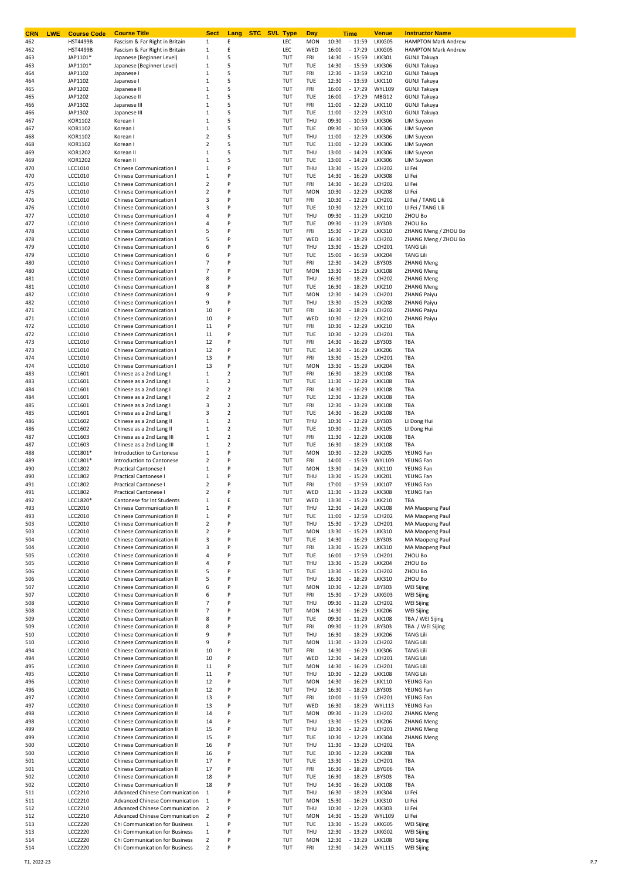| CRN | LWE | Course Code | Course Title | Sect | Lang | STC | SVL | Type | Day | Time | Venue | Instructor Name |
|---|---|---|---|---|---|---|---|---|---|---|---|---|
| 462 | | HST4499B | Fascism & Far Right in Britain | 1 | E | | | LEC | MON | 10:30 - 11:59 | LKKG05 | HAMPTON Mark Andrew |
| 462 | | HST4499B | Fascism & Far Right in Britain | 1 | E | | | LEC | WED | 16:00 - 17:29 | LKKG05 | HAMPTON Mark Andrew |
| 463 | | JAP1101* | Japanese (Beginner Level) | 1 | 5 | | | TUT | FRI | 14:30 - 15:59 | LKK301 | GUNJI Takuya |
| 463 | | JAP1101* | Japanese (Beginner Level) | 1 | 5 | | | TUT | TUE | 14:30 - 15:59 | LKK306 | GUNJI Takuya |
| 464 | | JAP1102 | Japanese I | 1 | 5 | | | TUT | FRI | 12:30 - 13:59 | LKK210 | GUNJI Takuya |
| 464 | | JAP1102 | Japanese I | 1 | 5 | | | TUT | TUE | 12:30 - 13:59 | LKK110 | GUNJI Takuya |
| 465 | | JAP1202 | Japanese II | 1 | 5 | | | TUT | FRI | 16:00 - 17:29 | WYL109 | GUNJI Takuya |
| 465 | | JAP1202 | Japanese II | 1 | 5 | | | TUT | TUE | 16:00 - 17:29 | MBG12 | GUNJI Takuya |
| 466 | | JAP1302 | Japanese III | 1 | 5 | | | TUT | FRI | 11:00 - 12:29 | LKK110 | GUNJI Takuya |
| 466 | | JAP1302 | Japanese III | 1 | 5 | | | TUT | TUE | 11:00 - 12:29 | LKK310 | GUNJI Takuya |
| 467 | | KOR1102 | Korean I | 1 | 5 | | | TUT | THU | 09:30 - 10:59 | LKK306 | LIM Suyeon |
| 467 | | KOR1102 | Korean I | 1 | 5 | | | TUT | TUE | 09:30 - 10:59 | LKK306 | LIM Suyeon |
| 468 | | KOR1102 | Korean I | 2 | 5 | | | TUT | THU | 11:00 - 12:29 | LKK306 | LIM Suyeon |
| 468 | | KOR1102 | Korean I | 2 | 5 | | | TUT | TUE | 11:00 - 12:29 | LKK306 | LIM Suyeon |
| 469 | | KOR1202 | Korean II | 1 | 5 | | | TUT | THU | 13:00 - 14:29 | LKK306 | LIM Suyeon |
| 469 | | KOR1202 | Korean II | 1 | 5 | | | TUT | TUE | 13:00 - 14:29 | LKK306 | LIM Suyeon |
| 470 | | LCC1010 | Chinese Communication I | 1 | P | | | TUT | THU | 13:30 - 15:29 | LCH202 | LI Fei |
| 470 | | LCC1010 | Chinese Communication I | 1 | P | | | TUT | TUE | 14:30 - 16:29 | LKK308 | LI Fei |
| 475 | | LCC1010 | Chinese Communication I | 2 | P | | | TUT | FRI | 14:30 - 16:29 | LCH202 | LI Fei |
| 475 | | LCC1010 | Chinese Communication I | 2 | P | | | TUT | MON | 10:30 - 12:29 | LKK208 | LI Fei |
| 476 | | LCC1010 | Chinese Communication I | 3 | P | | | TUT | FRI | 10:30 - 12:29 | LCH202 | LI Fei / TANG Lili |
| 476 | | LCC1010 | Chinese Communication I | 3 | P | | | TUT | TUE | 10:30 - 12:29 | LKK110 | LI Fei / TANG Lili |
| 477 | | LCC1010 | Chinese Communication I | 4 | P | | | TUT | THU | 09:30 - 11:29 | LKK210 | ZHOU Bo |
| 477 | | LCC1010 | Chinese Communication I | 4 | P | | | TUT | TUE | 09:30 - 11:29 | LBY303 | ZHOU Bo |
| 478 | | LCC1010 | Chinese Communication I | 5 | P | | | TUT | FRI | 15:30 - 17:29 | LKK310 | ZHANG Meng / ZHOU Bo |
| 478 | | LCC1010 | Chinese Communication I | 5 | P | | | TUT | WED | 16:30 - 18:29 | LCH202 | ZHANG Meng / ZHOU Bo |
| 479 | | LCC1010 | Chinese Communication I | 6 | P | | | TUT | THU | 13:30 - 15:29 | LCH201 | TANG Lili |
| 479 | | LCC1010 | Chinese Communication I | 6 | P | | | TUT | TUE | 15:00 - 16:59 | LKK204 | TANG Lili |
| 480 | | LCC1010 | Chinese Communication I | 7 | P | | | TUT | FRI | 12:30 - 14:29 | LBY303 | ZHANG Meng |
| 480 | | LCC1010 | Chinese Communication I | 7 | P | | | TUT | MON | 13:30 - 15:29 | LKK108 | ZHANG Meng |
| 481 | | LCC1010 | Chinese Communication I | 8 | P | | | TUT | THU | 16:30 - 18:29 | LCH202 | ZHANG Meng |
| 481 | | LCC1010 | Chinese Communication I | 8 | P | | | TUT | TUE | 16:30 - 18:29 | LKK210 | ZHANG Meng |
| 482 | | LCC1010 | Chinese Communication I | 9 | P | | | TUT | MON | 12:30 - 14:29 | LCH201 | ZHANG Paiyu |
| 482 | | LCC1010 | Chinese Communication I | 9 | P | | | TUT | THU | 13:30 - 15:29 | LKK208 | ZHANG Paiyu |
| 471 | | LCC1010 | Chinese Communication I | 10 | P | | | TUT | FRI | 16:30 - 18:29 | LCH202 | ZHANG Paiyu |
| 471 | | LCC1010 | Chinese Communication I | 10 | P | | | TUT | WED | 10:30 - 12:29 | LKK210 | ZHANG Paiyu |
| 472 | | LCC1010 | Chinese Communication I | 11 | P | | | TUT | FRI | 10:30 - 12:29 | LKK210 | TBA |
| 472 | | LCC1010 | Chinese Communication I | 11 | P | | | TUT | TUE | 10:30 - 12:29 | LCH201 | TBA |
| 473 | | LCC1010 | Chinese Communication I | 12 | P | | | TUT | FRI | 14:30 - 16:29 | LBY303 | TBA |
| 473 | | LCC1010 | Chinese Communication I | 12 | P | | | TUT | TUE | 14:30 - 16:29 | LKK206 | TBA |
| 474 | | LCC1010 | Chinese Communication I | 13 | P | | | TUT | FRI | 13:30 - 15:29 | LCH201 | TBA |
| 474 | | LCC1010 | Chinese Communication I | 13 | P | | | TUT | MON | 13:30 - 15:29 | LKK204 | TBA |
| 483 | | LCC1601 | Chinese as a 2nd Lang I | 1 | 2 | | | TUT | FRI | 16:30 - 18:29 | LKK108 | TBA |
| 483 | | LCC1601 | Chinese as a 2nd Lang I | 1 | 2 | | | TUT | TUE | 11:30 - 12:29 | LKK108 | TBA |
| 484 | | LCC1601 | Chinese as a 2nd Lang I | 2 | 2 | | | TUT | FRI | 14:30 - 16:29 | LKK108 | TBA |
| 484 | | LCC1601 | Chinese as a 2nd Lang I | 2 | 2 | | | TUT | TUE | 12:30 - 13:29 | LKK108 | TBA |
| 485 | | LCC1601 | Chinese as a 2nd Lang I | 3 | 2 | | | TUT | FRI | 12:30 - 13:29 | LKK108 | TBA |
| 485 | | LCC1601 | Chinese as a 2nd Lang I | 3 | 2 | | | TUT | TUE | 14:30 - 16:29 | LKK108 | TBA |
| 486 | | LCC1602 | Chinese as a 2nd Lang II | 1 | 2 | | | TUT | THU | 10:30 - 12:29 | LBY303 | LI Dong Hui |
| 486 | | LCC1602 | Chinese as a 2nd Lang II | 1 | 2 | | | TUT | TUE | 10:30 - 11:29 | LKK105 | LI Dong Hui |
| 487 | | LCC1603 | Chinese as a 2nd Lang III | 1 | 2 | | | TUT | FRI | 11:30 - 12:29 | LKK108 | TBA |
| 487 | | LCC1603 | Chinese as a 2nd Lang III | 1 | 2 | | | TUT | TUE | 16:30 - 18:29 | LKK108 | TBA |
| 488 | | LCC1801* | Introduction to Cantonese | 1 | P | | | TUT | MON | 10:30 - 12:29 | LKK205 | YEUNG Fan |
| 489 | | LCC1801* | Introduction to Cantonese | 2 | P | | | TUT | FRI | 14:00 - 15:59 | WYL109 | YEUNG Fan |
| 490 | | LCC1802 | Practical Cantonese I | 1 | P | | | TUT | MON | 13:30 - 14:29 | LKK110 | YEUNG Fan |
| 490 | | LCC1802 | Practical Cantonese I | 1 | P | | | TUT | THU | 13:30 - 15:29 | LKK201 | YEUNG Fan |
| 491 | | LCC1802 | Practical Cantonese I | 2 | P | | | TUT | FRI | 17:00 - 17:59 | LKK107 | YEUNG Fan |
| 491 | | LCC1802 | Practical Cantonese I | 2 | P | | | TUT | WED | 11:30 - 13:29 | LKK308 | YEUNG Fan |
| 492 | | LCC1820* | Cantonese for Int Students | 1 | E | | | TUT | WED | 13:30 - 15:29 | LKK210 | TBA |
| 493 | | LCC2010 | Chinese Communication II | 1 | P | | | TUT | THU | 12:30 - 14:29 | LKK108 | MA Maopeng Paul |
| 493 | | LCC2010 | Chinese Communication II | 1 | P | | | TUT | TUE | 11:00 - 12:59 | LCH202 | MA Maopeng Paul |
| 503 | | LCC2010 | Chinese Communication II | 2 | P | | | TUT | THU | 15:30 - 17:29 | LCH201 | MA Maopeng Paul |
| 503 | | LCC2010 | Chinese Communication II | 2 | P | | | TUT | MON | 13:30 - 15:29 | LKK310 | MA Maopeng Paul |
| 504 | | LCC2010 | Chinese Communication II | 3 | P | | | TUT | TUE | 14:30 - 16:29 | LBY303 | MA Maopeng Paul |
| 504 | | LCC2010 | Chinese Communication II | 3 | P | | | TUT | FRI | 13:30 - 15:29 | LKK310 | MA Maopeng Paul |
| 505 | | LCC2010 | Chinese Communication II | 4 | P | | | TUT | TUE | 16:00 - 17:59 | LCH201 | ZHOU Bo |
| 505 | | LCC2010 | Chinese Communication II | 4 | P | | | TUT | THU | 13:30 - 15:29 | LKK204 | ZHOU Bo |
| 506 | | LCC2010 | Chinese Communication II | 5 | P | | | TUT | TUE | 13:30 - 15:29 | LCH202 | ZHOU Bo |
| 506 | | LCC2010 | Chinese Communication II | 5 | P | | | TUT | THU | 16:30 - 18:29 | LKK310 | ZHOU Bo |
| 507 | | LCC2010 | Chinese Communication II | 6 | P | | | TUT | MON | 10:30 - 12:29 | LBY303 | WEI Sijing |
| 507 | | LCC2010 | Chinese Communication II | 6 | P | | | TUT | FRI | 15:30 - 17:29 | LKKG03 | WEI Sijing |
| 508 | | LCC2010 | Chinese Communication II | 7 | P | | | TUT | THU | 09:30 - 11:29 | LCH202 | WEI Sijing |
| 508 | | LCC2010 | Chinese Communication II | 7 | P | | | TUT | MON | 14:30 - 16:29 | LKK206 | WEI Sijing |
| 509 | | LCC2010 | Chinese Communication II | 8 | P | | | TUT | TUE | 09:30 - 11:29 | LKK108 | TBA / WEI Sijing |
| 509 | | LCC2010 | Chinese Communication II | 8 | P | | | TUT | FRI | 09:30 - 11:29 | LBY303 | TBA / WEI Sijing |
| 510 | | LCC2010 | Chinese Communication II | 9 | P | | | TUT | THU | 16:30 - 18:29 | LKK206 | TANG Lili |
| 510 | | LCC2010 | Chinese Communication II | 9 | P | | | TUT | MON | 11:30 - 13:29 | LCH202 | TANG Lili |
| 494 | | LCC2010 | Chinese Communication II | 10 | P | | | TUT | FRI | 14:30 - 16:29 | LKK306 | TANG Lili |
| 494 | | LCC2010 | Chinese Communication II | 10 | P | | | TUT | WED | 12:30 - 14:29 | LCH201 | TANG Lili |
| 495 | | LCC2010 | Chinese Communication II | 11 | P | | | TUT | MON | 14:30 - 16:29 | LCH201 | TANG Lili |
| 495 | | LCC2010 | Chinese Communication II | 11 | P | | | TUT | THU | 10:30 - 12:29 | LKK108 | TANG Lili |
| 496 | | LCC2010 | Chinese Communication II | 12 | P | | | TUT | MON | 14:30 - 16:29 | LKK110 | YEUNG Fan |
| 496 | | LCC2010 | Chinese Communication II | 12 | P | | | TUT | THU | 16:30 - 18:29 | LBY303 | YEUNG Fan |
| 497 | | LCC2010 | Chinese Communication II | 13 | P | | | TUT | FRI | 10:00 - 11:59 | LCH201 | YEUNG Fan |
| 497 | | LCC2010 | Chinese Communication II | 13 | P | | | TUT | WED | 16:30 - 18:29 | WYL113 | YEUNG Fan |
| 498 | | LCC2010 | Chinese Communication II | 14 | P | | | TUT | MON | 09:30 - 11:29 | LCH202 | ZHANG Meng |
| 498 | | LCC2010 | Chinese Communication II | 14 | P | | | TUT | THU | 13:30 - 15:29 | LKK206 | ZHANG Meng |
| 499 | | LCC2010 | Chinese Communication II | 15 | P | | | TUT | THU | 10:30 - 12:29 | LCH201 | ZHANG Meng |
| 499 | | LCC2010 | Chinese Communication II | 15 | P | | | TUT | TUE | 10:30 - 12:29 | LKK304 | ZHANG Meng |
| 500 | | LCC2010 | Chinese Communication II | 16 | P | | | TUT | THU | 11:30 - 13:29 | LCH202 | TBA |
| 500 | | LCC2010 | Chinese Communication II | 16 | P | | | TUT | TUE | 10:30 - 12:29 | LKK208 | TBA |
| 501 | | LCC2010 | Chinese Communication II | 17 | P | | | TUT | TUE | 13:30 - 15:29 | LCH201 | TBA |
| 501 | | LCC2010 | Chinese Communication II | 17 | P | | | TUT | FRI | 16:30 - 18:29 | LBYG06 | TBA |
| 502 | | LCC2010 | Chinese Communication II | 18 | P | | | TUT | TUE | 16:30 - 18:29 | LBY303 | TBA |
| 502 | | LCC2010 | Chinese Communication II | 18 | P | | | TUT | THU | 14:30 - 16:29 | LKK108 | TBA |
| 511 | | LCC2210 | Advanced Chinese Communication | 1 | P | | | TUT | THU | 16:30 - 18:29 | LKK304 | LI Fei |
| 511 | | LCC2210 | Advanced Chinese Communication | 1 | P | | | TUT | MON | 15:30 - 16:29 | LKK310 | LI Fei |
| 512 | | LCC2210 | Advanced Chinese Communication | 2 | P | | | TUT | THU | 10:30 - 12:29 | LKK303 | LI Fei |
| 512 | | LCC2210 | Advanced Chinese Communication | 2 | P | | | TUT | MON | 14:30 - 15:29 | WYL109 | LI Fei |
| 513 | | LCC2220 | Chi Communication for Business | 1 | P | | | TUT | TUE | 13:30 - 15:29 | LKKG05 | WEI Sijing |
| 513 | | LCC2220 | Chi Communication for Business | 1 | P | | | TUT | THU | 12:30 - 13:29 | LKKG02 | WEI Sijing |
| 514 | | LCC2220 | Chi Communication for Business | 2 | P | | | TUT | MON | 12:30 - 13:29 | LKK108 | WEI Sijing |
| 514 | | LCC2220 | Chi Communication for Business | 2 | P | | | TUT | FRI | 12:30 - 14:29 | WYL115 | WEI Sijing |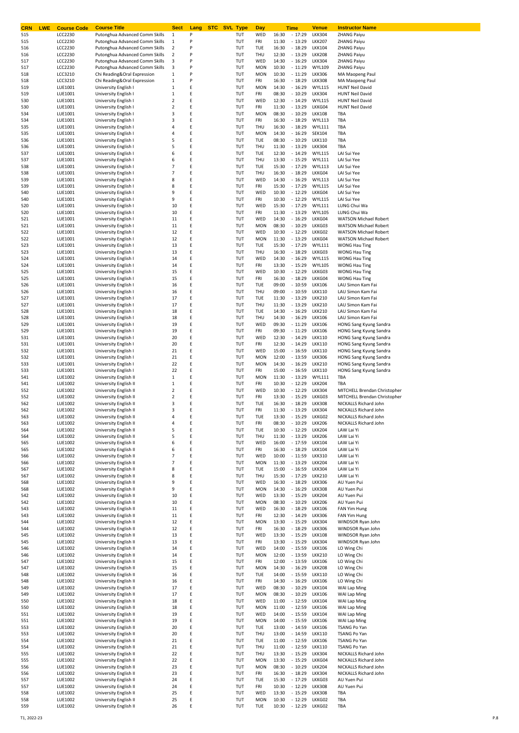| CRN | LWE | Course Code | Course Title | Sect | Lang | STC | SVL | Type | Day | Time | Venue | Instructor Name |
|---|---|---|---|---|---|---|---|---|---|---|---|---|
| 515 | | LCC2230 | Putonghua Advanced Comm Skills | 1 | P | | | TUT | WED | 16:30 - 17:29 | LKK304 | ZHANG Paiyu |
| 515 | | LCC2230 | Putonghua Advanced Comm Skills | 1 | P | | | TUT | FRI | 11:30 - 13:29 | LKK207 | ZHANG Paiyu |
| 516 | | LCC2230 | Putonghua Advanced Comm Skills | 2 | P | | | TUT | TUE | 16:30 - 18:29 | LKK104 | ZHANG Paiyu |
| 516 | | LCC2230 | Putonghua Advanced Comm Skills | 2 | P | | | TUT | THU | 12:30 - 13:29 | LKK208 | ZHANG Paiyu |
| 517 | | LCC2230 | Putonghua Advanced Comm Skills | 3 | P | | | TUT | WED | 14:30 - 16:29 | LKK304 | ZHANG Paiyu |
| 517 | | LCC2230 | Putonghua Advanced Comm Skills | 3 | P | | | TUT | MON | 10:30 - 11:29 | WYL109 | ZHANG Paiyu |
| 518 | | LCC3210 | Chi Reading&Oral Expression | 1 | P | | | TUT | MON | 10:30 - 11:29 | LKK306 | MA Maopeng Paul |
| 518 | | LCC3210 | Chi Reading&Oral Expression | 1 | P | | | TUT | FRI | 16:30 - 18:29 | LKK308 | MA Maopeng Paul |
| 519 | | LUE1001 | University English I | 1 | E | | | TUT | MON | 14:30 - 16:29 | WYL115 | HUNT Neil David |
| 519 | | LUE1001 | University English I | 1 | E | | | TUT | FRI | 08:30 - 10:29 | LKK304 | HUNT Neil David |
| 530 | | LUE1001 | University English I | 2 | E | | | TUT | WED | 12:30 - 14:29 | WYL115 | HUNT Neil David |
| 530 | | LUE1001 | University English I | 2 | E | | | TUT | FRI | 11:30 - 13:29 | LKKG04 | HUNT Neil David |
| 534 | | LUE1001 | University English I | 3 | E | | | TUT | MON | 08:30 - 10:29 | LKK108 | TBA |
| 534 | | LUE1001 | University English I | 3 | E | | | TUT | FRI | 16:30 - 18:29 | WYL113 | TBA |
| 535 | | LUE1001 | University English I | 4 | E | | | TUT | THU | 16:30 - 18:29 | WYL111 | TBA |
| 535 | | LUE1001 | University English I | 4 | E | | | TUT | MON | 14:30 - 16:29 | SEK104 | TBA |
| 536 | | LUE1001 | University English I | 5 | E | | | TUT | TUE | 08:30 - 10:29 | LKK110 | TBA |
| 536 | | LUE1001 | University English I | 5 | E | | | TUT | THU | 11:30 - 13:29 | LKK304 | TBA |
| 537 | | LUE1001 | University English I | 6 | E | | | TUT | TUE | 12:30 - 14:29 | WYL115 | LAI Sui Yee |
| 537 | | LUE1001 | University English I | 6 | E | | | TUT | THU | 13:30 - 15:29 | WYL111 | LAI Sui Yee |
| 538 | | LUE1001 | University English I | 7 | E | | | TUT | TUE | 15:30 - 17:29 | WYL113 | LAI Sui Yee |
| 538 | | LUE1001 | University English I | 7 | E | | | TUT | THU | 16:30 - 18:29 | LKKG04 | LAI Sui Yee |
| 539 | | LUE1001 | University English I | 8 | E | | | TUT | WED | 14:30 - 16:29 | WYL113 | LAI Sui Yee |
| 539 | | LUE1001 | University English I | 8 | E | | | TUT | FRI | 15:30 - 17:29 | WYL115 | LAI Sui Yee |
| 540 | | LUE1001 | University English I | 9 | E | | | TUT | WED | 10:30 - 12:29 | LKKG04 | LAI Sui Yee |
| 540 | | LUE1001 | University English I | 9 | E | | | TUT | FRI | 10:30 - 12:29 | WYL115 | LAI Sui Yee |
| 520 | | LUE1001 | University English I | 10 | E | | | TUT | WED | 15:30 - 17:29 | WYL111 | LUNG Chui Wa |
| 520 | | LUE1001 | University English I | 10 | E | | | TUT | FRI | 11:30 - 13:29 | WYL105 | LUNG Chui Wa |
| 521 | | LUE1001 | University English I | 11 | E | | | TUT | WED | 14:30 - 16:29 | LKKG04 | WATSON Michael Robert |
| 521 | | LUE1001 | University English I | 11 | E | | | TUT | MON | 08:30 - 10:29 | LKKG03 | WATSON Michael Robert |
| 522 | | LUE1001 | University English I | 12 | E | | | TUT | WED | 10:30 - 12:29 | LKKG02 | WATSON Michael Robert |
| 522 | | LUE1001 | University English I | 12 | E | | | TUT | MON | 11:30 - 13:29 | LKKG04 | WATSON Michael Robert |
| 523 | | LUE1001 | University English I | 13 | E | | | TUT | TUE | 15:30 - 17:29 | WYL111 | WONG Hau Ting |
| 523 | | LUE1001 | University English I | 13 | E | | | TUT | THU | 16:30 - 18:29 | LKKG03 | WONG Hau Ting |
| 524 | | LUE1001 | University English I | 14 | E | | | TUT | WED | 14:30 - 16:29 | WYL115 | WONG Hau Ting |
| 524 | | LUE1001 | University English I | 14 | E | | | TUT | FRI | 13:30 - 15:29 | WYL105 | WONG Hau Ting |
| 525 | | LUE1001 | University English I | 15 | E | | | TUT | WED | 10:30 - 12:29 | LKKG03 | WONG Hau Ting |
| 525 | | LUE1001 | University English I | 15 | E | | | TUT | FRI | 16:30 - 18:29 | LKKG04 | WONG Hau Ting |
| 526 | | LUE1001 | University English I | 16 | E | | | TUT | TUE | 09:00 - 10:59 | LKK106 | LAU Simon Kam Fai |
| 526 | | LUE1001 | University English I | 16 | E | | | TUT | THU | 09:00 - 10:59 | LKK110 | LAU Simon Kam Fai |
| 527 | | LUE1001 | University English I | 17 | E | | | TUT | TUE | 11:30 - 13:29 | LKK210 | LAU Simon Kam Fai |
| 527 | | LUE1001 | University English I | 17 | E | | | TUT | THU | 11:30 - 13:29 | LKK210 | LAU Simon Kam Fai |
| 528 | | LUE1001 | University English I | 18 | E | | | TUT | TUE | 14:30 - 16:29 | LKK210 | LAU Simon Kam Fai |
| 528 | | LUE1001 | University English I | 18 | E | | | TUT | THU | 14:30 - 16:29 | LKK106 | LAU Simon Kam Fai |
| 529 | | LUE1001 | University English I | 19 | E | | | TUT | WED | 09:30 - 11:29 | LKK106 | HONG Sang Kyung Sandra |
| 529 | | LUE1001 | University English I | 19 | E | | | TUT | FRI | 09:30 - 11:29 | LKK106 | HONG Sang Kyung Sandra |
| 531 | | LUE1001 | University English I | 20 | E | | | TUT | WED | 12:30 - 14:29 | LKK110 | HONG Sang Kyung Sandra |
| 531 | | LUE1001 | University English I | 20 | E | | | TUT | FRI | 12:30 - 14:29 | LKK110 | HONG Sang Kyung Sandra |
| 532 | | LUE1001 | University English I | 21 | E | | | TUT | WED | 15:00 - 16:59 | LKK110 | HONG Sang Kyung Sandra |
| 532 | | LUE1001 | University English I | 21 | E | | | TUT | MON | 12:00 - 13:59 | LKK306 | HONG Sang Kyung Sandra |
| 533 | | LUE1001 | University English I | 22 | E | | | TUT | MON | 14:30 - 16:29 | LKK210 | HONG Sang Kyung Sandra |
| 533 | | LUE1001 | University English I | 22 | E | | | TUT | FRI | 15:00 - 16:59 | LKK110 | HONG Sang Kyung Sandra |
| 541 | | LUE1002 | University English II | 1 | E | | | TUT | MON | 11:30 - 13:29 | WYL111 | TBA |
| 541 | | LUE1002 | University English II | 1 | E | | | TUT | FRI | 10:30 - 12:29 | LKK204 | TBA |
| 552 | | LUE1002 | University English II | 2 | E | | | TUT | WED | 10:30 - 12:29 | LKK304 | MITCHELL Brendan Christopher |
| 552 | | LUE1002 | University English II | 2 | E | | | TUT | FRI | 13:30 - 15:29 | LKKG03 | MITCHELL Brendan Christopher |
| 562 | | LUE1002 | University English II | 3 | E | | | TUT | TUE | 16:30 - 18:29 | LKK308 | NICKALLS Richard John |
| 562 | | LUE1002 | University English II | 3 | E | | | TUT | FRI | 11:30 - 13:29 | LKK304 | NICKALLS Richard John |
| 563 | | LUE1002 | University English II | 4 | E | | | TUT | TUE | 13:30 - 15:29 | LKKG02 | NICKALLS Richard John |
| 563 | | LUE1002 | University English II | 4 | E | | | TUT | FRI | 08:30 - 10:29 | LKK206 | NICKALLS Richard John |
| 564 | | LUE1002 | University English II | 5 | E | | | TUT | TUE | 10:30 - 12:29 | LKK204 | LAW Lai Yi |
| 564 | | LUE1002 | University English II | 5 | E | | | TUT | THU | 11:30 - 13:29 | LKK206 | LAW Lai Yi |
| 565 | | LUE1002 | University English II | 6 | E | | | TUT | WED | 16:00 - 17:59 | LKK104 | LAW Lai Yi |
| 565 | | LUE1002 | University English II | 6 | E | | | TUT | FRI | 16:30 - 18:29 | LKK104 | LAW Lai Yi |
| 566 | | LUE1002 | University English II | 7 | E | | | TUT | WED | 10:00 - 11:59 | LKK310 | LAW Lai Yi |
| 566 | | LUE1002 | University English II | 7 | E | | | TUT | MON | 11:30 - 13:29 | LKK204 | LAW Lai Yi |
| 567 | | LUE1002 | University English II | 8 | E | | | TUT | TUE | 15:00 - 16:59 | LKK304 | LAW Lai Yi |
| 567 | | LUE1002 | University English II | 8 | E | | | TUT | THU | 15:30 - 17:29 | LKK210 | LAW Lai Yi |
| 568 | | LUE1002 | University English II | 9 | E | | | TUT | WED | 16:30 - 18:29 | LKK306 | AU Yuen Pui |
| 568 | | LUE1002 | University English II | 9 | E | | | TUT | MON | 14:30 - 16:29 | LKK308 | AU Yuen Pui |
| 542 | | LUE1002 | University English II | 10 | E | | | TUT | WED | 13:30 - 15:29 | LKK204 | AU Yuen Pui |
| 542 | | LUE1002 | University English II | 10 | E | | | TUT | MON | 08:30 - 10:29 | LKK206 | AU Yuen Pui |
| 543 | | LUE1002 | University English II | 11 | E | | | TUT | WED | 16:30 - 18:29 | LKK106 | FAN Yim Hung |
| 543 | | LUE1002 | University English II | 11 | E | | | TUT | FRI | 12:30 - 14:29 | LKK306 | FAN Yim Hung |
| 544 | | LUE1002 | University English II | 12 | E | | | TUT | MON | 13:30 - 15:29 | LKK304 | WINDSOR Ryan John |
| 544 | | LUE1002 | University English II | 12 | E | | | TUT | FRI | 16:30 - 18:29 | LKK306 | WINDSOR Ryan John |
| 545 | | LUE1002 | University English II | 13 | E | | | TUT | WED | 13:30 - 15:29 | LKK108 | WINDSOR Ryan John |
| 545 | | LUE1002 | University English II | 13 | E | | | TUT | FRI | 13:30 - 15:29 | LKK304 | WINDSOR Ryan John |
| 546 | | LUE1002 | University English II | 14 | E | | | TUT | WED | 14:00 - 15:59 | LKK106 | LO Wing Chi |
| 546 | | LUE1002 | University English II | 14 | E | | | TUT | MON | 12:00 - 13:59 | LKK210 | LO Wing Chi |
| 547 | | LUE1002 | University English II | 15 | E | | | TUT | FRI | 12:00 - 13:59 | LKK106 | LO Wing Chi |
| 547 | | LUE1002 | University English II | 15 | E | | | TUT | MON | 14:30 - 16:29 | LKK208 | LO Wing Chi |
| 548 | | LUE1002 | University English II | 16 | E | | | TUT | TUE | 14:00 - 15:59 | LKK110 | LO Wing Chi |
| 548 | | LUE1002 | University English II | 16 | E | | | TUT | FRI | 14:30 - 16:29 | LKK106 | LO Wing Chi |
| 549 | | LUE1002 | University English II | 17 | E | | | TUT | WED | 08:30 - 10:29 | LKK104 | WAI Lap Ming |
| 549 | | LUE1002 | University English II | 17 | E | | | TUT | MON | 08:30 - 10:29 | LKK106 | WAI Lap Ming |
| 550 | | LUE1002 | University English II | 18 | E | | | TUT | WED | 11:00 - 12:59 | LKK104 | WAI Lap Ming |
| 550 | | LUE1002 | University English II | 18 | E | | | TUT | MON | 11:00 - 12:59 | LKK106 | WAI Lap Ming |
| 551 | | LUE1002 | University English II | 19 | E | | | TUT | WED | 14:00 - 15:59 | LKK104 | WAI Lap Ming |
| 551 | | LUE1002 | University English II | 19 | E | | | TUT | MON | 14:00 - 15:59 | LKK106 | WAI Lap Ming |
| 553 | | LUE1002 | University English II | 20 | E | | | TUT | TUE | 13:00 - 14:59 | LKK106 | TSANG Po Yan |
| 553 | | LUE1002 | University English II | 20 | E | | | TUT | THU | 13:00 - 14:59 | LKK110 | TSANG Po Yan |
| 554 | | LUE1002 | University English II | 21 | E | | | TUT | TUE | 11:00 - 12:59 | LKK106 | TSANG Po Yan |
| 554 | | LUE1002 | University English II | 21 | E | | | TUT | THU | 11:00 - 12:59 | LKK110 | TSANG Po Yan |
| 555 | | LUE1002 | University English II | 22 | E | | | TUT | THU | 13:30 - 15:29 | LKK304 | NICKALLS Richard John |
| 555 | | LUE1002 | University English II | 22 | E | | | TUT | MON | 13:30 - 15:29 | LKKG04 | NICKALLS Richard John |
| 556 | | LUE1002 | University English II | 23 | E | | | TUT | MON | 08:30 - 10:29 | LKK204 | NICKALLS Richard John |
| 556 | | LUE1002 | University English II | 23 | E | | | TUT | FRI | 16:30 - 18:29 | LKK304 | NICKALLS Richard John |
| 557 | | LUE1002 | University English II | 24 | E | | | TUT | TUE | 15:30 - 17:29 | LKKG03 | AU Yuen Pui |
| 557 | | LUE1002 | University English II | 24 | E | | | TUT | FRI | 10:30 - 12:29 | LKK308 | AU Yuen Pui |
| 558 | | LUE1002 | University English II | 25 | E | | | TUT | WED | 13:30 - 15:29 | LKK308 | TBA |
| 558 | | LUE1002 | University English II | 25 | E | | | TUT | MON | 10:30 - 12:29 | LKKG02 | TBA |
| 559 | | LUE1002 | University English II | 26 | E | | | TUT | TUE | 10:30 - 12:29 | LKKG02 | TBA |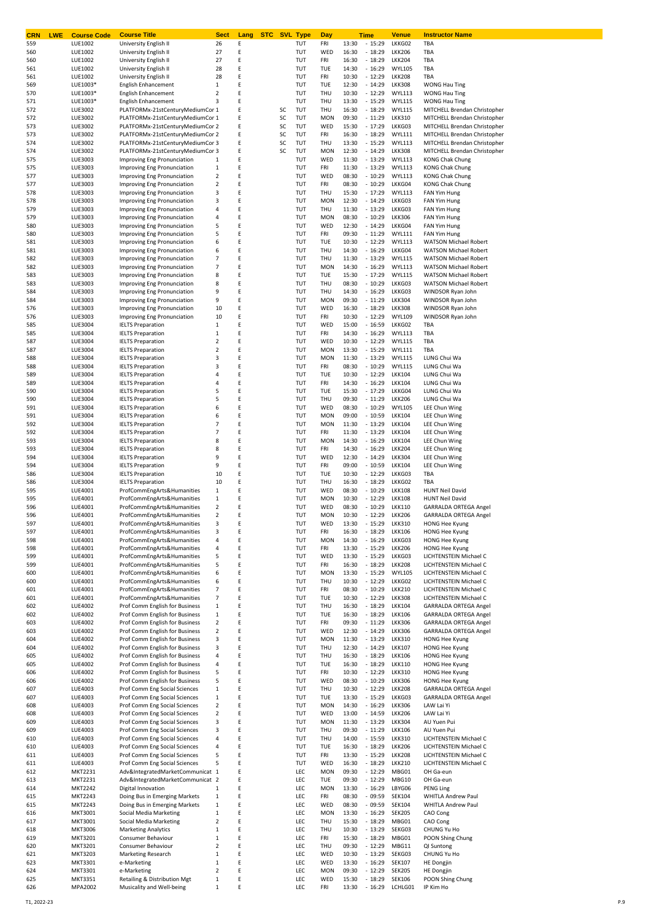| CRN | LWE | Course Code | Course Title | Sect | Lang | STC | SVL | Type | Day | Time | Venue | Instructor Name |
|---|---|---|---|---|---|---|---|---|---|---|---|---|
| 559 | | LUE1002 | University English II | 26 | E | | | TUT | FRI | 13:30 - 15:29 | LKKG02 | TBA |
| 560 | | LUE1002 | University English II | 27 | E | | | TUT | WED | 16:30 - 18:29 | LKK206 | TBA |
| 560 | | LUE1002 | University English II | 27 | E | | | TUT | FRI | 16:30 - 18:29 | LKK204 | TBA |
| 561 | | LUE1002 | University English II | 28 | E | | | TUT | TUE | 14:30 - 16:29 | WYL105 | TBA |
| 561 | | LUE1002 | University English II | 28 | E | | | TUT | FRI | 10:30 - 12:29 | LKK208 | TBA |
| 569 | | LUE1003* | English Enhancement | 1 | E | | | TUT | TUE | 12:30 - 14:29 | LKK308 | WONG Hau Ting |
| 570 | | LUE1003* | English Enhancement | 2 | E | | | TUT | THU | 10:30 - 12:29 | WYL113 | WONG Hau Ting |
| 571 | | LUE1003* | English Enhancement | 3 | E | | | TUT | THU | 13:30 - 15:29 | WYL115 | WONG Hau Ting |
| 572 | | LUE3002 | PLATFORMx-21stCenturyMediumCor 1 | | E | | SC | TUT | THU | 16:30 - 18:29 | WYL115 | MITCHELL Brendan Christopher |
| 572 | | LUE3002 | PLATFORMx-21stCenturyMediumCor 1 | | E | | SC | TUT | MON | 09:30 - 11:29 | LKK310 | MITCHELL Brendan Christopher |
| 573 | | LUE3002 | PLATFORMx-21stCenturyMediumCor 2 | | E | | SC | TUT | WED | 15:30 - 17:29 | LKKG03 | MITCHELL Brendan Christopher |
| 573 | | LUE3002 | PLATFORMx-21stCenturyMediumCor 2 | | E | | SC | TUT | FRI | 16:30 - 18:29 | WYL111 | MITCHELL Brendan Christopher |
| 574 | | LUE3002 | PLATFORMx-21stCenturyMediumCor 3 | | E | | SC | TUT | THU | 13:30 - 15:29 | WYL113 | MITCHELL Brendan Christopher |
| 574 | | LUE3002 | PLATFORMx-21stCenturyMediumCor 3 | | E | | SC | TUT | MON | 12:30 - 14:29 | LKK308 | MITCHELL Brendan Christopher |
| 575 | | LUE3003 | Improving Eng Pronunciation | 1 | E | | | TUT | WED | 11:30 - 13:29 | WYL113 | KONG Chak Chung |
| 575 | | LUE3003 | Improving Eng Pronunciation | 1 | E | | | TUT | FRI | 11:30 - 13:29 | WYL113 | KONG Chak Chung |
| 577 | | LUE3003 | Improving Eng Pronunciation | 2 | E | | | TUT | WED | 08:30 - 10:29 | WYL113 | KONG Chak Chung |
| 577 | | LUE3003 | Improving Eng Pronunciation | 2 | E | | | TUT | FRI | 08:30 - 10:29 | LKKG04 | KONG Chak Chung |
| 578 | | LUE3003 | Improving Eng Pronunciation | 3 | E | | | TUT | THU | 15:30 - 17:29 | WYL113 | FAN Yim Hung |
| 578 | | LUE3003 | Improving Eng Pronunciation | 3 | E | | | TUT | MON | 12:30 - 14:29 | LKKG03 | FAN Yim Hung |
| 579 | | LUE3003 | Improving Eng Pronunciation | 4 | E | | | TUT | THU | 11:30 - 13:29 | LKKG03 | FAN Yim Hung |
| 579 | | LUE3003 | Improving Eng Pronunciation | 4 | E | | | TUT | MON | 08:30 - 10:29 | LKK306 | FAN Yim Hung |
| 580 | | LUE3003 | Improving Eng Pronunciation | 5 | E | | | TUT | WED | 12:30 - 14:29 | LKKG04 | FAN Yim Hung |
| 580 | | LUE3003 | Improving Eng Pronunciation | 5 | E | | | TUT | FRI | 09:30 - 11:29 | WYL111 | FAN Yim Hung |
| 581 | | LUE3003 | Improving Eng Pronunciation | 6 | E | | | TUT | TUE | 10:30 - 12:29 | WYL113 | WATSON Michael Robert |
| 581 | | LUE3003 | Improving Eng Pronunciation | 6 | E | | | TUT | THU | 14:30 - 16:29 | LKKG04 | WATSON Michael Robert |
| 582 | | LUE3003 | Improving Eng Pronunciation | 7 | E | | | TUT | THU | 11:30 - 13:29 | WYL115 | WATSON Michael Robert |
| 582 | | LUE3003 | Improving Eng Pronunciation | 7 | E | | | TUT | MON | 14:30 - 16:29 | WYL113 | WATSON Michael Robert |
| 583 | | LUE3003 | Improving Eng Pronunciation | 8 | E | | | TUT | TUE | 15:30 - 17:29 | WYL115 | WATSON Michael Robert |
| 583 | | LUE3003 | Improving Eng Pronunciation | 8 | E | | | TUT | THU | 08:30 - 10:29 | LKKG03 | WATSON Michael Robert |
| 584 | | LUE3003 | Improving Eng Pronunciation | 9 | E | | | TUT | THU | 14:30 - 16:29 | LKKG03 | WINDSOR Ryan John |
| 584 | | LUE3003 | Improving Eng Pronunciation | 9 | E | | | TUT | MON | 09:30 - 11:29 | LKK304 | WINDSOR Ryan John |
| 576 | | LUE3003 | Improving Eng Pronunciation | 10 | E | | | TUT | WED | 16:30 - 18:29 | LKK308 | WINDSOR Ryan John |
| 576 | | LUE3003 | Improving Eng Pronunciation | 10 | E | | | TUT | FRI | 10:30 - 12:29 | WYL109 | WINDSOR Ryan John |
| 585 | | LUE3004 | IELTS Preparation | 1 | E | | | TUT | WED | 15:00 - 16:59 | LKKG02 | TBA |
| 585 | | LUE3004 | IELTS Preparation | 1 | E | | | TUT | FRI | 14:30 - 16:29 | WYL113 | TBA |
| 587 | | LUE3004 | IELTS Preparation | 2 | E | | | TUT | WED | 10:30 - 12:29 | WYL115 | TBA |
| 587 | | LUE3004 | IELTS Preparation | 2 | E | | | TUT | MON | 13:30 - 15:29 | WYL111 | TBA |
| 588 | | LUE3004 | IELTS Preparation | 3 | E | | | TUT | MON | 11:30 - 13:29 | WYL115 | LUNG Chui Wa |
| 588 | | LUE3004 | IELTS Preparation | 3 | E | | | TUT | FRI | 08:30 - 10:29 | WYL115 | LUNG Chui Wa |
| 589 | | LUE3004 | IELTS Preparation | 4 | E | | | TUT | TUE | 10:30 - 12:29 | LKK104 | LUNG Chui Wa |
| 589 | | LUE3004 | IELTS Preparation | 4 | E | | | TUT | FRI | 14:30 - 16:29 | LKK104 | LUNG Chui Wa |
| 590 | | LUE3004 | IELTS Preparation | 5 | E | | | TUT | TUE | 15:30 - 17:29 | LKKG04 | LUNG Chui Wa |
| 590 | | LUE3004 | IELTS Preparation | 5 | E | | | TUT | THU | 09:30 - 11:29 | LKK206 | LUNG Chui Wa |
| 591 | | LUE3004 | IELTS Preparation | 6 | E | | | TUT | WED | 08:30 - 10:29 | WYL105 | LEE Chun Wing |
| 591 | | LUE3004 | IELTS Preparation | 6 | E | | | TUT | MON | 09:00 - 10:59 | LKK104 | LEE Chun Wing |
| 592 | | LUE3004 | IELTS Preparation | 7 | E | | | TUT | MON | 11:30 - 13:29 | LKK104 | LEE Chun Wing |
| 592 | | LUE3004 | IELTS Preparation | 7 | E | | | TUT | FRI | 11:30 - 13:29 | LKK104 | LEE Chun Wing |
| 593 | | LUE3004 | IELTS Preparation | 8 | E | | | TUT | MON | 14:30 - 16:29 | LKK104 | LEE Chun Wing |
| 593 | | LUE3004 | IELTS Preparation | 8 | E | | | TUT | FRI | 14:30 - 16:29 | LKK204 | LEE Chun Wing |
| 594 | | LUE3004 | IELTS Preparation | 9 | E | | | TUT | WED | 12:30 - 14:29 | LKK304 | LEE Chun Wing |
| 594 | | LUE3004 | IELTS Preparation | 9 | E | | | TUT | FRI | 09:00 - 10:59 | LKK104 | LEE Chun Wing |
| 586 | | LUE3004 | IELTS Preparation | 10 | E | | | TUT | TUE | 10:30 - 12:29 | LKKG03 | TBA |
| 586 | | LUE3004 | IELTS Preparation | 10 | E | | | TUT | THU | 16:30 - 18:29 | LKKG02 | TBA |
| 595 | | LUE4001 | ProfCommEngArts&Humanities | 1 | E | | | TUT | WED | 08:30 - 10:29 | LKK108 | HUNT Neil David |
| 595 | | LUE4001 | ProfCommEngArts&Humanities | 1 | E | | | TUT | MON | 10:30 - 12:29 | LKK108 | HUNT Neil David |
| 596 | | LUE4001 | ProfCommEngArts&Humanities | 2 | E | | | TUT | WED | 08:30 - 10:29 | LKK110 | GARRALDA ORTEGA Angel |
| 596 | | LUE4001 | ProfCommEngArts&Humanities | 2 | E | | | TUT | MON | 10:30 - 12:29 | LKK206 | GARRALDA ORTEGA Angel |
| 597 | | LUE4001 | ProfCommEngArts&Humanities | 3 | E | | | TUT | WED | 13:30 - 15:29 | LKK310 | HONG Hee Kyung |
| 597 | | LUE4001 | ProfCommEngArts&Humanities | 3 | E | | | TUT | FRI | 16:30 - 18:29 | LKK106 | HONG Hee Kyung |
| 598 | | LUE4001 | ProfCommEngArts&Humanities | 4 | E | | | TUT | MON | 14:30 - 16:29 | LKKG03 | HONG Hee Kyung |
| 598 | | LUE4001 | ProfCommEngArts&Humanities | 4 | E | | | TUT | FRI | 13:30 - 15:29 | LKK206 | HONG Hee Kyung |
| 599 | | LUE4001 | ProfCommEngArts&Humanities | 5 | E | | | TUT | WED | 13:30 - 15:29 | LKKG03 | LICHTENSTEIN Michael C |
| 599 | | LUE4001 | ProfCommEngArts&Humanities | 5 | E | | | TUT | FRI | 16:30 - 18:29 | LKK208 | LICHTENSTEIN Michael C |
| 600 | | LUE4001 | ProfCommEngArts&Humanities | 6 | E | | | TUT | MON | 13:30 - 15:29 | WYL105 | LICHTENSTEIN Michael C |
| 600 | | LUE4001 | ProfCommEngArts&Humanities | 6 | E | | | TUT | THU | 10:30 - 12:29 | LKKG02 | LICHTENSTEIN Michael C |
| 601 | | LUE4001 | ProfCommEngArts&Humanities | 7 | E | | | TUT | FRI | 08:30 - 10:29 | LKK210 | LICHTENSTEIN Michael C |
| 601 | | LUE4001 | ProfCommEngArts&Humanities | 7 | E | | | TUT | TUE | 10:30 - 12:29 | LKK308 | LICHTENSTEIN Michael C |
| 602 | | LUE4002 | Prof Comm English for Business | 1 | E | | | TUT | THU | 16:30 - 18:29 | LKK104 | GARRALDA ORTEGA Angel |
| 602 | | LUE4002 | Prof Comm English for Business | 1 | E | | | TUT | TUE | 16:30 - 18:29 | LKK106 | GARRALDA ORTEGA Angel |
| 603 | | LUE4002 | Prof Comm English for Business | 2 | E | | | TUT | FRI | 09:30 - 11:29 | LKK306 | GARRALDA ORTEGA Angel |
| 603 | | LUE4002 | Prof Comm English for Business | 2 | E | | | TUT | WED | 12:30 - 14:29 | LKK306 | GARRALDA ORTEGA Angel |
| 604 | | LUE4002 | Prof Comm English for Business | 3 | E | | | TUT | MON | 11:30 - 13:29 | LKK310 | HONG Hee Kyung |
| 604 | | LUE4002 | Prof Comm English for Business | 3 | E | | | TUT | THU | 12:30 - 14:29 | LKK107 | HONG Hee Kyung |
| 605 | | LUE4002 | Prof Comm English for Business | 4 | E | | | TUT | THU | 16:30 - 18:29 | LKK106 | HONG Hee Kyung |
| 605 | | LUE4002 | Prof Comm English for Business | 4 | E | | | TUT | TUE | 16:30 - 18:29 | LKK110 | HONG Hee Kyung |
| 606 | | LUE4002 | Prof Comm English for Business | 5 | E | | | TUT | FRI | 10:30 - 12:29 | LKK310 | HONG Hee Kyung |
| 606 | | LUE4002 | Prof Comm English for Business | 5 | E | | | TUT | WED | 08:30 - 10:29 | LKK306 | HONG Hee Kyung |
| 607 | | LUE4003 | Prof Comm Eng Social Sciences | 1 | E | | | TUT | THU | 10:30 - 12:29 | LKK208 | GARRALDA ORTEGA Angel |
| 607 | | LUE4003 | Prof Comm Eng Social Sciences | 1 | E | | | TUT | TUE | 13:30 - 15:29 | LKKG03 | GARRALDA ORTEGA Angel |
| 608 | | LUE4003 | Prof Comm Eng Social Sciences | 2 | E | | | TUT | MON | 14:30 - 16:29 | LKK306 | LAW Lai Yi |
| 608 | | LUE4003 | Prof Comm Eng Social Sciences | 2 | E | | | TUT | WED | 13:00 - 14:59 | LKK206 | LAW Lai Yi |
| 609 | | LUE4003 | Prof Comm Eng Social Sciences | 3 | E | | | TUT | MON | 11:30 - 13:29 | LKK304 | AU Yuen Pui |
| 609 | | LUE4003 | Prof Comm Eng Social Sciences | 3 | E | | | TUT | THU | 09:30 - 11:29 | LKK106 | AU Yuen Pui |
| 610 | | LUE4003 | Prof Comm Eng Social Sciences | 4 | E | | | TUT | THU | 14:00 - 15:59 | LKK310 | LICHTENSTEIN Michael C |
| 610 | | LUE4003 | Prof Comm Eng Social Sciences | 4 | E | | | TUT | TUE | 16:30 - 18:29 | LKK206 | LICHTENSTEIN Michael C |
| 611 | | LUE4003 | Prof Comm Eng Social Sciences | 5 | E | | | TUT | FRI | 13:30 - 15:29 | LKK208 | LICHTENSTEIN Michael C |
| 611 | | LUE4003 | Prof Comm Eng Social Sciences | 5 | E | | | TUT | WED | 16:30 - 18:29 | LKK210 | LICHTENSTEIN Michael C |
| 612 | | MKT2231 | Adv&IntegratedMarketCommunicat 1 | | E | | | LEC | MON | 09:30 - 12:29 | MBG01 | OH Ga-eun |
| 613 | | MKT2231 | Adv&IntegratedMarketCommunicat 2 | | E | | | LEC | TUE | 09:30 - 12:29 | MBG10 | OH Ga-eun |
| 614 | | MKT2242 | Digital Innovation | 1 | E | | | LEC | MON | 13:30 - 16:29 | LBYG06 | PENG Ling |
| 615 | | MKT2243 | Doing Bus in Emerging Markets | 1 | E | | | LEC | FRI | 08:30 - 09:59 | SEK104 | WHITLA Andrew Paul |
| 615 | | MKT2243 | Doing Bus in Emerging Markets | 1 | E | | | LEC | WED | 08:30 - 09:59 | SEK104 | WHITLA Andrew Paul |
| 616 | | MKT3001 | Social Media Marketing | 1 | E | | | LEC | MON | 13:30 - 16:29 | SEK205 | CAO Cong |
| 617 | | MKT3001 | Social Media Marketing | 2 | E | | | LEC | THU | 15:30 - 18:29 | MBG01 | CAO Cong |
| 618 | | MKT3006 | Marketing Analytics | 1 | E | | | LEC | THU | 10:30 - 13:29 | SEKG03 | CHUNG Yu Ho |
| 619 | | MKT3201 | Consumer Behaviour | 1 | E | | | LEC | FRI | 15:30 - 18:29 | MBG01 | POON Shing Chung |
| 620 | | MKT3201 | Consumer Behaviour | 2 | E | | | LEC | THU | 09:30 - 12:29 | MBG11 | QI Suntong |
| 621 | | MKT3203 | Marketing Research | 1 | E | | | LEC | WED | 10:30 - 13:29 | SEKG03 | CHUNG Yu Ho |
| 623 | | MKT3301 | e-Marketing | 1 | E | | | LEC | WED | 13:30 - 16:29 | SEK107 | HE Dongjin |
| 624 | | MKT3301 | e-Marketing | 2 | E | | | LEC | MON | 09:30 - 12:29 | SEK205 | HE Dongjin |
| 625 | | MKT3351 | Retailing & Distribution Mgt | 1 | E | | | LEC | WED | 15:30 - 18:29 | SEK106 | POON Shing Chung |
| 626 | | MPA2002 | Musicality and Well-being | 1 | E | | | LEC | FRI | 13:30 - 16:29 | LCHLG01 | IP Kim Ho |

T1, 2022-23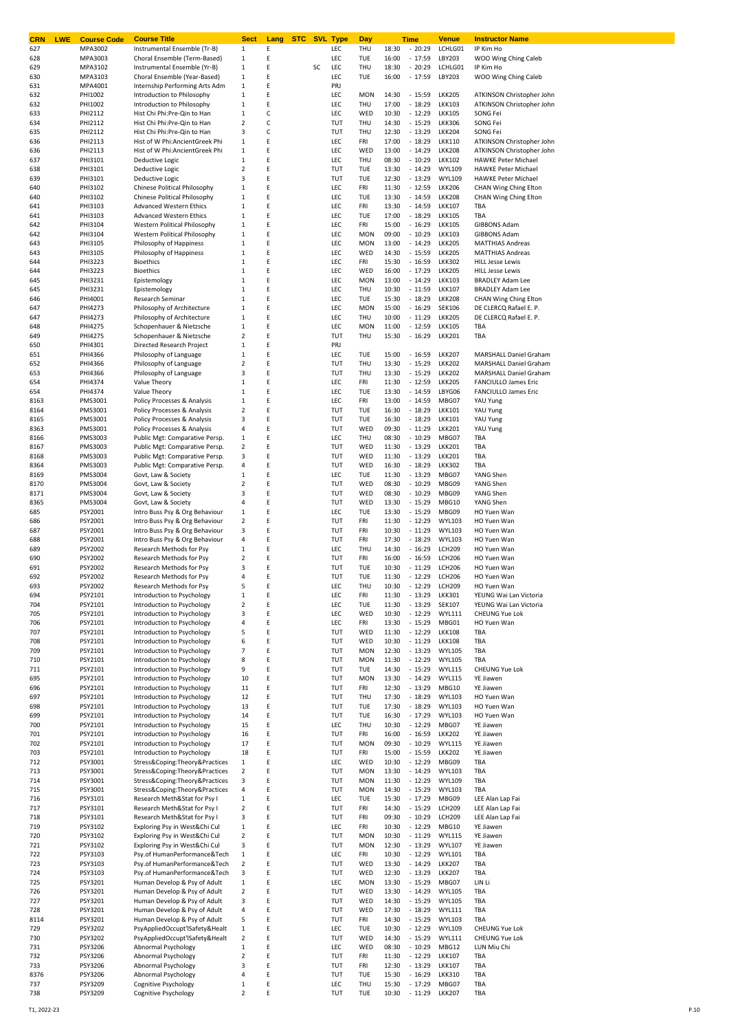| CRN | LWE | Course Code | Course Title | Sect | Lang | STC | SVL | Type | Day | Time | Venue | Instructor Name |
|---|---|---|---|---|---|---|---|---|---|---|---|---|
| 627 | | MPA3002 | Instrumental Ensemble (Tr-B) | 1 | E | | | LEC | THU | 18:30 - 20:29 | LCHLG01 | IP Kim Ho |
| 628 | | MPA3003 | Choral Ensemble (Term-Based) | 1 | E | | | LEC | TUE | 16:00 - 17:59 | LBY203 | WOO Wing Ching Caleb |
| 629 | | MPA3102 | Instrumental Ensemble (Yr-B) | 1 | E | | SC | LEC | THU | 18:30 - 20:29 | LCHLG01 | IP Kim Ho |
| 630 | | MPA3103 | Choral Ensemble (Year-Based) | 1 | E | | | LEC | TUE | 16:00 - 17:59 | LBY203 | WOO Wing Ching Caleb |
| 631 | | MPA4001 | Internship Performing Arts Adm | 1 | E | | | PRJ | | | | |
| 632 | | PHI1002 | Introduction to Philosophy | 1 | E | | | LEC | MON | 14:30 - 15:59 | LKK205 | ATKINSON Christopher John |
| 632 | | PHI1002 | Introduction to Philosophy | 1 | E | | | LEC | THU | 17:00 - 18:29 | LKK103 | ATKINSON Christopher John |
| 633 | | PHI2112 | Hist Chi Phi:Pre-Qin to Han | 1 | C | | | LEC | WED | 10:30 - 12:29 | LKK105 | SONG Fei |
| 634 | | PHI2112 | Hist Chi Phi:Pre-Qin to Han | 2 | C | | | TUT | THU | 14:30 - 15:29 | LKK306 | SONG Fei |
| 635 | | PHI2112 | Hist Chi Phi:Pre-Qin to Han | 3 | C | | | TUT | THU | 12:30 - 13:29 | LKK204 | SONG Fei |
| 636 | | PHI2113 | Hist of W Phi:AncientGreek Phi | 1 | E | | | LEC | FRI | 17:00 - 18:29 | LKK110 | ATKINSON Christopher John |
| 636 | | PHI2113 | Hist of W Phi:AncientGreek Phi | 1 | E | | | LEC | WED | 13:00 - 14:29 | LKK208 | ATKINSON Christopher John |
| 637 | | PHI3101 | Deductive Logic | 1 | E | | | LEC | THU | 08:30 - 10:29 | LKK102 | HAWKE Peter Michael |
| 638 | | PHI3101 | Deductive Logic | 2 | E | | | TUT | TUE | 13:30 - 14:29 | WYL109 | HAWKE Peter Michael |
| 639 | | PHI3101 | Deductive Logic | 3 | E | | | TUT | TUE | 12:30 - 13:29 | WYL109 | HAWKE Peter Michael |
| 640 | | PHI3102 | Chinese Political Philosophy | 1 | E | | | LEC | FRI | 11:30 - 12:59 | LKK206 | CHAN Wing Ching Elton |
| 640 | | PHI3102 | Chinese Political Philosophy | 1 | E | | | LEC | TUE | 13:30 - 14:59 | LKK208 | CHAN Wing Ching Elton |
| 641 | | PHI3103 | Advanced Western Ethics | 1 | E | | | LEC | FRI | 13:30 - 14:59 | LKK107 | TBA |
| 641 | | PHI3103 | Advanced Western Ethics | 1 | E | | | LEC | TUE | 17:00 - 18:29 | LKK105 | TBA |
| 642 | | PHI3104 | Western Political Philosophy | 1 | E | | | LEC | FRI | 15:00 - 16:29 | LKK105 | GIBBONS Adam |
| 642 | | PHI3104 | Western Political Philosophy | 1 | E | | | LEC | MON | 09:00 - 10:29 | LKK103 | GIBBONS Adam |
| 643 | | PHI3105 | Philosophy of Happiness | 1 | E | | | LEC | MON | 13:00 - 14:29 | LKK205 | MATTHIAS Andreas |
| 643 | | PHI3105 | Philosophy of Happiness | 1 | E | | | LEC | WED | 14:30 - 15:59 | LKK205 | MATTHIAS Andreas |
| 644 | | PHI3223 | Bioethics | 1 | E | | | LEC | FRI | 15:30 - 16:59 | LKK302 | HILL Jesse Lewis |
| 644 | | PHI3223 | Bioethics | 1 | E | | | LEC | WED | 16:00 - 17:29 | LKK205 | HILL Jesse Lewis |
| 645 | | PHI3231 | Epistemology | 1 | E | | | LEC | MON | 13:00 - 14:29 | LKK103 | BRADLEY Adam Lee |
| 645 | | PHI3231 | Epistemology | 1 | E | | | LEC | THU | 10:30 - 11:59 | LKK107 | BRADLEY Adam Lee |
| 646 | | PHI4001 | Research Seminar | 1 | E | | | LEC | TUE | 15:30 - 18:29 | LKK208 | CHAN Wing Ching Elton |
| 647 | | PHI4273 | Philosophy of Architecture | 1 | E | | | LEC | MON | 15:00 - 16:29 | SEK106 | DE CLERCQ Rafael E. P. |
| 647 | | PHI4273 | Philosophy of Architecture | 1 | E | | | LEC | THU | 10:00 - 11:29 | LKK205 | DE CLERCQ Rafael E. P. |
| 648 | | PHI4275 | Schopenhauer & Nietzsche | 1 | E | | | LEC | MON | 11:00 - 12:59 | LKK105 | TBA |
| 649 | | PHI4275 | Schopenhauer & Nietzsche | 2 | E | | | TUT | THU | 15:30 - 16:29 | LKK201 | TBA |
| 650 | | PHI4301 | Directed Research Project | 1 | E | | | PRJ | | | | |
| 651 | | PHI4366 | Philosophy of Language | 1 | E | | | LEC | TUE | 15:00 - 16:59 | LKK207 | MARSHALL Daniel Graham |
| 652 | | PHI4366 | Philosophy of Language | 2 | E | | | TUT | THU | 13:30 - 15:29 | LKK202 | MARSHALL Daniel Graham |
| 653 | | PHI4366 | Philosophy of Language | 3 | E | | | TUT | THU | 13:30 - 15:29 | LKK202 | MARSHALL Daniel Graham |
| 654 | | PHI4374 | Value Theory | 1 | E | | | LEC | FRI | 11:30 - 12:59 | LKK205 | FANCIULLO James Eric |
| 654 | | PHI4374 | Value Theory | 1 | E | | | LEC | TUE | 13:30 - 14:59 | LBYG06 | FANCIULLO James Eric |
| 8163 | | PMS3001 | Policy Processes & Analysis | 1 | E | | | LEC | FRI | 13:00 - 14:59 | MBG07 | YAU Yung |
| 8164 | | PMS3001 | Policy Processes & Analysis | 2 | E | | | TUT | TUE | 16:30 - 18:29 | LKK101 | YAU Yung |
| 8165 | | PMS3001 | Policy Processes & Analysis | 3 | E | | | TUT | TUE | 16:30 - 18:29 | LKK101 | YAU Yung |
| 8363 | | PMS3001 | Policy Processes & Analysis | 4 | E | | | TUT | WED | 09:30 - 11:29 | LKK201 | YAU Yung |
| 8166 | | PMS3003 | Public Mgt: Comparative Persp. | 1 | E | | | LEC | THU | 08:30 - 10:29 | MBG07 | TBA |
| 8167 | | PMS3003 | Public Mgt: Comparative Persp. | 2 | E | | | TUT | WED | 11:30 - 13:29 | LKK201 | TBA |
| 8168 | | PMS3003 | Public Mgt: Comparative Persp. | 3 | E | | | TUT | WED | 11:30 - 13:29 | LKK201 | TBA |
| 8364 | | PMS3003 | Public Mgt: Comparative Persp. | 4 | E | | | TUT | WED | 16:30 - 18:29 | LKK302 | TBA |
| 8169 | | PMS3004 | Govt, Law & Society | 1 | E | | | LEC | TUE | 11:30 - 13:29 | MBG07 | YANG Shen |
| 8170 | | PMS3004 | Govt, Law & Society | 2 | E | | | TUT | WED | 08:30 - 10:29 | MBG09 | YANG Shen |
| 8171 | | PMS3004 | Govt, Law & Society | 3 | E | | | TUT | WED | 08:30 - 10:29 | MBG09 | YANG Shen |
| 8365 | | PMS3004 | Govt, Law & Society | 4 | E | | | TUT | WED | 13:30 - 15:29 | MBG10 | YANG Shen |
| 685 | | PSY2001 | Intro Buss Psy & Org Behaviour | 1 | E | | | LEC | TUE | 13:30 - 15:29 | MBG09 | HO Yuen Wan |
| 686 | | PSY2001 | Intro Buss Psy & Org Behaviour | 2 | E | | | TUT | FRI | 11:30 - 12:29 | WYL103 | HO Yuen Wan |
| 687 | | PSY2001 | Intro Buss Psy & Org Behaviour | 3 | E | | | TUT | FRI | 10:30 - 11:29 | WYL103 | HO Yuen Wan |
| 688 | | PSY2001 | Intro Buss Psy & Org Behaviour | 4 | E | | | TUT | FRI | 17:30 - 18:29 | WYL103 | HO Yuen Wan |
| 689 | | PSY2002 | Research Methods for Psy | 1 | E | | | LEC | THU | 14:30 - 16:29 | LCH209 | HO Yuen Wan |
| 690 | | PSY2002 | Research Methods for Psy | 2 | E | | | TUT | FRI | 16:00 - 16:59 | LCH206 | HO Yuen Wan |
| 691 | | PSY2002 | Research Methods for Psy | 3 | E | | | TUT | TUE | 10:30 - 11:29 | LCH206 | HO Yuen Wan |
| 692 | | PSY2002 | Research Methods for Psy | 4 | E | | | TUT | TUE | 11:30 - 12:29 | LCH206 | HO Yuen Wan |
| 693 | | PSY2002 | Research Methods for Psy | 5 | E | | | LEC | THU | 10:30 - 12:29 | LCH209 | HO Yuen Wan |
| 694 | | PSY2101 | Introduction to Psychology | 1 | E | | | LEC | FRI | 11:30 - 13:29 | LKK301 | YEUNG Wai Lan Victoria |
| 704 | | PSY2101 | Introduction to Psychology | 2 | E | | | LEC | TUE | 11:30 - 13:29 | SEK107 | YEUNG Wai Lan Victoria |
| 705 | | PSY2101 | Introduction to Psychology | 3 | E | | | LEC | WED | 10:30 - 12:29 | WYL111 | CHEUNG Yue Lok |
| 706 | | PSY2101 | Introduction to Psychology | 4 | E | | | LEC | FRI | 13:30 - 15:29 | MBG01 | HO Yuen Wan |
| 707 | | PSY2101 | Introduction to Psychology | 5 | E | | | TUT | WED | 11:30 - 12:29 | LKK108 | TBA |
| 708 | | PSY2101 | Introduction to Psychology | 6 | E | | | TUT | WED | 10:30 - 11:29 | LKK108 | TBA |
| 709 | | PSY2101 | Introduction to Psychology | 7 | E | | | TUT | MON | 12:30 - 13:29 | WYL105 | TBA |
| 710 | | PSY2101 | Introduction to Psychology | 8 | E | | | TUT | MON | 11:30 - 12:29 | WYL105 | TBA |
| 711 | | PSY2101 | Introduction to Psychology | 9 | E | | | TUT | TUE | 14:30 - 15:29 | WYL115 | CHEUNG Yue Lok |
| 695 | | PSY2101 | Introduction to Psychology | 10 | E | | | TUT | MON | 13:30 - 14:29 | WYL115 | YE Jiawen |
| 696 | | PSY2101 | Introduction to Psychology | 11 | E | | | TUT | FRI | 12:30 - 13:29 | MBG10 | YE Jiawen |
| 697 | | PSY2101 | Introduction to Psychology | 12 | E | | | TUT | THU | 17:30 - 18:29 | WYL103 | HO Yuen Wan |
| 698 | | PSY2101 | Introduction to Psychology | 13 | E | | | TUT | TUE | 17:30 - 18:29 | WYL103 | HO Yuen Wan |
| 699 | | PSY2101 | Introduction to Psychology | 14 | E | | | TUT | TUE | 16:30 - 17:29 | WYL103 | HO Yuen Wan |
| 700 | | PSY2101 | Introduction to Psychology | 15 | E | | | LEC | THU | 10:30 - 12:29 | MBG07 | YE Jiawen |
| 701 | | PSY2101 | Introduction to Psychology | 16 | E | | | TUT | FRI | 16:00 - 16:59 | LKK202 | YE Jiawen |
| 702 | | PSY2101 | Introduction to Psychology | 17 | E | | | TUT | MON | 09:30 - 10:29 | WYL115 | YE Jiawen |
| 703 | | PSY2101 | Introduction to Psychology | 18 | E | | | TUT | FRI | 15:00 - 15:59 | LKK202 | YE Jiawen |
| 712 | | PSY3001 | Stress&Coping:Theory&Practices | 1 | E | | | LEC | WED | 10:30 - 12:29 | MBG09 | TBA |
| 713 | | PSY3001 | Stress&Coping:Theory&Practices | 2 | E | | | TUT | MON | 13:30 - 14:29 | WYL103 | TBA |
| 714 | | PSY3001 | Stress&Coping:Theory&Practices | 3 | E | | | TUT | MON | 11:30 - 12:29 | WYL109 | TBA |
| 715 | | PSY3001 | Stress&Coping:Theory&Practices | 4 | E | | | TUT | MON | 14:30 - 15:29 | WYL103 | TBA |
| 716 | | PSY3101 | Research Meth&Stat for Psy I | 1 | E | | | LEC | TUE | 15:30 - 17:29 | MBG09 | LEE Alan Lap Fai |
| 717 | | PSY3101 | Research Meth&Stat for Psy I | 2 | E | | | TUT | FRI | 14:30 - 15:29 | LCH209 | LEE Alan Lap Fai |
| 718 | | PSY3101 | Research Meth&Stat for Psy I | 3 | E | | | TUT | FRI | 09:30 - 10:29 | LCH209 | LEE Alan Lap Fai |
| 719 | | PSY3102 | Exploring Psy in West&Chi Cul | 1 | E | | | LEC | FRI | 10:30 - 12:29 | MBG10 | YE Jiawen |
| 720 | | PSY3102 | Exploring Psy in West&Chi Cul | 2 | E | | | TUT | MON | 10:30 - 11:29 | WYL115 | YE Jiawen |
| 721 | | PSY3102 | Exploring Psy in West&Chi Cul | 3 | E | | | TUT | MON | 12:30 - 13:29 | WYL107 | YE Jiawen |
| 722 | | PSY3103 | Psy.of HumanPerformance&Tech | 1 | E | | | LEC | FRI | 10:30 - 12:29 | WYL101 | TBA |
| 723 | | PSY3103 | Psy.of HumanPerformance&Tech | 2 | E | | | TUT | WED | 13:30 - 14:29 | LKK207 | TBA |
| 724 | | PSY3103 | Psy.of HumanPerformance&Tech | 3 | E | | | TUT | WED | 12:30 - 13:29 | LKK207 | TBA |
| 725 | | PSY3201 | Human Develop & Psy of Adult | 1 | E | | | LEC | MON | 13:30 - 15:29 | MBG07 | LIN Li |
| 726 | | PSY3201 | Human Develop & Psy of Adult | 2 | E | | | TUT | WED | 13:30 - 14:29 | WYL105 | TBA |
| 727 | | PSY3201 | Human Develop & Psy of Adult | 3 | E | | | TUT | WED | 14:30 - 15:29 | WYL105 | TBA |
| 728 | | PSY3201 | Human Develop & Psy of Adult | 4 | E | | | TUT | WED | 17:30 - 18:29 | WYL111 | TBA |
| 8114 | | PSY3201 | Human Develop & Psy of Adult | 5 | E | | | TUT | FRI | 14:30 - 15:29 | WYL103 | TBA |
| 729 | | PSY3202 | PsyAppliedOccupt'lSafety&Healt | 1 | E | | | LEC | TUE | 10:30 - 12:29 | WYL109 | CHEUNG Yue Lok |
| 730 | | PSY3202 | PsyAppliedOccupt'lSafety&Healt | 2 | E | | | TUT | WED | 14:30 - 15:29 | WYL111 | CHEUNG Yue Lok |
| 731 | | PSY3206 | Abnormal Psychology | 1 | E | | | LEC | WED | 08:30 - 10:29 | MBG12 | LUN Miu Chi |
| 732 | | PSY3206 | Abnormal Psychology | 2 | E | | | TUT | FRI | 11:30 - 12:29 | LKK107 | TBA |
| 733 | | PSY3206 | Abnormal Psychology | 3 | E | | | TUT | FRI | 12:30 - 13:29 | LKK107 | TBA |
| 8376 | | PSY3206 | Abnormal Psychology | 4 | E | | | TUT | TUE | 15:30 - 16:29 | LKK310 | TBA |
| 737 | | PSY3209 | Cognitive Psychology | 1 | E | | | LEC | THU | 15:30 - 17:29 | MBG07 | TBA |
| 738 | | PSY3209 | Cognitive Psychology | 2 | E | | | TUT | TUE | 10:30 - 11:29 | LKK207 | TBA |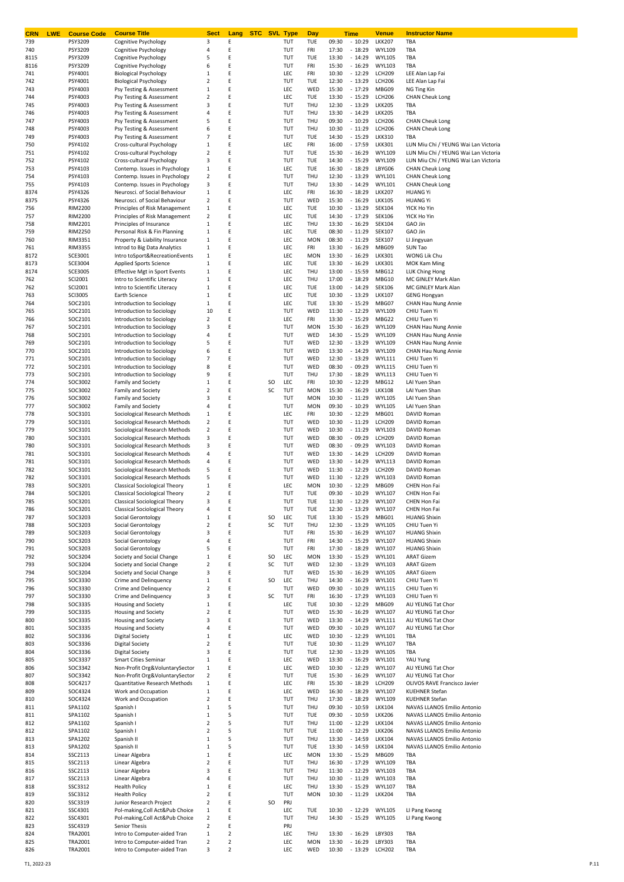| CRN | LWE | Course Code | Course Title | Sect | Lang | STC | SVL | Type | Day | Time | Venue | Instructor Name |
|---|---|---|---|---|---|---|---|---|---|---|---|---|
| 739 | | PSY3209 | Cognitive Psychology | 3 | E | | | TUT | TUE | 09:30 - 10:29 | LKK207 | TBA |
| 740 | | PSY3209 | Cognitive Psychology | 4 | E | | | TUT | FRI | 17:30 - 18:29 | WYL109 | TBA |
| 8115 | | PSY3209 | Cognitive Psychology | 5 | E | | | TUT | TUE | 13:30 - 14:29 | WYL105 | TBA |
| 8116 | | PSY3209 | Cognitive Psychology | 6 | E | | | TUT | FRI | 15:30 - 16:29 | WYL103 | TBA |
| 741 | | PSY4001 | Biological Psychology | 1 | E | | | LEC | FRI | 10:30 - 12:29 | LCH209 | LEE Alan Lap Fai |
| 742 | | PSY4001 | Biological Psychology | 2 | E | | | TUT | TUE | 12:30 - 13:29 | LCH206 | LEE Alan Lap Fai |
| 743 | | PSY4003 | Psy Testing & Assessment | 1 | E | | | LEC | WED | 15:30 - 17:29 | MBG09 | NG Ting Kin |
| 744 | | PSY4003 | Psy Testing & Assessment | 2 | E | | | LEC | TUE | 13:30 - 15:29 | LCH206 | CHAN Cheuk Long |
| 745 | | PSY4003 | Psy Testing & Assessment | 3 | E | | | TUT | THU | 12:30 - 13:29 | LKK205 | TBA |
| 746 | | PSY4003 | Psy Testing & Assessment | 4 | E | | | TUT | THU | 13:30 - 14:29 | LKK205 | TBA |
| 747 | | PSY4003 | Psy Testing & Assessment | 5 | E | | | TUT | THU | 09:30 - 10:29 | LCH206 | CHAN Cheuk Long |
| 748 | | PSY4003 | Psy Testing & Assessment | 6 | E | | | TUT | THU | 10:30 - 11:29 | LCH206 | CHAN Cheuk Long |
| 749 | | PSY4003 | Psy Testing & Assessment | 7 | E | | | TUT | TUE | 14:30 - 15:29 | LKK310 | TBA |
| 750 | | PSY4102 | Cross-cultural Psychology | 1 | E | | | LEC | FRI | 16:00 - 17:59 | LKK301 | LUN Miu Chi / YEUNG Wai Lan Victoria |
| 751 | | PSY4102 | Cross-cultural Psychology | 2 | E | | | TUT | TUE | 15:30 - 16:29 | WYL109 | LUN Miu Chi / YEUNG Wai Lan Victoria |
| 752 | | PSY4102 | Cross-cultural Psychology | 3 | E | | | TUT | TUE | 14:30 - 15:29 | WYL109 | LUN Miu Chi / YEUNG Wai Lan Victoria |
| 753 | | PSY4103 | Contemp. Issues in Psychology | 1 | E | | | LEC | TUE | 16:30 - 18:29 | LBYG06 | CHAN Cheuk Long |
| 754 | | PSY4103 | Contemp. Issues in Psychology | 2 | E | | | TUT | THU | 12:30 - 13:29 | WYL101 | CHAN Cheuk Long |
| 755 | | PSY4103 | Contemp. Issues in Psychology | 3 | E | | | TUT | THU | 13:30 - 14:29 | WYL101 | CHAN Cheuk Long |
| 8374 | | PSY4326 | Neurosci. of Social Behaviour | 1 | E | | | LEC | FRI | 16:30 - 18:29 | LKK207 | HUANG Yi |
| 8375 | | PSY4326 | Neurosci. of Social Behaviour | 2 | E | | | TUT | WED | 15:30 - 16:29 | LKK105 | HUANG Yi |
| 756 | | RIM2200 | Principles of Risk Management | 1 | E | | | LEC | TUE | 10:30 - 13:29 | SEK104 | YICK Ho Yin |
| 757 | | RIM2200 | Principles of Risk Management | 2 | E | | | LEC | TUE | 14:30 - 17:29 | SEK106 | YICK Ho Yin |
| 758 | | RIM2201 | Principles of Insurance | 1 | E | | | LEC | THU | 13:30 - 16:29 | SEK104 | GAO Jin |
| 759 | | RIM2250 | Personal Risk & Fin Planning | 1 | E | | | LEC | TUE | 08:30 - 11:29 | SEK107 | GAO Jin |
| 760 | | RIM3351 | Property & Liability Insurance | 1 | E | | | LEC | MON | 08:30 - 11:29 | SEK107 | LI Jingyuan |
| 761 | | RIM3355 | Introd to Big Data Analytics | 1 | E | | | LEC | FRI | 13:30 - 16:29 | MBG09 | SUN Tao |
| 8172 | | SCE3001 | Intro toSport&RecreationEvents | 1 | E | | | LEC | MON | 13:30 - 16:29 | LKK301 | WONG Lik Chu |
| 8173 | | SCE3004 | Applied Sports Science | 1 | E | | | LEC | TUE | 13:30 - 16:29 | LKK301 | MOK Kam Ming |
| 8174 | | SCE3005 | Effective Mgt in Sport Events | 1 | E | | | LEC | THU | 13:00 - 15:59 | MBG12 | LUK Ching Hong |
| 762 | | SCI2001 | Intro to Scientific Literacy | 1 | E | | | LEC | THU | 17:00 - 18:29 | MBG10 | MC GINLEY Mark Alan |
| 762 | | SCI2001 | Intro to Scientific Literacy | 1 | E | | | LEC | TUE | 13:00 - 14:29 | SEK106 | MC GINLEY Mark Alan |
| 763 | | SCI3005 | Earth Science | 1 | E | | | LEC | TUE | 10:30 - 13:29 | LKK107 | GENG Hongyan |
| 764 | | SOC2101 | Introduction to Sociology | 1 | E | | | LEC | TUE | 13:30 - 15:29 | MBG07 | CHAN Hau Nung Annie |
| 765 | | SOC2101 | Introduction to Sociology | 10 | E | | | TUT | WED | 11:30 - 12:29 | WYL109 | CHIU Tuen Yi |
| 766 | | SOC2101 | Introduction to Sociology | 2 | E | | | LEC | FRI | 13:30 - 15:29 | MBG22 | CHIU Tuen Yi |
| 767 | | SOC2101 | Introduction to Sociology | 3 | E | | | TUT | MON | 15:30 - 16:29 | WYL109 | CHAN Hau Nung Annie |
| 768 | | SOC2101 | Introduction to Sociology | 4 | E | | | TUT | WED | 14:30 - 15:29 | WYL109 | CHAN Hau Nung Annie |
| 769 | | SOC2101 | Introduction to Sociology | 5 | E | | | TUT | WED | 12:30 - 13:29 | WYL109 | CHAN Hau Nung Annie |
| 770 | | SOC2101 | Introduction to Sociology | 6 | E | | | TUT | WED | 13:30 - 14:29 | WYL109 | CHAN Hau Nung Annie |
| 771 | | SOC2101 | Introduction to Sociology | 7 | E | | | TUT | WED | 12:30 - 13:29 | WYL111 | CHIU Tuen Yi |
| 772 | | SOC2101 | Introduction to Sociology | 8 | E | | | TUT | WED | 08:30 - 09:29 | WYL115 | CHIU Tuen Yi |
| 773 | | SOC2101 | Introduction to Sociology | 9 | E | | | TUT | THU | 17:30 - 18:29 | WYL113 | CHIU Tuen Yi |
| 774 | | SOC3002 | Family and Society | 1 | E | | SO | LEC | FRI | 10:30 - 12:29 | MBG12 | LAI Yuen Shan |
| 775 | | SOC3002 | Family and Society | 2 | E | | SC | TUT | MON | 15:30 - 16:29 | LKK108 | LAI Yuen Shan |
| 776 | | SOC3002 | Family and Society | 3 | E | | | TUT | MON | 10:30 - 11:29 | WYL105 | LAI Yuen Shan |
| 777 | | SOC3002 | Family and Society | 4 | E | | | TUT | MON | 09:30 - 10:29 | WYL105 | LAI Yuen Shan |
| 778 | | SOC3101 | Sociological Research Methods | 1 | E | | | LEC | FRI | 10:30 - 12:29 | MBG01 | DAVID Roman |
| 779 | | SOC3101 | Sociological Research Methods | 2 | E | | | TUT | WED | 10:30 - 11:29 | LCH209 | DAVID Roman |
| 779 | | SOC3101 | Sociological Research Methods | 2 | E | | | TUT | WED | 10:30 - 11:29 | WYL103 | DAVID Roman |
| 780 | | SOC3101 | Sociological Research Methods | 3 | E | | | TUT | WED | 08:30 - 09:29 | LCH209 | DAVID Roman |
| 780 | | SOC3101 | Sociological Research Methods | 3 | E | | | TUT | WED | 08:30 - 09:29 | WYL103 | DAVID Roman |
| 781 | | SOC3101 | Sociological Research Methods | 4 | E | | | TUT | WED | 13:30 - 14:29 | LCH209 | DAVID Roman |
| 781 | | SOC3101 | Sociological Research Methods | 4 | E | | | TUT | WED | 13:30 - 14:29 | WYL113 | DAVID Roman |
| 782 | | SOC3101 | Sociological Research Methods | 5 | E | | | TUT | WED | 11:30 - 12:29 | LCH209 | DAVID Roman |
| 782 | | SOC3101 | Sociological Research Methods | 5 | E | | | TUT | WED | 11:30 - 12:29 | WYL103 | DAVID Roman |
| 783 | | SOC3201 | Classical Sociological Theory | 1 | E | | | LEC | MON | 10:30 - 12:29 | MBG09 | CHEN Hon Fai |
| 784 | | SOC3201 | Classical Sociological Theory | 2 | E | | | TUT | TUE | 09:30 - 10:29 | WYL107 | CHEN Hon Fai |
| 785 | | SOC3201 | Classical Sociological Theory | 3 | E | | | TUT | TUE | 11:30 - 12:29 | WYL107 | CHEN Hon Fai |
| 786 | | SOC3201 | Classical Sociological Theory | 4 | E | | | TUT | TUE | 12:30 - 13:29 | WYL107 | CHEN Hon Fai |
| 787 | | SOC3203 | Social Gerontology | 1 | E | | SO | LEC | TUE | 13:30 - 15:29 | MBG01 | HUANG Shixin |
| 788 | | SOC3203 | Social Gerontology | 2 | E | | SC | TUT | THU | 12:30 - 13:29 | WYL105 | CHIU Tuen Yi |
| 789 | | SOC3203 | Social Gerontology | 3 | E | | | TUT | FRI | 15:30 - 16:29 | WYL107 | HUANG Shixin |
| 790 | | SOC3203 | Social Gerontology | 4 | E | | | TUT | FRI | 14:30 - 15:29 | WYL107 | HUANG Shixin |
| 791 | | SOC3203 | Social Gerontology | 5 | E | | | TUT | FRI | 17:30 - 18:29 | WYL107 | HUANG Shixin |
| 792 | | SOC3204 | Society and Social Change | 1 | E | | SO | LEC | MON | 13:30 - 15:29 | WYL101 | ARAT Gizem |
| 793 | | SOC3204 | Society and Social Change | 2 | E | | SC | TUT | WED | 12:30 - 13:29 | WYL103 | ARAT Gizem |
| 794 | | SOC3204 | Society and Social Change | 3 | E | | | TUT | WED | 15:30 - 16:29 | WYL105 | ARAT Gizem |
| 795 | | SOC3330 | Crime and Delinquency | 1 | E | | SO | LEC | THU | 14:30 - 16:29 | WYL101 | CHIU Tuen Yi |
| 796 | | SOC3330 | Crime and Delinquency | 2 | E | | | TUT | WED | 09:30 - 10:29 | WYL115 | CHIU Tuen Yi |
| 797 | | SOC3330 | Crime and Delinquency | 3 | E | | SC | TUT | FRI | 16:30 - 17:29 | WYL103 | CHIU Tuen Yi |
| 798 | | SOC3335 | Housing and Society | 1 | E | | | LEC | TUE | 10:30 - 12:29 | MBG09 | AU YEUNG Tat Chor |
| 799 | | SOC3335 | Housing and Society | 2 | E | | | TUT | WED | 15:30 - 16:29 | WYL107 | AU YEUNG Tat Chor |
| 800 | | SOC3335 | Housing and Society | 3 | E | | | TUT | WED | 13:30 - 14:29 | WYL111 | AU YEUNG Tat Chor |
| 801 | | SOC3335 | Housing and Society | 4 | E | | | TUT | WED | 09:30 - 10:29 | WYL107 | AU YEUNG Tat Chor |
| 802 | | SOC3336 | Digital Society | 1 | E | | | LEC | WED | 10:30 - 12:29 | WYL101 | TBA |
| 803 | | SOC3336 | Digital Society | 2 | E | | | TUT | TUE | 10:30 - 11:29 | WYL107 | TBA |
| 804 | | SOC3336 | Digital Society | 3 | E | | | TUT | TUE | 12:30 - 13:29 | WYL105 | TBA |
| 805 | | SOC3337 | Smart Cities Seminar | 1 | E | | | LEC | WED | 13:30 - 16:29 | WYL101 | YAU Yung |
| 806 | | SOC3342 | Non-Profit Org&VoluntarySector | 1 | E | | | LEC | WED | 10:30 - 12:29 | WYL107 | AU YEUNG Tat Chor |
| 807 | | SOC3342 | Non-Profit Org&VoluntarySector | 2 | E | | | TUT | TUE | 15:30 - 16:29 | WYL107 | AU YEUNG Tat Chor |
| 808 | | SOC4217 | Quantitative Research Methods | 1 | E | | | LEC | FRI | 15:30 - 18:29 | LCH209 | OLIVOS RAVE Francisco Javier |
| 809 | | SOC4324 | Work and Occupation | 1 | E | | | LEC | WED | 16:30 - 18:29 | WYL107 | KUEHNER Stefan |
| 810 | | SOC4324 | Work and Occupation | 2 | E | | | TUT | THU | 17:30 - 18:29 | WYL109 | KUEHNER Stefan |
| 811 | | SPA1102 | Spanish I | 1 | 5 | | | TUT | THU | 09:30 - 10:59 | LKK104 | NAVAS LLANOS Emilio Antonio |
| 811 | | SPA1102 | Spanish I | 1 | 5 | | | TUT | TUE | 09:30 - 10:59 | LKK206 | NAVAS LLANOS Emilio Antonio |
| 812 | | SPA1102 | Spanish I | 2 | 5 | | | TUT | THU | 11:00 - 12:29 | LKK104 | NAVAS LLANOS Emilio Antonio |
| 812 | | SPA1102 | Spanish I | 2 | 5 | | | TUT | TUE | 11:00 - 12:29 | LKK206 | NAVAS LLANOS Emilio Antonio |
| 813 | | SPA1202 | Spanish II | 1 | 5 | | | TUT | THU | 13:30 - 14:59 | LKK104 | NAVAS LLANOS Emilio Antonio |
| 813 | | SPA1202 | Spanish II | 1 | 5 | | | TUT | TUE | 13:30 - 14:59 | LKK104 | NAVAS LLANOS Emilio Antonio |
| 814 | | SSC2113 | Linear Algebra | 1 | E | | | LEC | MON | 13:30 - 15:29 | MBG09 | TBA |
| 815 | | SSC2113 | Linear Algebra | 2 | E | | | TUT | THU | 16:30 - 17:29 | WYL109 | TBA |
| 816 | | SSC2113 | Linear Algebra | 3 | E | | | TUT | THU | 11:30 - 12:29 | WYL103 | TBA |
| 817 | | SSC2113 | Linear Algebra | 4 | E | | | TUT | THU | 10:30 - 11:29 | WYL103 | TBA |
| 818 | | SSC3312 | Health Policy | 1 | E | | | LEC | THU | 13:30 - 15:29 | WYL107 | TBA |
| 819 | | SSC3312 | Health Policy | 2 | E | | | TUT | MON | 10:30 - 11:29 | LKK204 | TBA |
| 820 | | SSC3319 | Junior Research Project | 2 | E | | SO | PRJ | | | | |
| 821 | | SSC4301 | Pol-making,Coll Act&Pub Choice | 1 | E | | | LEC | TUE | 10:30 - 12:29 | WYL105 | LI Pang Kwong |
| 822 | | SSC4301 | Pol-making,Coll Act&Pub Choice | 2 | E | | | TUT | THU | 14:30 - 15:29 | WYL105 | LI Pang Kwong |
| 823 | | SSC4319 | Senior Thesis | 2 | E | | | PRJ | | | | |
| 824 | | TRA2001 | Intro to Computer-aided Tran | 1 | 2 | | | LEC | THU | 13:30 - 16:29 | LBY303 | TBA |
| 825 | | TRA2001 | Intro to Computer-aided Tran | 2 | 2 | | | LEC | MON | 13:30 - 16:29 | LBY303 | TBA |
| 826 | | TRA2001 | Intro to Computer-aided Tran | 3 | 2 | | | LEC | WED | 10:30 - 13:29 | LCH202 | TBA |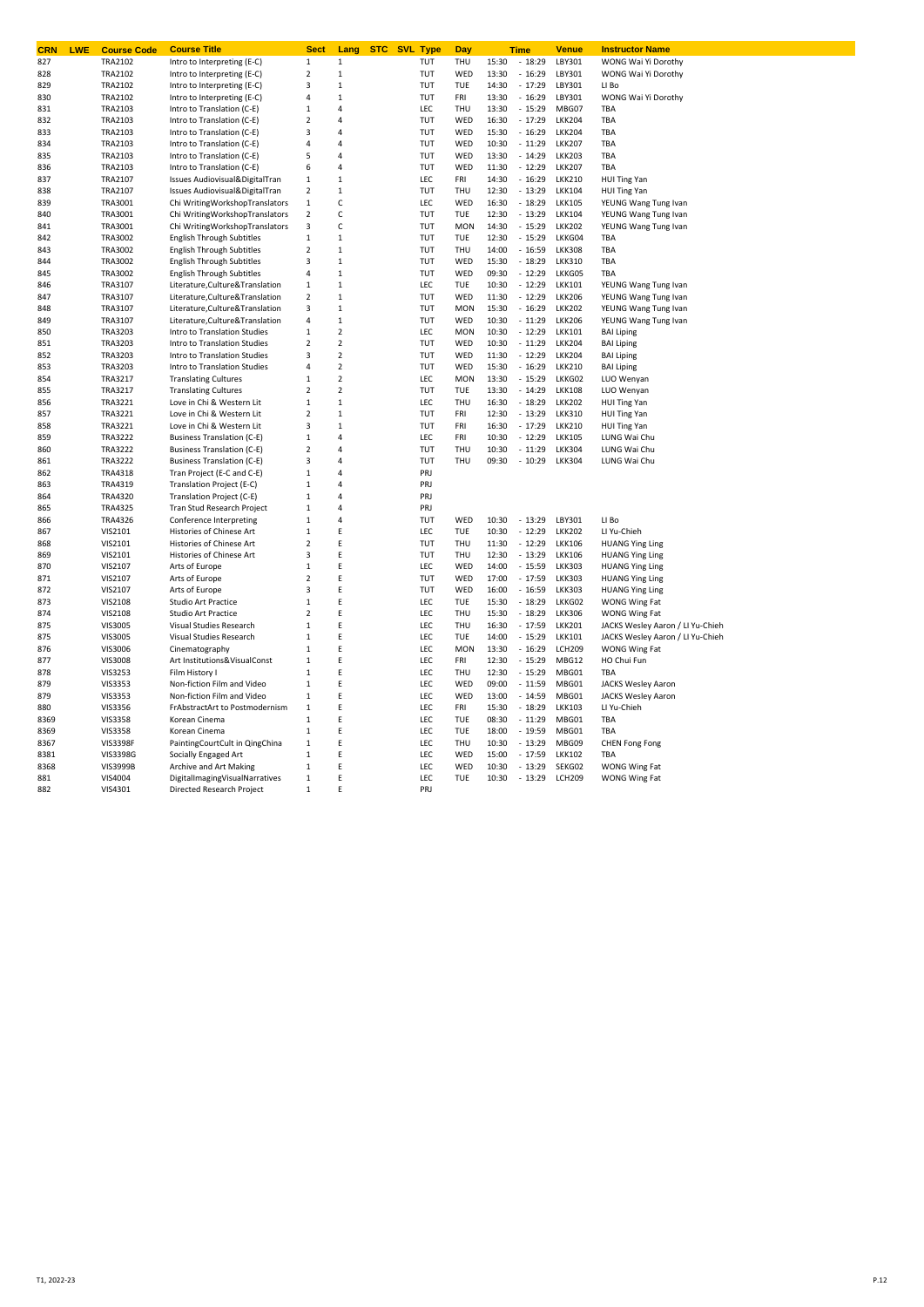| CRN | LWE | Course Code | Course Title | Sect | Lang | STC | SVL | Type | Day | Time | Venue | Instructor Name |
|---|---|---|---|---|---|---|---|---|---|---|---|---|
| 827 | | TRA2102 | Intro to Interpreting (E-C) | 1 | 1 | | | TUT | THU | 15:30 - 18:29 | LBY301 | WONG Wai Yi Dorothy |
| 828 | | TRA2102 | Intro to Interpreting (E-C) | 2 | 1 | | | TUT | WED | 13:30 - 16:29 | LBY301 | WONG Wai Yi Dorothy |
| 829 | | TRA2102 | Intro to Interpreting (E-C) | 3 | 1 | | | TUT | TUE | 14:30 - 17:29 | LBY301 | LI Bo |
| 830 | | TRA2102 | Intro to Interpreting (E-C) | 4 | 1 | | | TUT | FRI | 13:30 - 16:29 | LBY301 | WONG Wai Yi Dorothy |
| 831 | | TRA2103 | Intro to Translation (C-E) | 1 | 4 | | | LEC | THU | 13:30 - 15:29 | MBG07 | TBA |
| 832 | | TRA2103 | Intro to Translation (C-E) | 2 | 4 | | | TUT | WED | 16:30 - 17:29 | LKK204 | TBA |
| 833 | | TRA2103 | Intro to Translation (C-E) | 3 | 4 | | | TUT | WED | 15:30 - 16:29 | LKK204 | TBA |
| 834 | | TRA2103 | Intro to Translation (C-E) | 4 | 4 | | | TUT | WED | 10:30 - 11:29 | LKK207 | TBA |
| 835 | | TRA2103 | Intro to Translation (C-E) | 5 | 4 | | | TUT | WED | 13:30 - 14:29 | LKK203 | TBA |
| 836 | | TRA2103 | Intro to Translation (C-E) | 6 | 4 | | | TUT | WED | 11:30 - 12:29 | LKK207 | TBA |
| 837 | | TRA2107 | Issues Audiovisual&DigitalTran | 1 | 1 | | | LEC | FRI | 14:30 - 16:29 | LKK210 | HUI Ting Yan |
| 838 | | TRA2107 | Issues Audiovisual&DigitalTran | 2 | 1 | | | TUT | THU | 12:30 - 13:29 | LKK104 | HUI Ting Yan |
| 839 | | TRA3001 | Chi WritingWorkshopTranslators | 1 | C | | | LEC | WED | 16:30 - 18:29 | LKK105 | YEUNG Wang Tung Ivan |
| 840 | | TRA3001 | Chi WritingWorkshopTranslators | 2 | C | | | TUT | TUE | 12:30 - 13:29 | LKK104 | YEUNG Wang Tung Ivan |
| 841 | | TRA3001 | Chi WritingWorkshopTranslators | 3 | C | | | TUT | MON | 14:30 - 15:29 | LKK202 | YEUNG Wang Tung Ivan |
| 842 | | TRA3002 | English Through Subtitles | 1 | 1 | | | TUT | TUE | 12:30 - 15:29 | LKKG04 | TBA |
| 843 | | TRA3002 | English Through Subtitles | 2 | 1 | | | TUT | THU | 14:00 - 16:59 | LKK308 | TBA |
| 844 | | TRA3002 | English Through Subtitles | 3 | 1 | | | TUT | WED | 15:30 - 18:29 | LKK310 | TBA |
| 845 | | TRA3002 | English Through Subtitles | 4 | 1 | | | TUT | WED | 09:30 - 12:29 | LKKG05 | TBA |
| 846 | | TRA3107 | Literature,Culture&Translation | 1 | 1 | | | LEC | TUE | 10:30 - 12:29 | LKK101 | YEUNG Wang Tung Ivan |
| 847 | | TRA3107 | Literature,Culture&Translation | 2 | 1 | | | TUT | WED | 11:30 - 12:29 | LKK206 | YEUNG Wang Tung Ivan |
| 848 | | TRA3107 | Literature,Culture&Translation | 3 | 1 | | | TUT | MON | 15:30 - 16:29 | LKK202 | YEUNG Wang Tung Ivan |
| 849 | | TRA3107 | Literature,Culture&Translation | 4 | 1 | | | TUT | WED | 10:30 - 11:29 | LKK206 | YEUNG Wang Tung Ivan |
| 850 | | TRA3203 | Intro to Translation Studies | 1 | 2 | | | LEC | MON | 10:30 - 12:29 | LKK101 | BAI Liping |
| 851 | | TRA3203 | Intro to Translation Studies | 2 | 2 | | | TUT | WED | 10:30 - 11:29 | LKK204 | BAI Liping |
| 852 | | TRA3203 | Intro to Translation Studies | 3 | 2 | | | TUT | WED | 11:30 - 12:29 | LKK204 | BAI Liping |
| 853 | | TRA3203 | Intro to Translation Studies | 4 | 2 | | | TUT | WED | 15:30 - 16:29 | LKK210 | BAI Liping |
| 854 | | TRA3217 | Translating Cultures | 1 | 2 | | | LEC | MON | 13:30 - 15:29 | LKKG02 | LUO Wenyan |
| 855 | | TRA3217 | Translating Cultures | 2 | 2 | | | TUT | TUE | 13:30 - 14:29 | LKK108 | LUO Wenyan |
| 856 | | TRA3221 | Love in Chi & Western Lit | 1 | 1 | | | LEC | THU | 16:30 - 18:29 | LKK202 | HUI Ting Yan |
| 857 | | TRA3221 | Love in Chi & Western Lit | 2 | 1 | | | TUT | FRI | 12:30 - 13:29 | LKK310 | HUI Ting Yan |
| 858 | | TRA3221 | Love in Chi & Western Lit | 3 | 1 | | | TUT | FRI | 16:30 - 17:29 | LKK210 | HUI Ting Yan |
| 859 | | TRA3222 | Business Translation (C-E) | 1 | 4 | | | LEC | FRI | 10:30 - 12:29 | LKK105 | LUNG Wai Chu |
| 860 | | TRA3222 | Business Translation (C-E) | 2 | 4 | | | TUT | THU | 10:30 - 11:29 | LKK304 | LUNG Wai Chu |
| 861 | | TRA3222 | Business Translation (C-E) | 3 | 4 | | | TUT | THU | 09:30 - 10:29 | LKK304 | LUNG Wai Chu |
| 862 | | TRA4318 | Tran Project (E-C and C-E) | 1 | 4 | | | PRJ | | | | |
| 863 | | TRA4319 | Translation Project (E-C) | 1 | 4 | | | PRJ | | | | |
| 864 | | TRA4320 | Translation Project (C-E) | 1 | 4 | | | PRJ | | | | |
| 865 | | TRA4325 | Tran Stud Research Project | 1 | 4 | | | PRJ | | | | |
| 866 | | TRA4326 | Conference Interpreting | 1 | 4 | | | TUT | WED | 10:30 - 13:29 | LBY301 | LI Bo |
| 867 | | VIS2101 | Histories of Chinese Art | 1 | E | | | LEC | TUE | 10:30 - 12:29 | LKK202 | LI Yu-Chieh |
| 868 | | VIS2101 | Histories of Chinese Art | 2 | E | | | TUT | THU | 11:30 - 12:29 | LKK106 | HUANG Ying Ling |
| 869 | | VIS2101 | Histories of Chinese Art | 3 | E | | | TUT | THU | 12:30 - 13:29 | LKK106 | HUANG Ying Ling |
| 870 | | VIS2107 | Arts of Europe | 1 | E | | | LEC | WED | 14:00 - 15:59 | LKK303 | HUANG Ying Ling |
| 871 | | VIS2107 | Arts of Europe | 2 | E | | | TUT | WED | 17:00 - 17:59 | LKK303 | HUANG Ying Ling |
| 872 | | VIS2107 | Arts of Europe | 3 | E | | | TUT | WED | 16:00 - 16:59 | LKK303 | HUANG Ying Ling |
| 873 | | VIS2108 | Studio Art Practice | 1 | E | | | LEC | TUE | 15:30 - 18:29 | LKKG02 | WONG Wing Fat |
| 874 | | VIS2108 | Studio Art Practice | 2 | E | | | LEC | THU | 15:30 - 18:29 | LKK306 | WONG Wing Fat |
| 875 | | VIS3005 | Visual Studies Research | 1 | E | | | LEC | THU | 16:30 - 17:59 | LKK201 | JACKS Wesley Aaron / LI Yu-Chieh |
| 875 | | VIS3005 | Visual Studies Research | 1 | E | | | LEC | TUE | 14:00 - 15:29 | LKK101 | JACKS Wesley Aaron / LI Yu-Chieh |
| 876 | | VIS3006 | Cinematography | 1 | E | | | LEC | MON | 13:30 - 16:29 | LCH209 | WONG Wing Fat |
| 877 | | VIS3008 | Art Institutions&VisualConst | 1 | E | | | LEC | FRI | 12:30 - 15:29 | MBG12 | HO Chui Fun |
| 878 | | VIS3253 | Film History I | 1 | E | | | LEC | THU | 12:30 - 15:29 | MBG01 | TBA |
| 879 | | VIS3353 | Non-fiction Film and Video | 1 | E | | | LEC | WED | 09:00 - 11:59 | MBG01 | JACKS Wesley Aaron |
| 879 | | VIS3353 | Non-fiction Film and Video | 1 | E | | | LEC | WED | 13:00 - 14:59 | MBG01 | JACKS Wesley Aaron |
| 880 | | VIS3356 | FrAbstractArt to Postmodernism | 1 | E | | | LEC | FRI | 15:30 - 18:29 | LKK103 | LI Yu-Chieh |
| 8369 | | VIS3358 | Korean Cinema | 1 | E | | | LEC | TUE | 08:30 - 11:29 | MBG01 | TBA |
| 8369 | | VIS3358 | Korean Cinema | 1 | E | | | LEC | TUE | 18:00 - 19:59 | MBG01 | TBA |
| 8367 | | VIS3398F | PaintingCourtCult in QingChina | 1 | E | | | LEC | THU | 10:30 - 13:29 | MBG09 | CHEN Fong Fong |
| 8381 | | VIS3398G | Socially Engaged Art | 1 | E | | | LEC | WED | 15:00 - 17:59 | LKK102 | TBA |
| 8368 | | VIS3999B | Archive and Art Making | 1 | E | | | LEC | WED | 10:30 - 13:29 | SEKG02 | WONG Wing Fat |
| 881 | | VIS4004 | DigitalImagingVisualNarratives | 1 | E | | | LEC | TUE | 10:30 - 13:29 | LCH209 | WONG Wing Fat |
| 882 | | VIS4301 | Directed Research Project | 1 | E | | | PRJ | | | | |